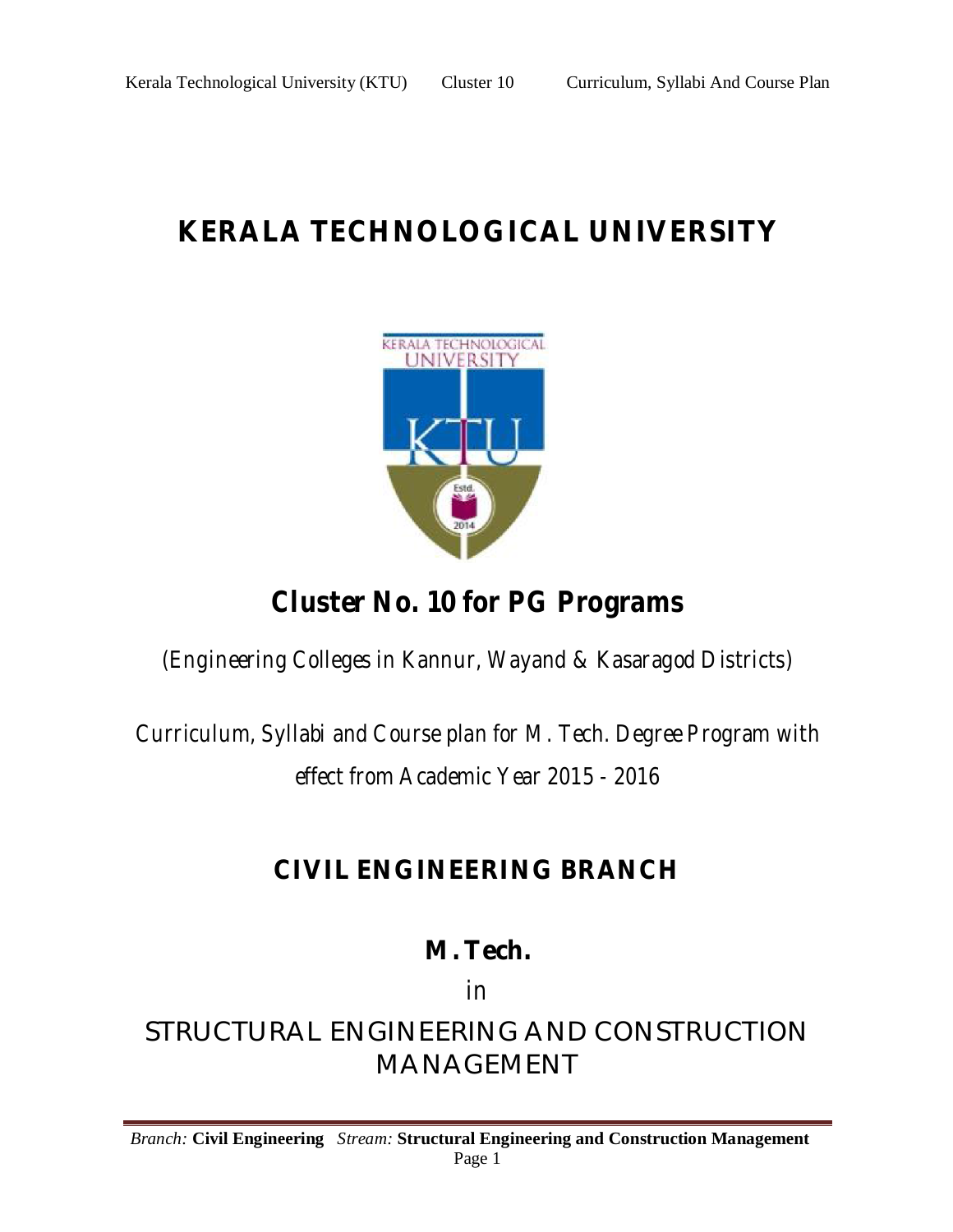# KERALA TECHNOLOGICAL UNIVERSITY

## Cluster No. 10 for PG Programs

(Engineering Colleges in Kannur, Wayand & Kasaragod Districts)

Curriculum, Syllabi and Course plan for M. Tech. Degree Program with effect from Academic Year 2015 - 2016

## CIVIL ENGINEERING BRANCH

## M. Tech.

in

## STRUCTURAL ENGINEERING AND CONSTRUCTION MANAGEMENT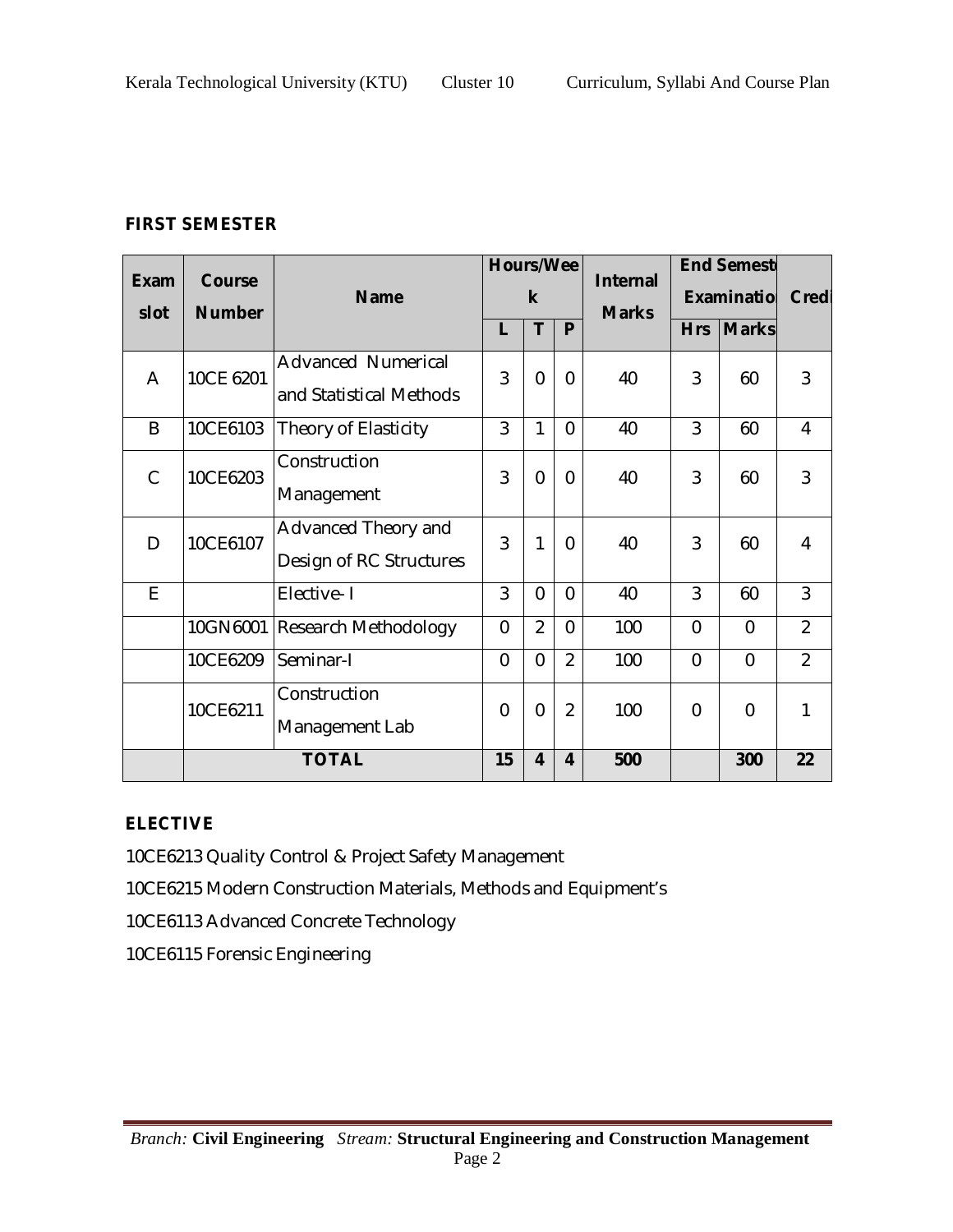## FIRST SEMESTER

| Exam slot | Course Number | Name | Hours/Week | | | Internal Marks | End Semester Examination | | Credits |
|---|---|---|---|---|---|---|---|---|---|
| | | | L | T | P | | Hrs | Marks | |
| A | 10CE 6201 | Advanced Numerical and Statistical Methods | 3 | 0 | 0 | 40 | 3 | 60 | 3 |
| B | 10CE6103 | Theory of Elasticity | 3 | 1 | 0 | 40 | 3 | 60 | 4 |
| C | 10CE6203 | Construction Management | 3 | 0 | 0 | 40 | 3 | 60 | 3 |
| D | 10CE6107 | Advanced Theory and Design of RC Structures | 3 | 1 | 0 | 40 | 3 | 60 | 4 |
| E | | Elective- I | 3 | 0 | 0 | 40 | 3 | 60 | 3 |
| | 10GN6001 | Research Methodology | 0 | 2 | 0 | 100 | 0 | 0 | 2 |
| | 10CE6209 | Seminar-I | 0 | 0 | 2 | 100 | 0 | 0 | 2 |
| | 10CE6211 | Construction Management Lab | 0 | 0 | 2 | 100 | 0 | 0 | 1 |
| | **TOTAL** | | **15** | **4** | **4** | **500** | | **300** | **22** |

## ELECTIVE

10CE6213 Quality Control & Project Safety Management

10CE6215 Modern Construction Materials, Methods and Equipment's

10CE6113 Advanced Concrete Technology

10CE6115 Forensic Engineering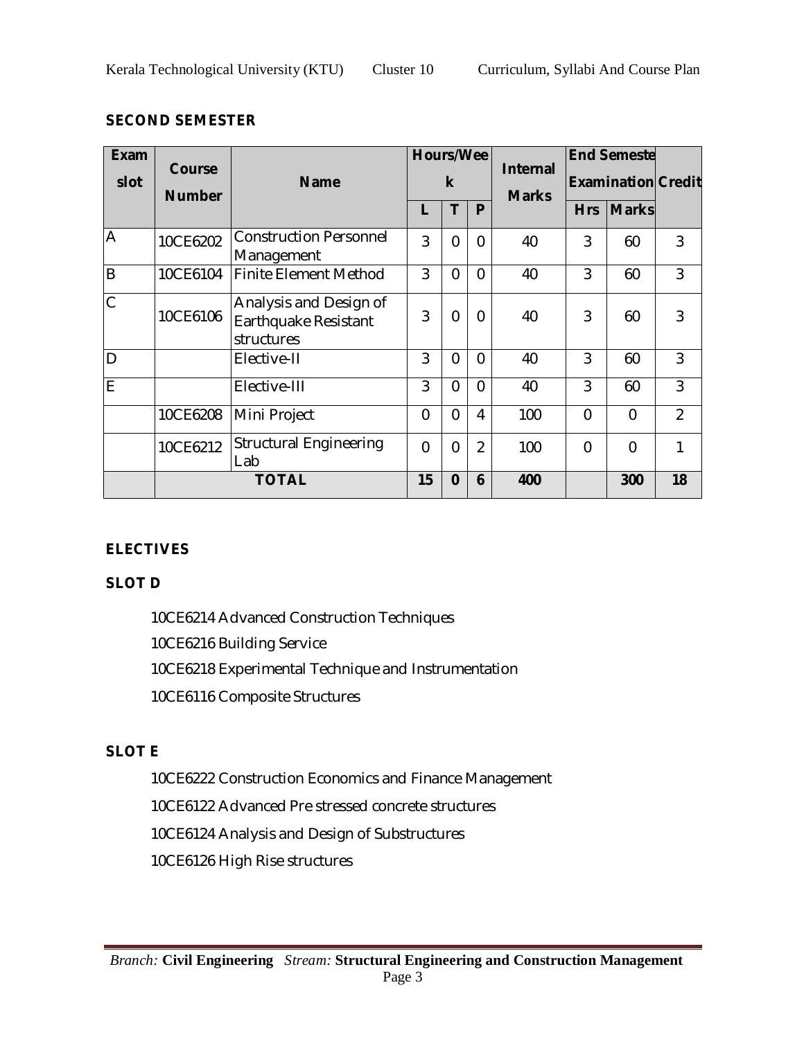## SECOND SEMESTER

| Exam slot | Course Number | Name | Hours/Week | | | Internal Marks | End Semester Examination | | Credit |
|---|---|---|---|---|---|---|---|---|---|
| | | | L | T | P | | Hrs | Marks | |
| A | 10CE6202 | Construction Personnel Management | 3 | 0 | 0 | 40 | 3 | 60 | 3 |
| B | 10CE6104 | Finite Element Method | 3 | 0 | 0 | 40 | 3 | 60 | 3 |
| C | 10CE6106 | Analysis and Design of Earthquake Resistant structures | 3 | 0 | 0 | 40 | 3 | 60 | 3 |
| D | | Elective-II | 3 | 0 | 0 | 40 | 3 | 60 | 3 |
| E | | Elective-III | 3 | 0 | 0 | 40 | 3 | 60 | 3 |
| | 10CE6208 | Mini Project | 0 | 0 | 4 | 100 | 0 | 0 | 2 |
| | 10CE6212 | Structural Engineering Lab | 0 | 0 | 2 | 100 | 0 | 0 | 1 |
| | **TOTAL** | | **15** | **0** | **6** | **400** | | **300** | **18** |

## ELECTIVES

### SLOT D

10CE6214 Advanced Construction Techniques

10CE6216 Building Service

10CE6218 Experimental Technique and Instrumentation

10CE6116 Composite Structures

### SLOT E

10CE6222 Construction Economics and Finance Management

10CE6122 Advanced Pre stressed concrete structures

10CE6124 Analysis and Design of Substructures

10CE6126 High Rise structures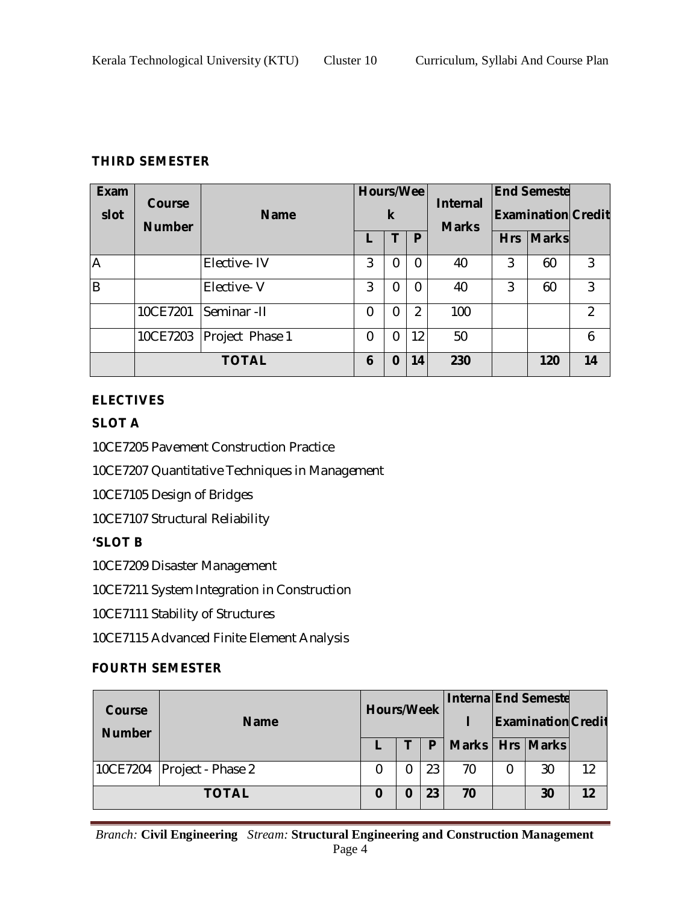## THIRD SEMESTER

| Exam slot | Course Number | Name | Hours/Week | | | Internal Marks | End Semester Examination | | Credit |
|---|---|---|---|---|---|---|---|---|---|
| | | | L | T | P | | Hrs | Marks | |
| A | | Elective- IV | 3 | 0 | 0 | 40 | 3 | 60 | 3 |
| B | | Elective- V | 3 | 0 | 0 | 40 | 3 | 60 | 3 |
| | 10CE7201 | Seminar -II | 0 | 0 | 2 | 100 | | | 2 |
| | 10CE7203 | Project Phase 1 | 0 | 0 | 12 | 50 | | | 6 |
| | **TOTAL** | | **6** | **0** | **14** | **230** | | **120** | **14** |

### ELECTIVES

### SLOT A

10CE7205 Pavement Construction Practice

10CE7207 Quantitative Techniques in Management

10CE7105 Design of Bridges

10CE7107 Structural Reliability

### 'SLOT B

10CE7209 Disaster Management

10CE7211 System Integration in Construction

10CE7111 Stability of Structures

10CE7115 Advanced Finite Element Analysis

## FOURTH SEMESTER

| Course Number | Name | Hours/Week | | | Internal | End Semester Examination | | Credit |
|---|---|---|---|---|---|---|---|---|
| | | L | T | P | Marks | Hrs | Marks | |
| 10CE7204 | Project - Phase 2 | 0 | 0 | 23 | 70 | 0 | 30 | 12 |
| **TOTAL** | | **0** | **0** | **23** | **70** | | **30** | **12** |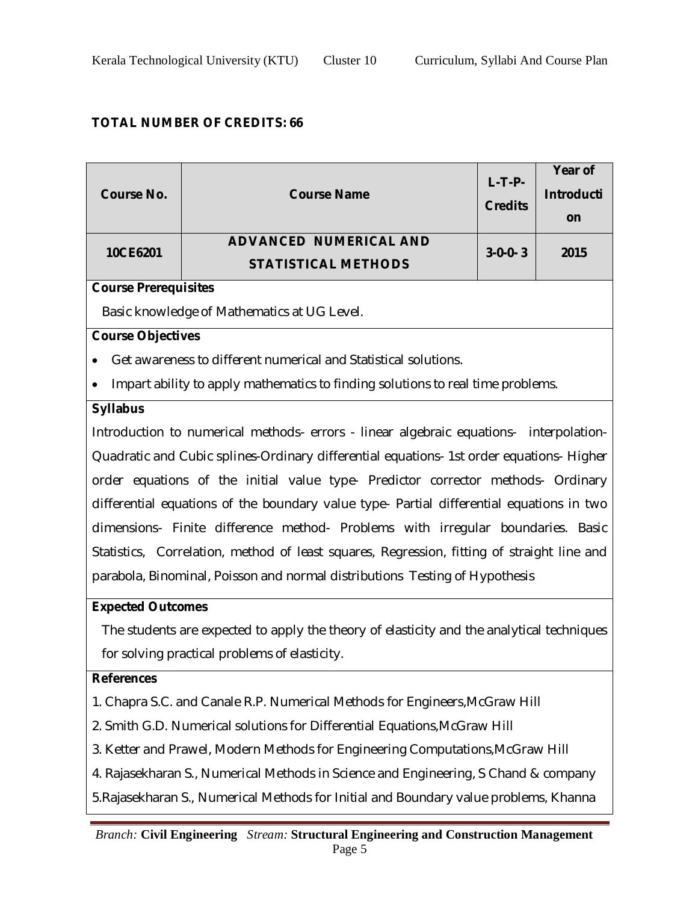**TOTAL NUMBER OF CREDITS: 66**

| Course No. | Course Name | L-T-P-Credits | Year of Introduction |
|---|---|---|---|
| 10CE6201 | ADVANCED NUMERICAL AND STATISTICAL METHODS | 3-0-0-3 | 2015 |

**Course Prerequisites**

Basic knowledge of Mathematics at UG Level.

**Course Objectives**

- Get awareness to different numerical and Statistical solutions.
- Impart ability to apply mathematics to finding solutions to real time problems.

**Syllabus**

Introduction to numerical methods- errors - linear algebraic equations- interpolation- Quadratic and Cubic splines-Ordinary differential equations- 1st order equations- Higher order equations of the initial value type- Predictor corrector methods- Ordinary differential equations of the boundary value type- Partial differential equations in two dimensions- Finite difference method- Problems with irregular boundaries. Basic Statistics, Correlation, method of least squares, Regression, fitting of straight line and parabola, Binominal, Poisson and normal distributions Testing of Hypothesis

**Expected Outcomes**

The students are expected to apply the theory of elasticity and the analytical techniques for solving practical problems of elasticity.

**References**

1. Chapra S.C. and Canale R.P. Numerical Methods for Engineers,McGraw Hill
2. Smith G.D. Numerical solutions for Differential Equations,McGraw Hill
3. Ketter and Prawel, Modern Methods for Engineering Computations,McGraw Hill
4. Rajasekharan S., Numerical Methods in Science and Engineering, S Chand & company
5. Rajasekharan S., Numerical Methods for Initial and Boundary value problems, Khanna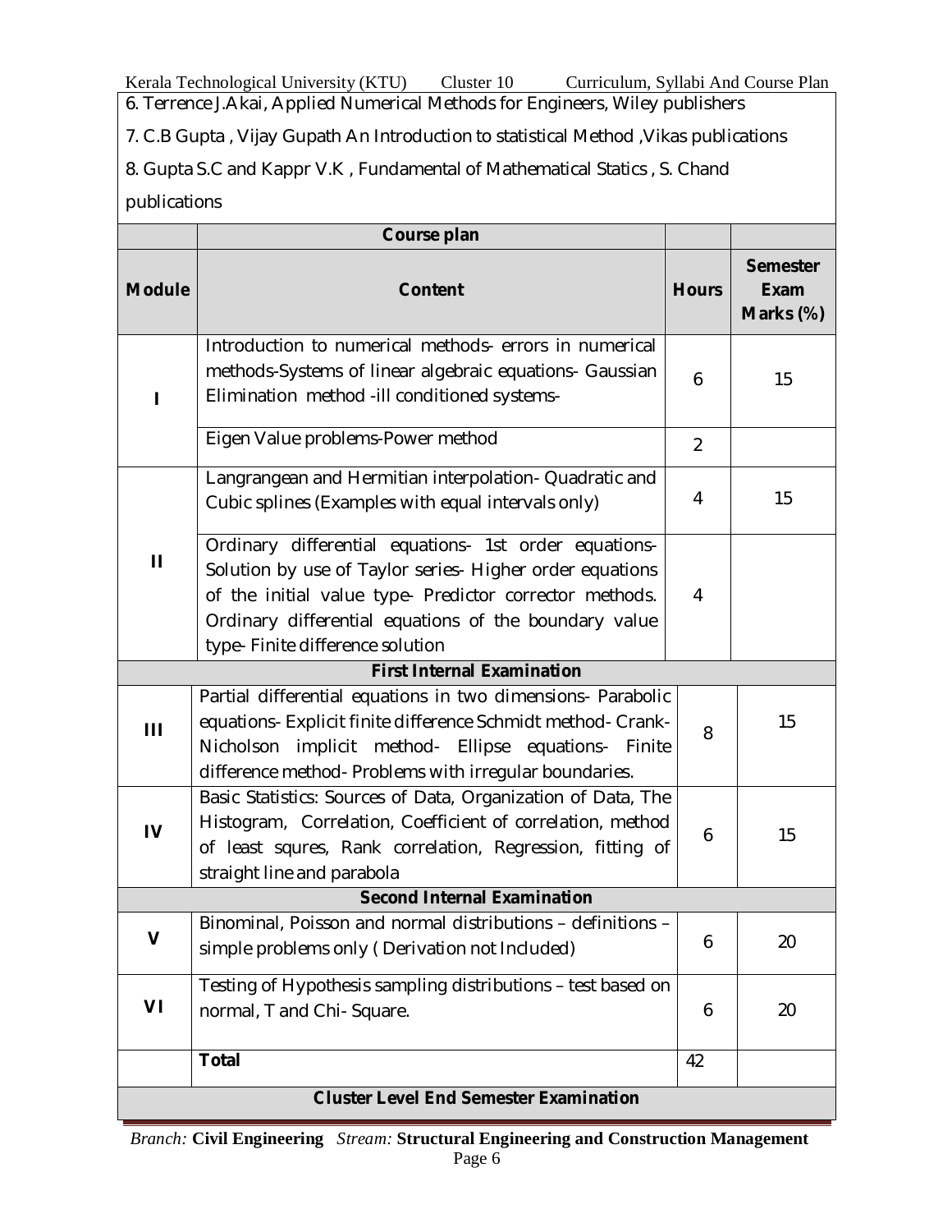6. Terrence J.Akai, Applied Numerical Methods for Engineers, Wiley publishers

7. C.B Gupta , Vijay Gupath An Introduction to statistical Method ,Vikas publications

8. Gupta S.C and Kappr V.K , Fundamental of Mathematical Statics , S. Chand publications

| | **Course plan** | | |
|---|---|---|---|
| **Module** | **Content** | **Hours** | **Semester Exam Marks (%)** |
| I | Introduction to numerical methods- errors in numerical methods-Systems of linear algebraic equations- Gaussian Elimination method -ill conditioned systems- | 6 | 15 |
| | Eigen Value problems-Power method | 2 | |
| II | Langrangean and Hermitian interpolation- Quadratic and Cubic splines (Examples with equal intervals only) | 4 | 15 |
| | Ordinary differential equations- 1st order equations- Solution by use of Taylor series- Higher order equations of the initial value type- Predictor corrector methods. Ordinary differential equations of the boundary value type- Finite difference solution | 4 | |
| **First Internal Examination** | | | |
| III | Partial differential equations in two dimensions- Parabolic equations- Explicit finite difference Schmidt method- Crank-Nicholson implicit method- Ellipse equations- Finite difference method- Problems with irregular boundaries. | 8 | 15 |
| IV | Basic Statistics: Sources of Data, Organization of Data, The Histogram, Correlation, Coefficient of correlation, method of least squres, Rank correlation, Regression, fitting of straight line and parabola | 6 | 15 |
| **Second Internal Examination** | | | |
| V | Binominal, Poisson and normal distributions – definitions – simple problems only ( Derivation not Included) | 6 | 20 |
| VI | Testing of Hypothesis sampling distributions – test based on normal, T and Chi- Square. | 6 | 20 |
| | **Total** | 42 | |
| **Cluster Level End Semester Examination** | | | |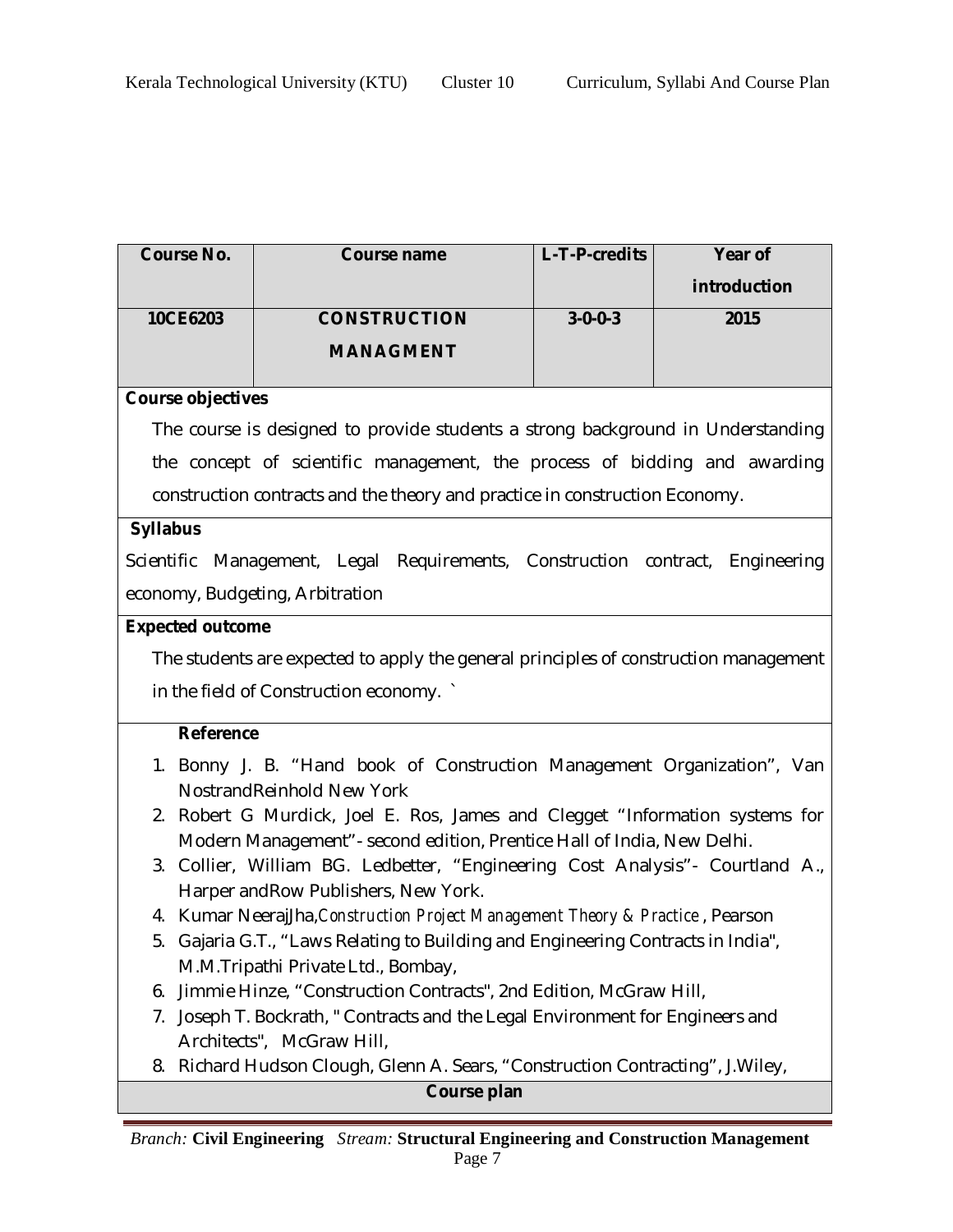| Course No. | Course name | L-T-P-credits | Year of introduction |
|---|---|---|---|
| 10CE6203 | CONSTRUCTION MANAGMENT | 3-0-0-3 | 2015 |

**Course objectives**

The course is designed to provide students a strong background in Understanding the concept of scientific management, the process of bidding and awarding construction contracts and the theory and practice in construction Economy.

**Syllabus**

Scientific Management, Legal Requirements, Construction contract, Engineering economy, Budgeting, Arbitration

**Expected outcome**

The students are expected to apply the general principles of construction management in the field of Construction economy. `

**Reference**

1. Bonny J. B. "Hand book of Construction Management Organization", Van NostrandReinhold New York
2. Robert G Murdick, Joel E. Ros, James and Clegget "Information systems for Modern Management"- second edition, Prentice Hall of India, New Delhi.
3. Collier, William BG. Ledbetter, "Engineering Cost Analysis"- Courtland A., Harper andRow Publishers, New York.
4. Kumar NeerajJha,*Construction Project Management Theory & Practice*, Pearson
5. Gajaria G.T., "Laws Relating to Building and Engineering Contracts in India", M.M.Tripathi Private Ltd., Bombay,
6. Jimmie Hinze, "Construction Contracts", 2nd Edition, McGraw Hill,
7. Joseph T. Bockrath, " Contracts and the Legal Environment for Engineers and Architects", McGraw Hill,
8. Richard Hudson Clough, Glenn A. Sears, "Construction Contracting", J.Wiley,

**Course plan**

*Branch:* **Civil Engineering** *Stream:* **Structural Engineering and Construction Management**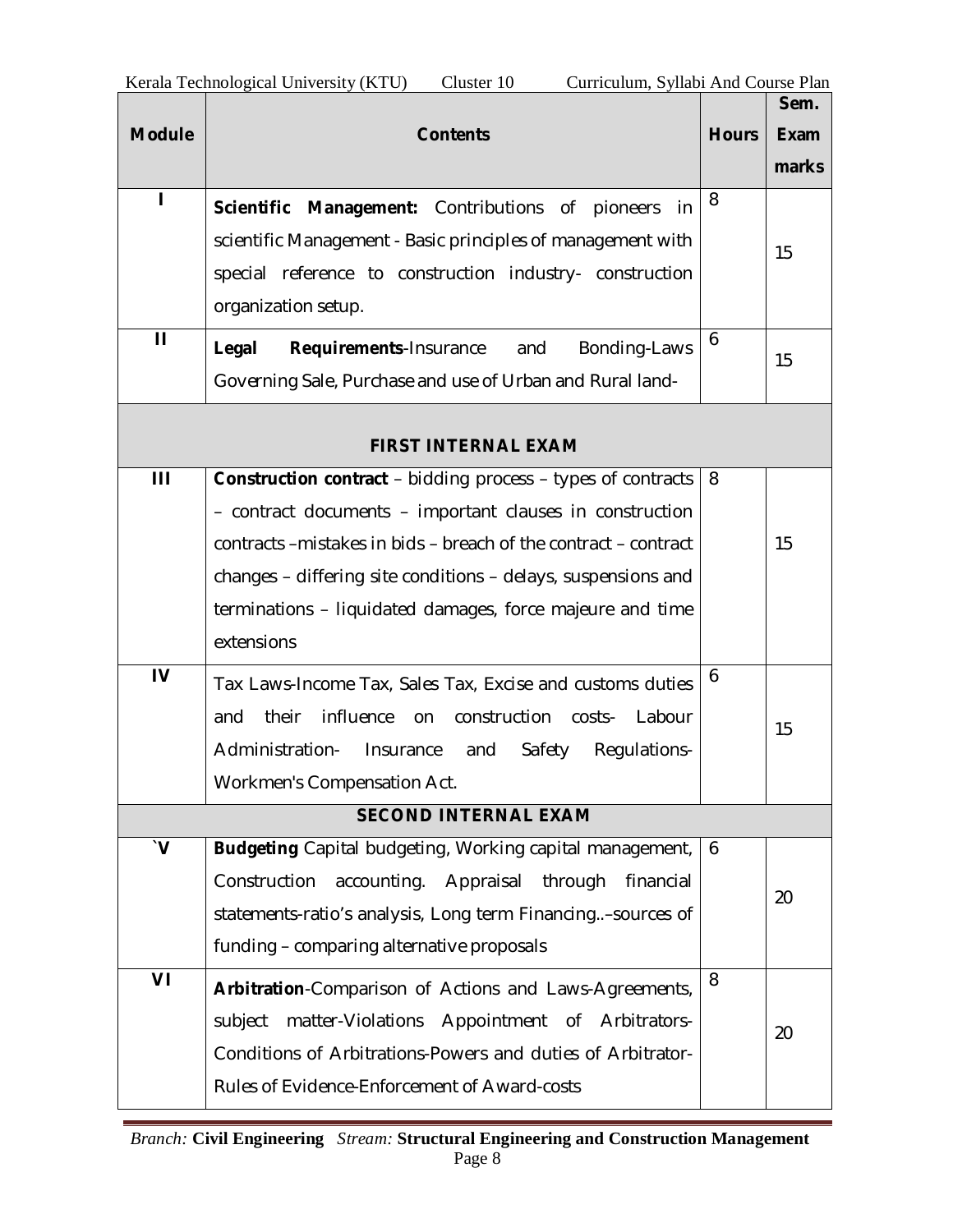| Module | Contents | Hours | Sem. Exam marks |
|---|---|---|---|
| I | **Scientific Management:** Contributions of pioneers in scientific Management - Basic principles of management with special reference to construction industry- construction organization setup. | 8 | 15 |
| II | **Legal Requirements**-Insurance and Bonding-Laws Governing Sale, Purchase and use of Urban and Rural land- | 6 | 15 |
| **FIRST INTERNAL EXAM** | | | |
| III | **Construction contract** – bidding process – types of contracts – contract documents – important clauses in construction contracts –mistakes in bids – breach of the contract – contract changes – differing site conditions – delays, suspensions and terminations – liquidated damages, force majeure and time extensions | 8 | 15 |
| IV | Tax Laws-Income Tax, Sales Tax, Excise and customs duties and their influence on construction costs- Labour Administration- Insurance and Safety Regulations-Workmen's Compensation Act. | 6 | 15 |
| **SECOND INTERNAL EXAM** | | | |
| `V | **Budgeting** Capital budgeting, Working capital management, Construction accounting. Appraisal through financial statements-ratio's analysis, Long term Financing..–sources of funding – comparing alternative proposals | 6 | 20 |
| VI | **Arbitration**-Comparison of Actions and Laws-Agreements, subject matter-Violations Appointment of Arbitrators-Conditions of Arbitrations-Powers and duties of Arbitrator-Rules of Evidence-Enforcement of Award-costs | 8 | 20 |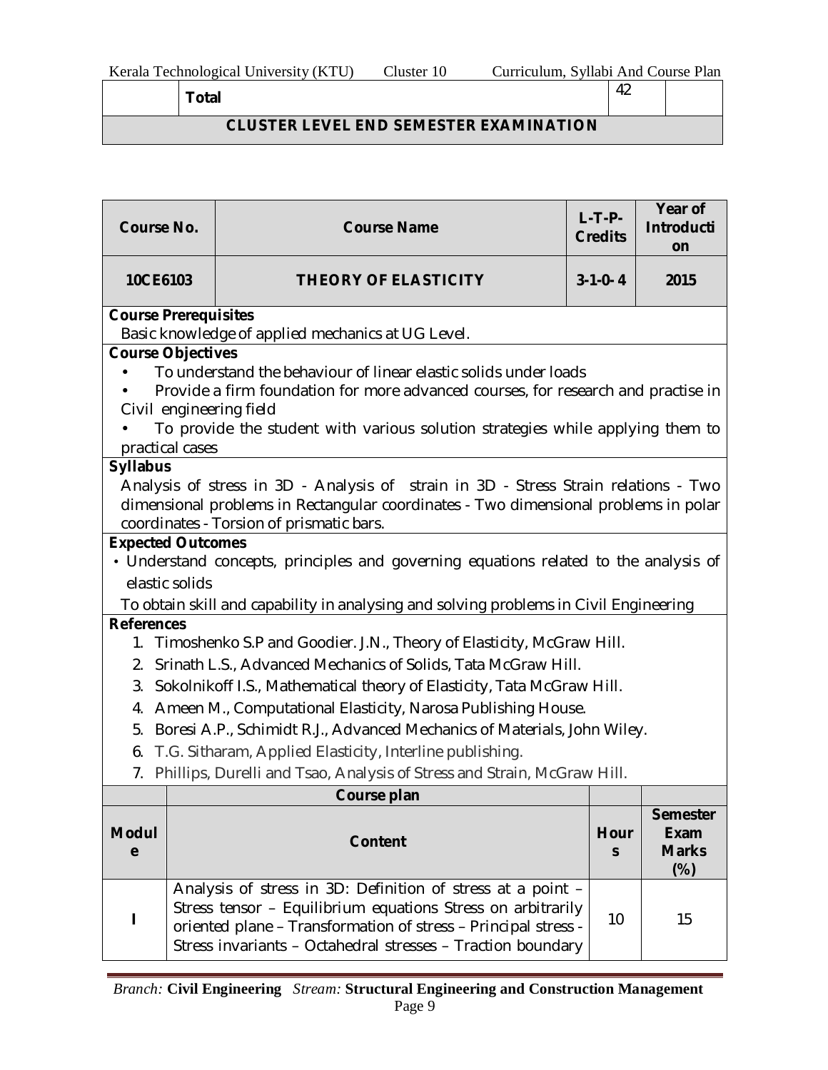| | Total | 42 | |
|---|---|---|---|
| CLUSTER LEVEL END SEMESTER EXAMINATION | | | |

| Course No. | Course Name | L-T-P-Credits | Year of Introduction |
|---|---|---|---|
| 10CE6103 | THEORY OF ELASTICITY | 3-1-0- 4 | 2015 |

**Course Prerequisites**

Basic knowledge of applied mechanics at UG Level.

**Course Objectives**

- To understand the behaviour of linear elastic solids under loads
- Provide a firm foundation for more advanced courses, for research and practise in Civil engineering field
- To provide the student with various solution strategies while applying them to practical cases

**Syllabus**

Analysis of stress in 3D - Analysis of strain in 3D - Stress Strain relations - Two dimensional problems in Rectangular coordinates - Two dimensional problems in polar coordinates - Torsion of prismatic bars.

**Expected Outcomes**

- Understand concepts, principles and governing equations related to the analysis of elastic solids

To obtain skill and capability in analysing and solving problems in Civil Engineering

**References**

1. Timoshenko S.P and Goodier. J.N., Theory of Elasticity, McGraw Hill.
2. Srinath L.S., Advanced Mechanics of Solids, Tata McGraw Hill.
3. Sokolnikoff I.S., Mathematical theory of Elasticity, Tata McGraw Hill.
4. Ameen M., Computational Elasticity, Narosa Publishing House.
5. Boresi A.P., Schimidt R.J., Advanced Mechanics of Materials, John Wiley.
6. T.G. Sitharam, Applied Elasticity, Interline publishing.
7. Phillips, Durelli and Tsao, Analysis of Stress and Strain, McGraw Hill.

**Course plan**

| Module | Content | Hours | Semester Exam Marks (%) |
|---|---|---|---|
| I | Analysis of stress in 3D: Definition of stress at a point – Stress tensor – Equilibrium equations Stress on arbitrarily oriented plane – Transformation of stress – Principal stress - Stress invariants – Octahedral stresses – Traction boundary | 10 | 15 |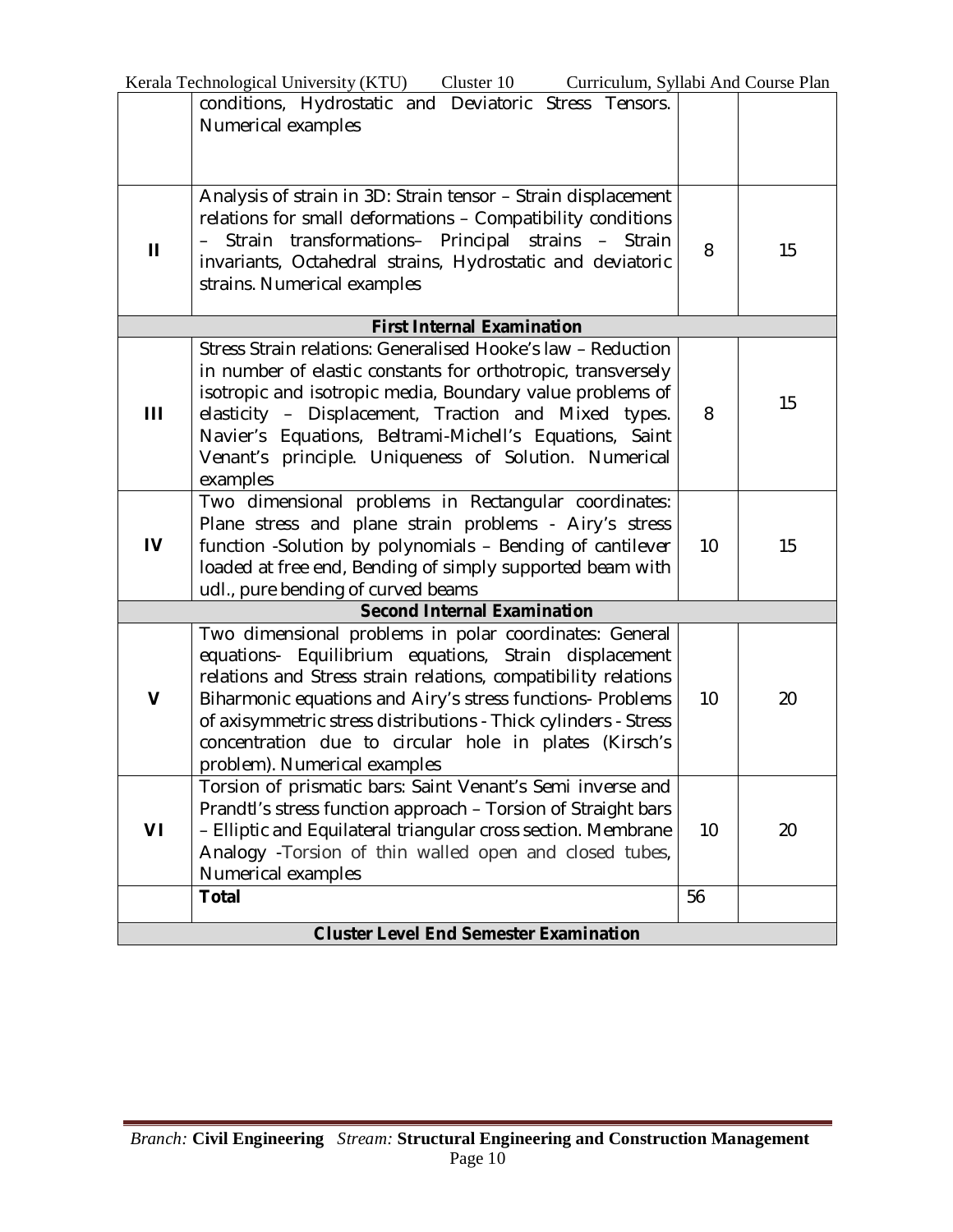| | | | |
|---|---|---|---|
| | conditions, Hydrostatic and Deviatoric Stress Tensors. Numerical examples | | |
| II | Analysis of strain in 3D: Strain tensor – Strain displacement relations for small deformations – Compatibility conditions – Strain transformations– Principal strains – Strain invariants, Octahedral strains, Hydrostatic and deviatoric strains. Numerical examples | 8 | 15 |
| **First Internal Examination** | | | |
| III | Stress Strain relations: Generalised Hooke's law – Reduction in number of elastic constants for orthotropic, transversely isotropic and isotropic media, Boundary value problems of elasticity – Displacement, Traction and Mixed types. Navier's Equations, Beltrami-Michell's Equations, Saint Venant's principle. Uniqueness of Solution. Numerical examples | 8 | 15 |
| IV | Two dimensional problems in Rectangular coordinates: Plane stress and plane strain problems - Airy's stress function -Solution by polynomials – Bending of cantilever loaded at free end, Bending of simply supported beam with udl., pure bending of curved beams | 10 | 15 |
| **Second Internal Examination** | | | |
| V | Two dimensional problems in polar coordinates: General equations- Equilibrium equations, Strain displacement relations and Stress strain relations, compatibility relations Biharmonic equations and Airy's stress functions- Problems of axisymmetric stress distributions - Thick cylinders - Stress concentration due to circular hole in plates (Kirsch's problem). Numerical examples | 10 | 20 |
| VI | Torsion of prismatic bars: Saint Venant's Semi inverse and Prandtl's stress function approach – Torsion of Straight bars – Elliptic and Equilateral triangular cross section. Membrane Analogy -Torsion of thin walled open and closed tubes, Numerical examples | 10 | 20 |
| | **Total** | 56 | |
| **Cluster Level End Semester Examination** | | | |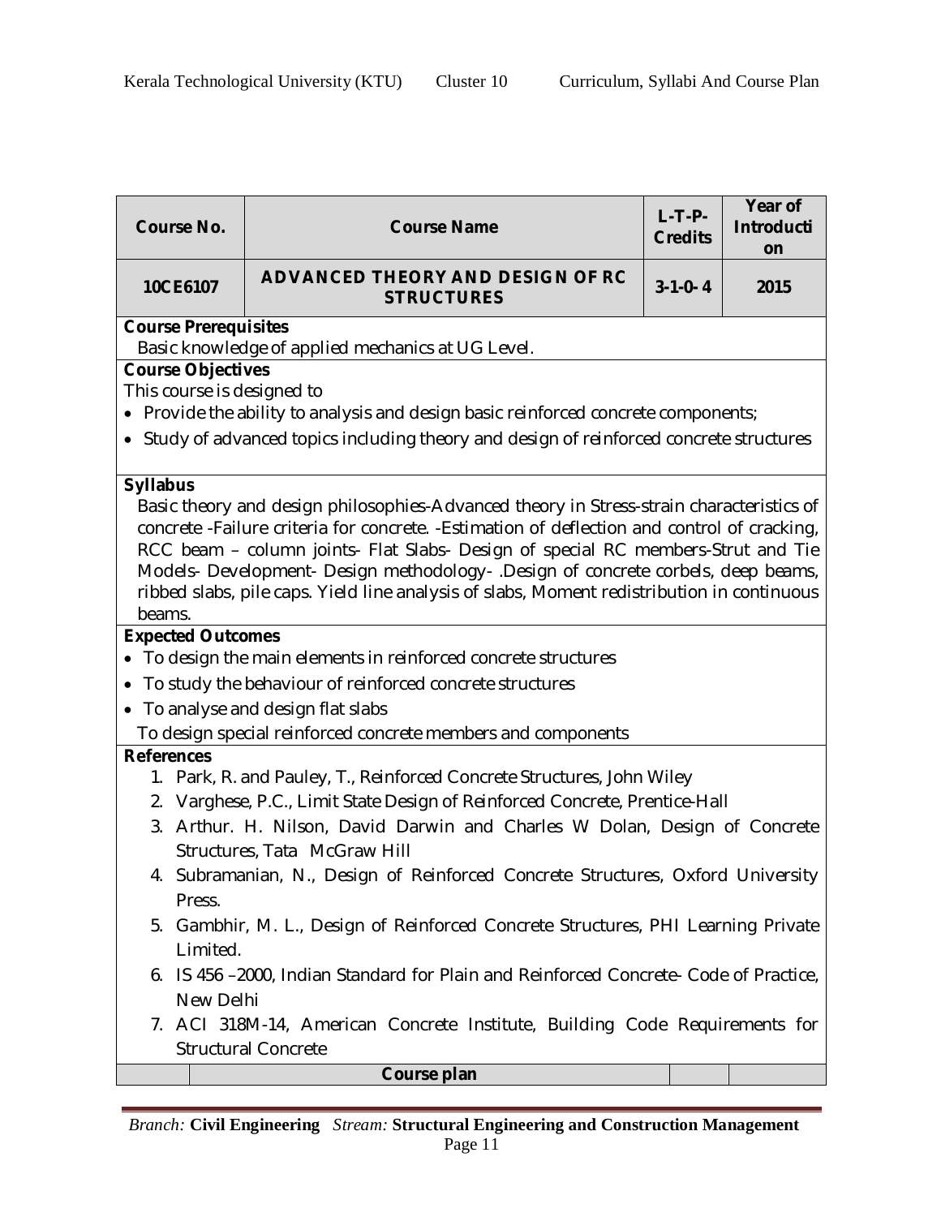| Course No. | Course Name | L-T-P-Credits | Year of Introduction |
|---|---|---|---|
| 10CE6107 | ADVANCED THEORY AND DESIGN OF RC STRUCTURES | 3-1-0-4 | 2015 |

**Course Prerequisites**

Basic knowledge of applied mechanics at UG Level.

**Course Objectives**

This course is designed to

- Provide the ability to analysis and design basic reinforced concrete components;
- Study of advanced topics including theory and design of reinforced concrete structures

**Syllabus**

Basic theory and design philosophies-Advanced theory in Stress-strain characteristics of concrete -Failure criteria for concrete. -Estimation of deflection and control of cracking, RCC beam – column joints- Flat Slabs- Design of special RC members-Strut and Tie Models- Development- Design methodology- .Design of concrete corbels, deep beams, ribbed slabs, pile caps. Yield line analysis of slabs, Moment redistribution in continuous beams.

**Expected Outcomes**

- To design the main elements in reinforced concrete structures
- To study the behaviour of reinforced concrete structures
- To analyse and design flat slabs

To design special reinforced concrete members and components

**References**

1. Park, R. and Pauley, T., Reinforced Concrete Structures, John Wiley
2. Varghese, P.C., Limit State Design of Reinforced Concrete, Prentice-Hall
3. Arthur. H. Nilson, David Darwin and Charles W Dolan, Design of Concrete Structures, Tata McGraw Hill
4. Subramanian, N., Design of Reinforced Concrete Structures, Oxford University Press.
5. Gambhir, M. L., Design of Reinforced Concrete Structures, PHI Learning Private Limited.
6. IS 456 –2000, Indian Standard for Plain and Reinforced Concrete- Code of Practice, New Delhi
7. ACI 318M-14, American Concrete Institute, Building Code Requirements for Structural Concrete

| | Course plan | | |
|---|---|---|---|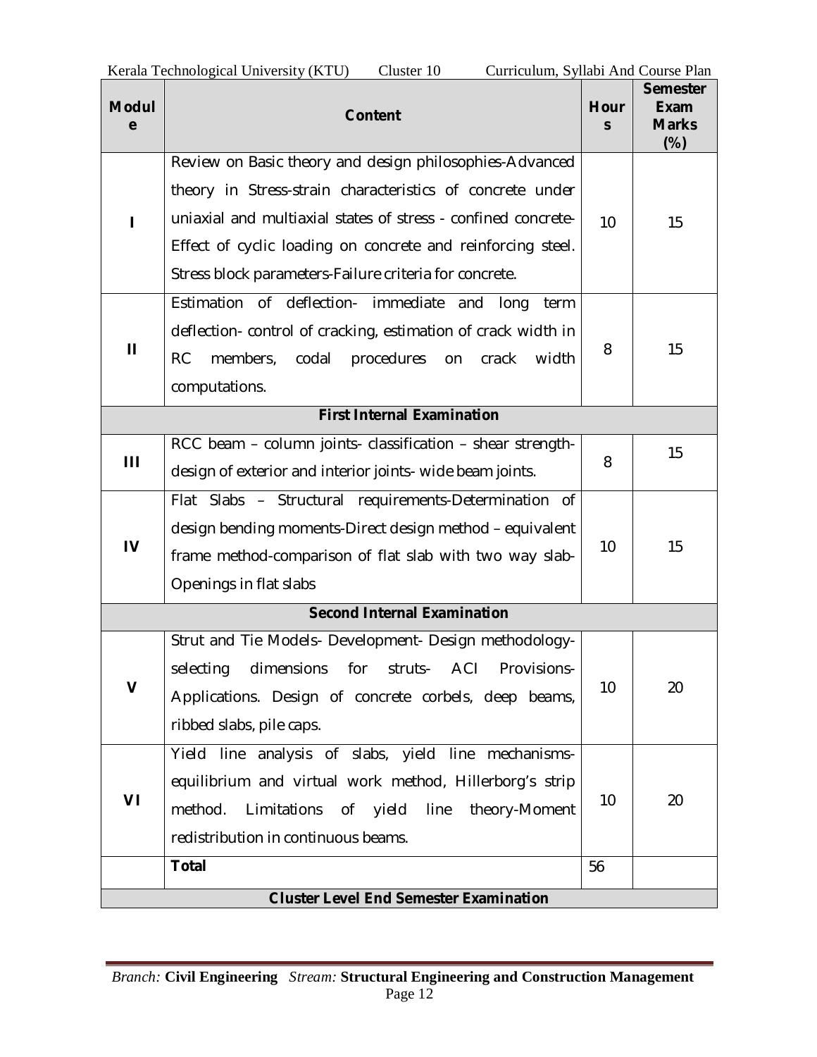| Module | Content | Hours | Semester Exam Marks (%) |
|---|---|---|---|
| I | Review on Basic theory and design philosophies-Advanced theory in Stress-strain characteristics of concrete under uniaxial and multiaxial states of stress - confined concrete-Effect of cyclic loading on concrete and reinforcing steel. Stress block parameters-Failure criteria for concrete. | 10 | 15 |
| II | Estimation of deflection- immediate and long term deflection- control of cracking, estimation of crack width in RC members, codal procedures on crack width computations. | 8 | 15 |
| **First Internal Examination** | | | |
| III | RCC beam – column joints- classification – shear strength-design of exterior and interior joints- wide beam joints. | 8 | 15 |
| IV | Flat Slabs – Structural requirements-Determination of design bending moments-Direct design method – equivalent frame method-comparison of flat slab with two way slab-Openings in flat slabs | 10 | 15 |
| **Second Internal Examination** | | | |
| V | Strut and Tie Models- Development- Design methodology-selecting dimensions for struts- ACI Provisions-Applications. Design of concrete corbels, deep beams, ribbed slabs, pile caps. | 10 | 20 |
| VI | Yield line analysis of slabs, yield line mechanisms-equilibrium and virtual work method, Hillerborg's strip method. Limitations of yield line theory-Moment redistribution in continuous beams. | 10 | 20 |
| | **Total** | 56 | |
| **Cluster Level End Semester Examination** | | | |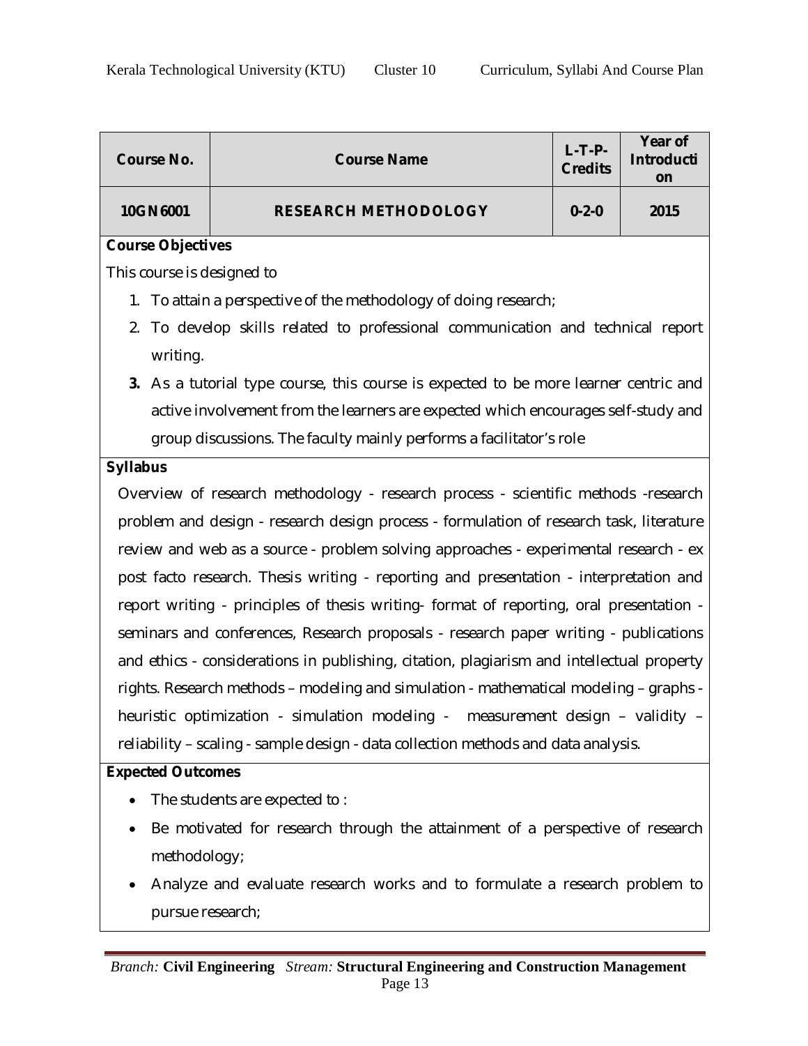| Course No. | Course Name | L-T-P-Credits | Year of Introduction |
|---|---|---|---|
| 10GN6001 | RESEARCH METHODOLOGY | 0-2-0 | 2015 |

**Course Objectives**

This course is designed to

1. To attain a perspective of the methodology of doing research;
2. To develop skills related to professional communication and technical report writing.
3. As a tutorial type course, this course is expected to be more learner centric and active involvement from the learners are expected which encourages self-study and group discussions. The faculty mainly performs a facilitator's role

**Syllabus**

Overview of research methodology - research process - scientific methods -research problem and design - research design process - formulation of research task, literature review and web as a source - problem solving approaches - experimental research - ex post facto research. Thesis writing - reporting and presentation - interpretation and report writing - principles of thesis writing- format of reporting, oral presentation - seminars and conferences, Research proposals - research paper writing - publications and ethics - considerations in publishing, citation, plagiarism and intellectual property rights. Research methods – modeling and simulation - mathematical modeling – graphs - heuristic optimization - simulation modeling - measurement design – validity – reliability – scaling - sample design - data collection methods and data analysis.

**Expected Outcomes**

- The students are expected to :
- Be motivated for research through the attainment of a perspective of research methodology;
- Analyze and evaluate research works and to formulate a research problem to pursue research;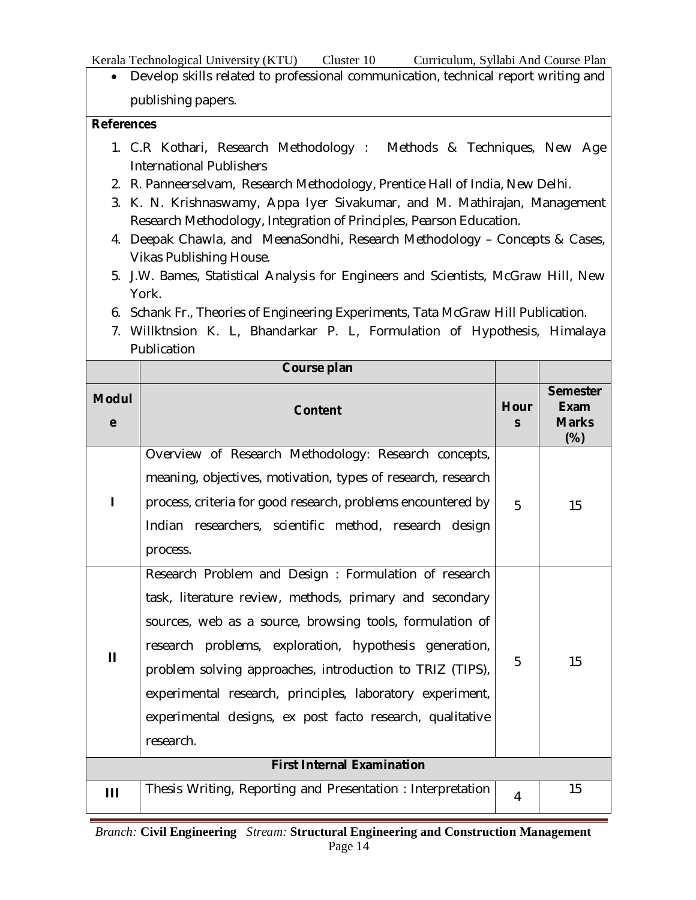- Develop skills related to professional communication, technical report writing and publishing papers.

**References**

1. C.R Kothari, Research Methodology : Methods & Techniques, New Age International Publishers
2. R. Panneerselvam, Research Methodology, Prentice Hall of India, New Delhi.
3. K. N. Krishnaswamy, Appa Iyer Sivakumar, and M. Mathirajan, Management Research Methodology, Integration of Principles, Pearson Education.
4. Deepak Chawla, and MeenaSondhi, Research Methodology – Concepts & Cases, Vikas Publishing House.
5. J.W. Bames, Statistical Analysis for Engineers and Scientists, McGraw Hill, New York.
6. Schank Fr., Theories of Engineering Experiments, Tata McGraw Hill Publication.
7. Willktnsion K. L, Bhandarkar P. L, Formulation of Hypothesis, Himalaya Publication

| | **Course plan** | | |
|---|---|---|---|
| **Module** | **Content** | **Hours** | **Semester Exam Marks (%)** |
| I | Overview of Research Methodology: Research concepts, meaning, objectives, motivation, types of research, research process, criteria for good research, problems encountered by Indian researchers, scientific method, research design process. | 5 | 15 |
| II | Research Problem and Design : Formulation of research task, literature review, methods, primary and secondary sources, web as a source, browsing tools, formulation of research problems, exploration, hypothesis generation, problem solving approaches, introduction to TRIZ (TIPS), experimental research, principles, laboratory experiment, experimental designs, ex post facto research, qualitative research. | 5 | 15 |
| **First Internal Examination** | | | |
| III | Thesis Writing, Reporting and Presentation : Interpretation | 4 | 15 |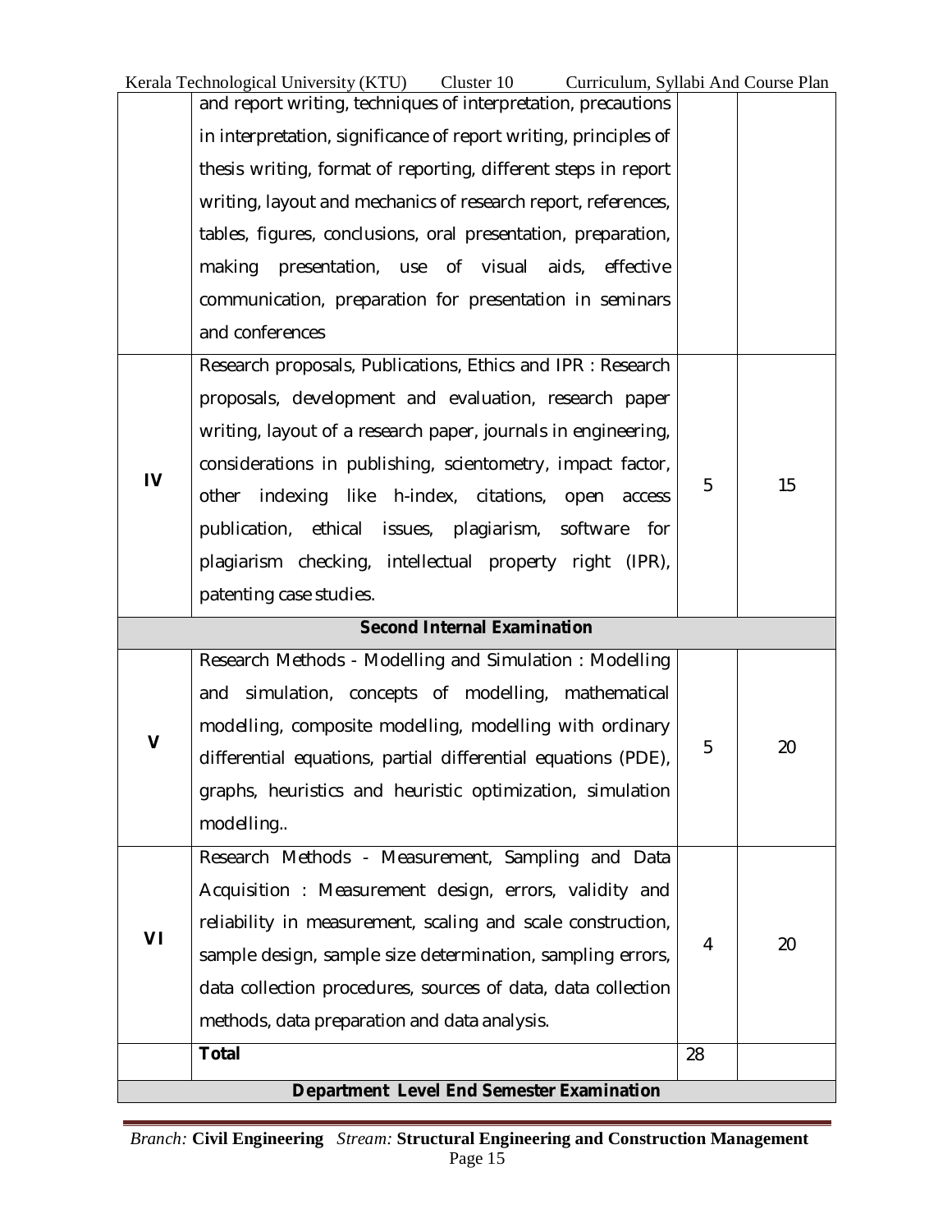| | | | |
|---|---|---|---|
| | and report writing, techniques of interpretation, precautions in interpretation, significance of report writing, principles of thesis writing, format of reporting, different steps in report writing, layout and mechanics of research report, references, tables, figures, conclusions, oral presentation, preparation, making presentation, use of visual aids, effective communication, preparation for presentation in seminars and conferences | | |
| **IV** | Research proposals, Publications, Ethics and IPR : Research proposals, development and evaluation, research paper writing, layout of a research paper, journals in engineering, considerations in publishing, scientometry, impact factor, other indexing like h-index, citations, open access publication, ethical issues, plagiarism, software for plagiarism checking, intellectual property right (IPR), patenting case studies. | 5 | 15 |
| | **Second Internal Examination** | | |
| **V** | Research Methods - Modelling and Simulation : Modelling and simulation, concepts of modelling, mathematical modelling, composite modelling, modelling with ordinary differential equations, partial differential equations (PDE), graphs, heuristics and heuristic optimization, simulation modelling.. | 5 | 20 |
| **VI** | Research Methods - Measurement, Sampling and Data Acquisition : Measurement design, errors, validity and reliability in measurement, scaling and scale construction, sample design, sample size determination, sampling errors, data collection procedures, sources of data, data collection methods, data preparation and data analysis. | 4 | 20 |
| | **Total** | 28 | |
| | **Department Level End Semester Examination** | | |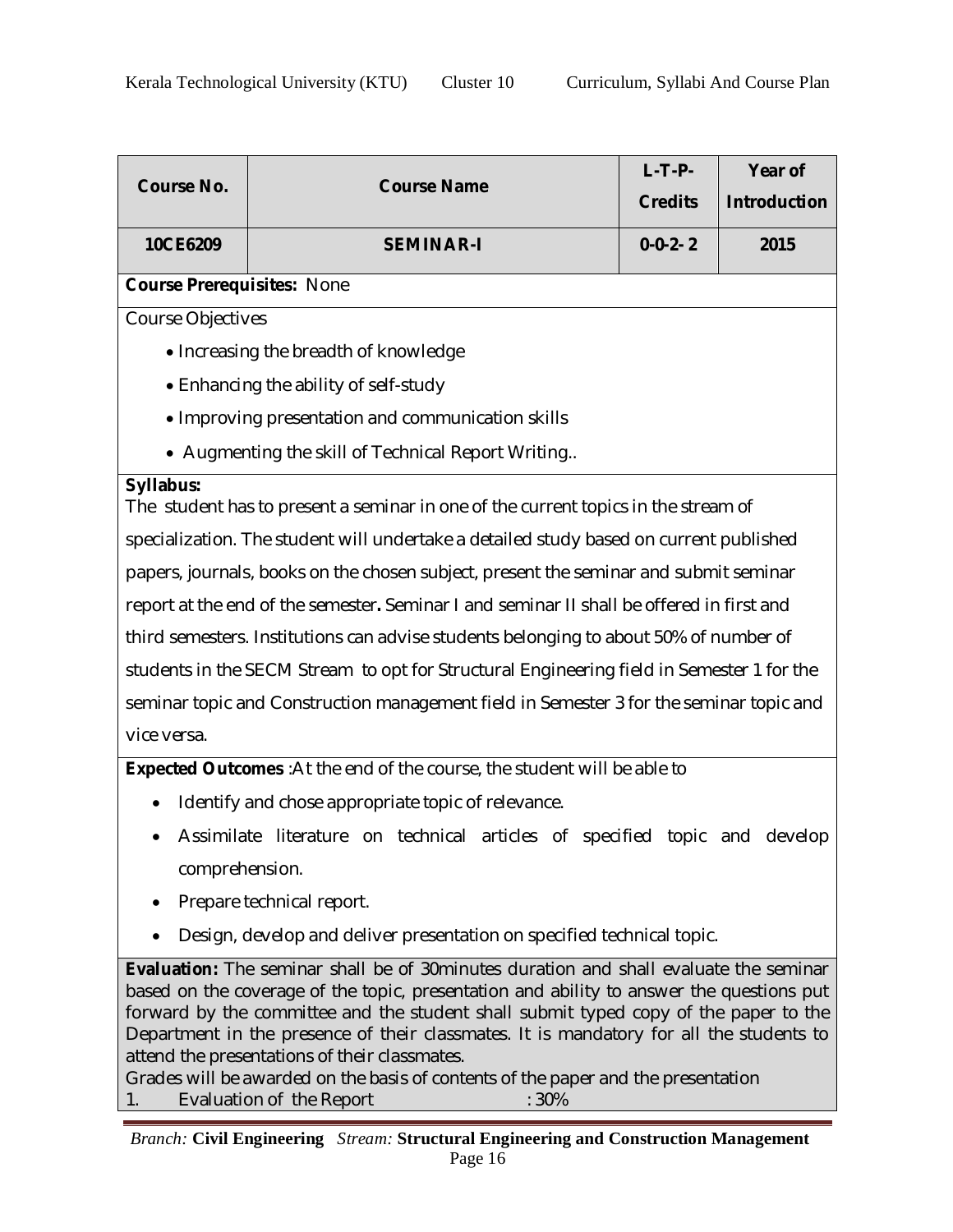| Course No. | Course Name | L-T-P-Credits | Year of Introduction |
|---|---|---|---|
| 10CE6209 | SEMINAR-I | 0-0-2- 2 | 2015 |

**Course Prerequisites:** None

Course Objectives

- Increasing the breadth of knowledge
- Enhancing the ability of self-study
- Improving presentation and communication skills
- Augmenting the skill of Technical Report Writing..

**Syllabus:**
The student has to present a seminar in one of the current topics in the stream of specialization. The student will undertake a detailed study based on current published papers, journals, books on the chosen subject, present the seminar and submit seminar report at the end of the semester**.** Seminar I and seminar II shall be offered in first and third semesters. Institutions can advise students belonging to about 50% of number of students in the SECM Stream to opt for Structural Engineering field in Semester 1 for the seminar topic and Construction management field in Semester 3 for the seminar topic and vice versa.

**Expected Outcomes** :At the end of the course, the student will be able to

- Identify and chose appropriate topic of relevance.
- Assimilate literature on technical articles of specified topic and develop comprehension.
- Prepare technical report.
- Design, develop and deliver presentation on specified technical topic.

**Evaluation:** The seminar shall be of 30minutes duration and shall evaluate the seminar based on the coverage of the topic, presentation and ability to answer the questions put forward by the committee and the student shall submit typed copy of the paper to the Department in the presence of their classmates. It is mandatory for all the students to attend the presentations of their classmates.
Grades will be awarded on the basis of contents of the paper and the presentation
1. Evaluation of the Report : 30%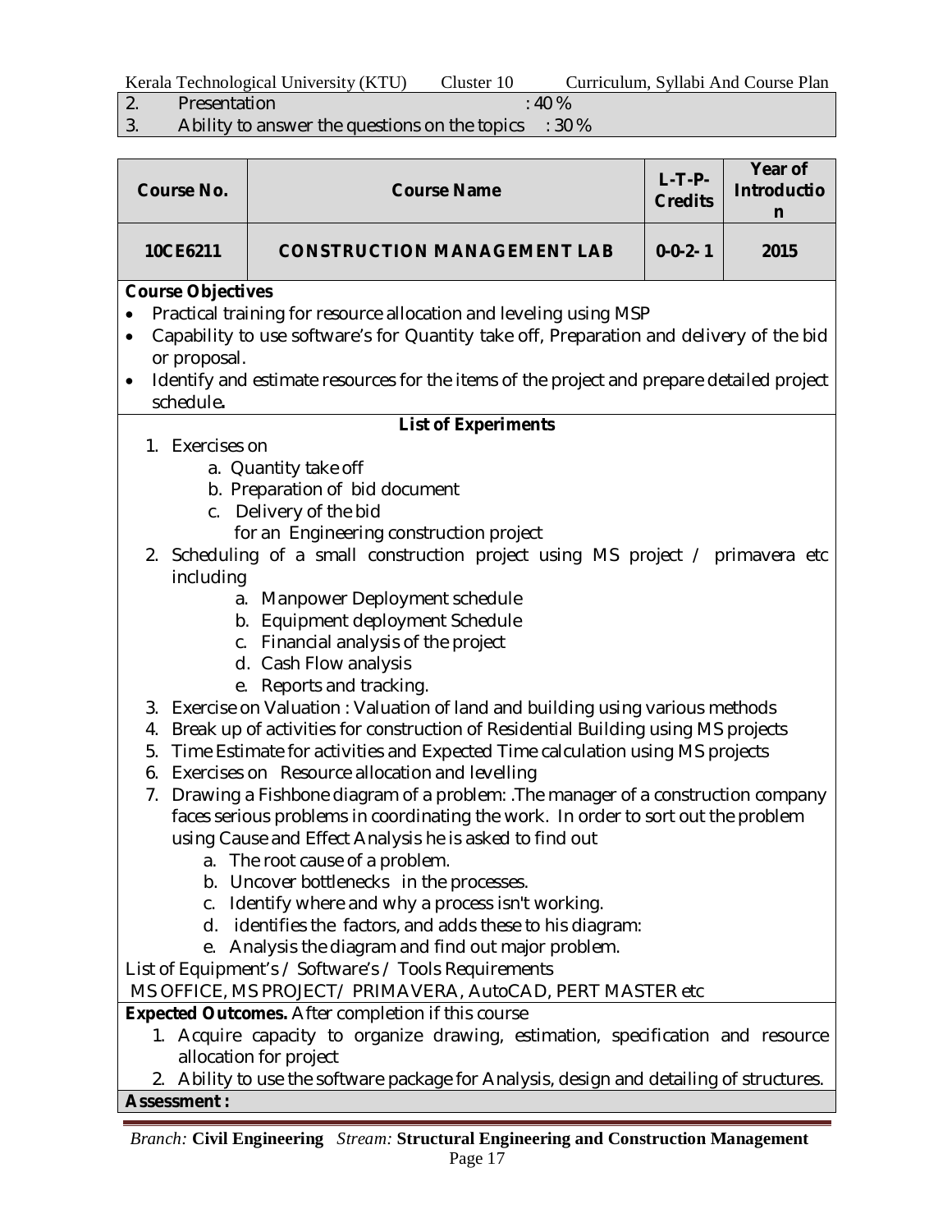2. Presentation : 40 %
3. Ability to answer the questions on the topics : 30 %

| Course No. | Course Name | L-T-P-Credits | Year of Introduction |
|---|---|---|---|
| 10CE6211 | CONSTRUCTION MANAGEMENT LAB | 0-0-2- 1 | 2015 |

**Course Objectives**

- Practical training for resource allocation and leveling using MSP
- Capability to use software's for Quantity take off, Preparation and delivery of the bid or proposal.
- Identify and estimate resources for the items of the project and prepare detailed project schedule**.**

**List of Experiments**

1. Exercises on
   a. Quantity take off
   b. Preparation of bid document
   c. Delivery of the bid
   for an Engineering construction project
2. Scheduling of a small construction project using MS project / primavera etc including
   a. Manpower Deployment schedule
   b. Equipment deployment Schedule
   c. Financial analysis of the project
   d. Cash Flow analysis
   e. Reports and tracking.
3. Exercise on Valuation : Valuation of land and building using various methods
4. Break up of activities for construction of Residential Building using MS projects
5. Time Estimate for activities and Expected Time calculation using MS projects
6. Exercises on Resource allocation and levelling
7. Drawing a Fishbone diagram of a problem: .The manager of a construction company faces serious problems in coordinating the work. In order to sort out the problem using Cause and Effect Analysis he is asked to find out
   a. The root cause of a problem.
   b. Uncover bottlenecks in the processes.
   c. Identify where and why a process isn't working.
   d. identifies the factors, and adds these to his diagram:
   e. Analysis the diagram and find out major problem.

List of Equipment's / Software's / Tools Requirements

MS OFFICE, MS PROJECT/ PRIMAVERA, AutoCAD, PERT MASTER etc

**Expected Outcomes.** After completion if this course

1. Acquire capacity to organize drawing, estimation, specification and resource allocation for project
2. Ability to use the software package for Analysis, design and detailing of structures.

**Assessment :**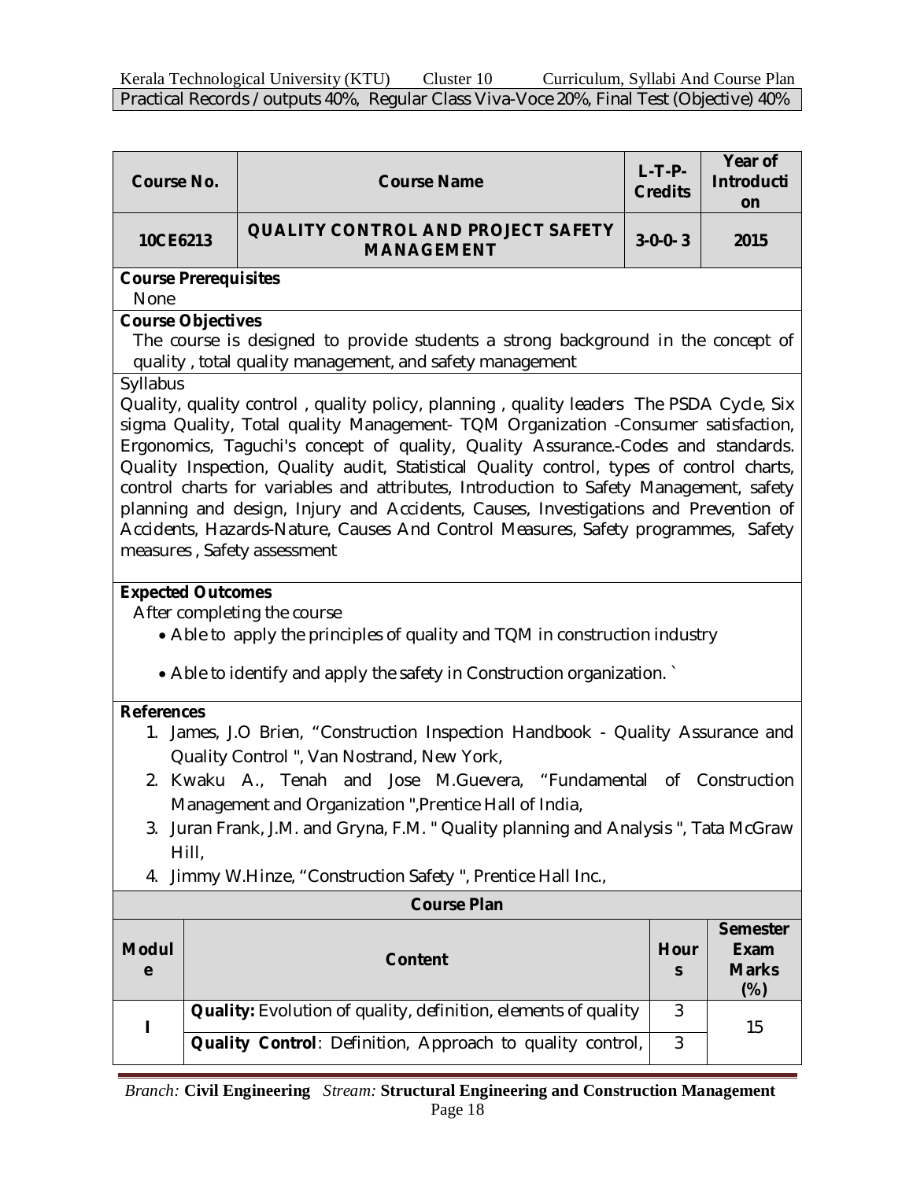Practical Records / outputs 40%, Regular Class Viva-Voce 20%, Final Test (Objective) 40%

| Course No. | Course Name | L-T-P-Credits | Year of Introduction |
|---|---|---|---|
| 10CE6213 | QUALITY CONTROL AND PROJECT SAFETY MANAGEMENT | 3-0-0-3 | 2015 |

**Course Prerequisites**

None

**Course Objectives**

The course is designed to provide students a strong background in the concept of quality , total quality management, and safety management

Syllabus

Quality, quality control , quality policy, planning , quality leaders The PSDA Cycle, Six sigma Quality, Total quality Management- TQM Organization -Consumer satisfaction, Ergonomics, Taguchi's concept of quality, Quality Assurance.-Codes and standards. Quality Inspection, Quality audit, Statistical Quality control, types of control charts, control charts for variables and attributes, Introduction to Safety Management, safety planning and design, Injury and Accidents, Causes, Investigations and Prevention of Accidents, Hazards-Nature, Causes And Control Measures, Safety programmes, Safety measures , Safety assessment

**Expected Outcomes**

After completing the course

- Able to apply the principles of quality and TQM in construction industry
- Able to identify and apply the safety in Construction organization. `

**References**

1. James, J.O Brien, "Construction Inspection Handbook - Quality Assurance and Quality Control ", Van Nostrand, New York,
2. Kwaku A., Tenah and Jose M.Guevera, "Fundamental of Construction Management and Organization ",Prentice Hall of India,
3. Juran Frank, J.M. and Gryna, F.M. " Quality planning and Analysis ", Tata McGraw Hill,
4. Jimmy W.Hinze, "Construction Safety ", Prentice Hall Inc.,

**Course Plan**

| Module | Content | Hours | Semester Exam Marks (%) |
|---|---|---|---|
| I | **Quality:** Evolution of quality, definition, elements of quality | 3 | 15 |
| | **Quality Control**: Definition, Approach to quality control, | 3 | |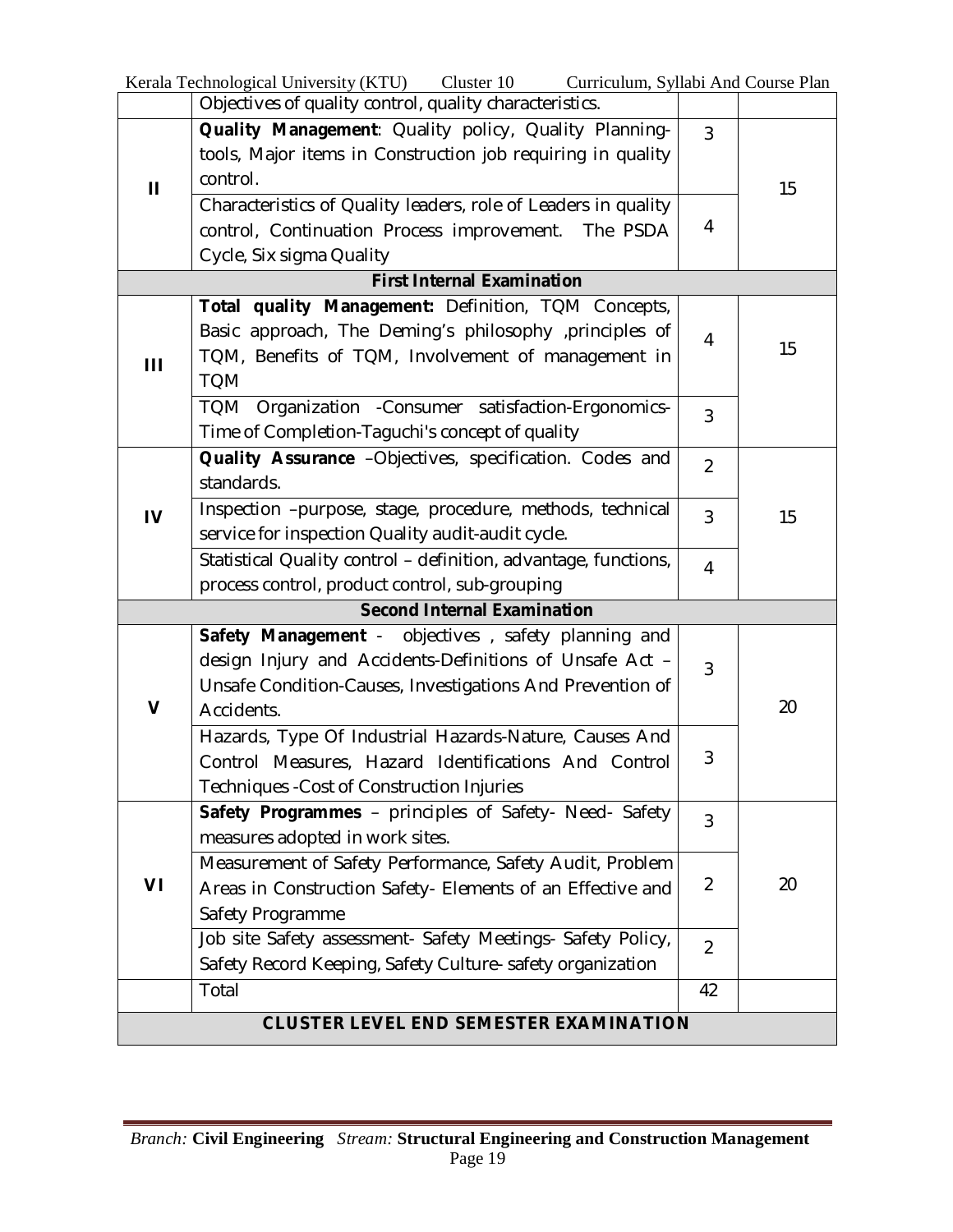| | | | |
|---|---|---|---|
| | Objectives of quality control, quality characteristics. | | |
| **II** | **Quality Management**: Quality policy, Quality Planning-tools, Major items in Construction job requiring in quality control. | 3 | 15 |
| | Characteristics of Quality leaders, role of Leaders in quality control, Continuation Process improvement. The PSDA Cycle, Six sigma Quality | 4 | |
| **First Internal Examination** | | | |
| **III** | **Total quality Management:** Definition, TQM Concepts, Basic approach, The Deming's philosophy ,principles of TQM, Benefits of TQM, Involvement of management in TQM | 4 | 15 |
| | TQM Organization -Consumer satisfaction-Ergonomics-Time of Completion-Taguchi's concept of quality | 3 | |
| **IV** | **Quality Assurance** –Objectives, specification. Codes and standards. | 2 | 15 |
| | Inspection –purpose, stage, procedure, methods, technical service for inspection Quality audit-audit cycle. | 3 | |
| | Statistical Quality control – definition, advantage, functions, process control, product control, sub-grouping | 4 | |
| **Second Internal Examination** | | | |
| **V** | **Safety Management** - objectives , safety planning and design Injury and Accidents-Definitions of Unsafe Act – Unsafe Condition-Causes, Investigations And Prevention of Accidents. | 3 | 20 |
| | Hazards, Type Of Industrial Hazards-Nature, Causes And Control Measures, Hazard Identifications And Control Techniques -Cost of Construction Injuries | 3 | |
| **VI** | **Safety Programmes** – principles of Safety- Need- Safety measures adopted in work sites. | 3 | 20 |
| | Measurement of Safety Performance, Safety Audit, Problem Areas in Construction Safety- Elements of an Effective and Safety Programme | 2 | |
| | Job site Safety assessment- Safety Meetings- Safety Policy, Safety Record Keeping, Safety Culture- safety organization | 2 | |
| | Total | 42 | |
| **CLUSTER LEVEL END SEMESTER EXAMINATION** | | | |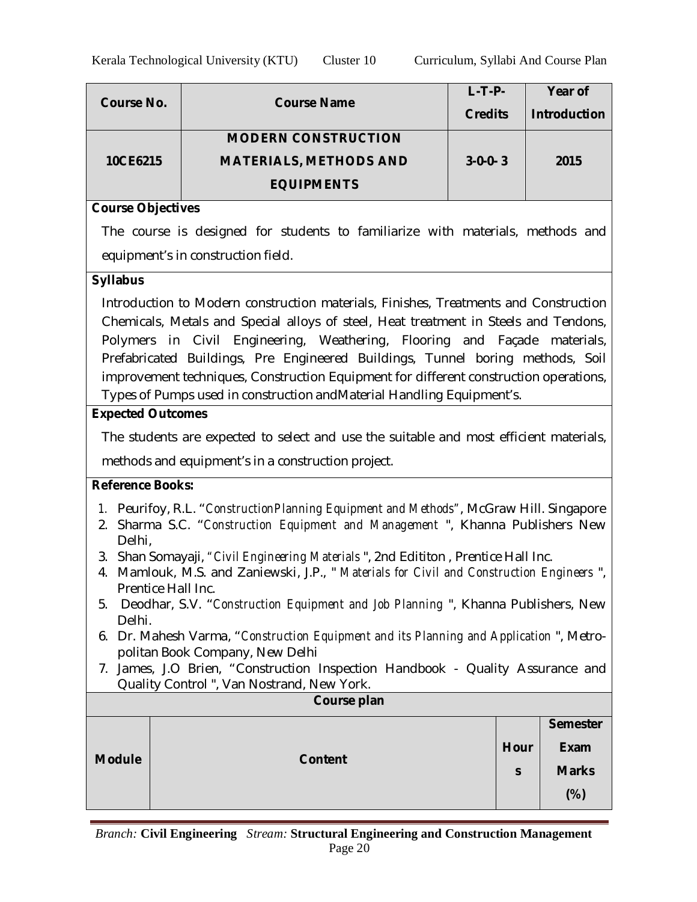| Course No. | Course Name | L-T-P-Credits | Year of Introduction |
|---|---|---|---|
| 10CE6215 | MODERN CONSTRUCTION MATERIALS, METHODS AND EQUIPMENTS | 3-0-0-3 | 2015 |

**Course Objectives**

The course is designed for students to familiarize with materials, methods and equipment's in construction field.

**Syllabus**

Introduction to Modern construction materials, Finishes, Treatments and Construction Chemicals, Metals and Special alloys of steel, Heat treatment in Steels and Tendons, Polymers in Civil Engineering, Weathering, Flooring and Façade materials, Prefabricated Buildings, Pre Engineered Buildings, Tunnel boring methods, Soil improvement techniques, Construction Equipment for different construction operations, Types of Pumps used in construction andMaterial Handling Equipment's.

**Expected Outcomes**

The students are expected to select and use the suitable and most efficient materials, methods and equipment's in a construction project.

**Reference Books:**

1. Peurifoy, R.L. "*ConstructionPlanning Equipment and Methods*", McGraw Hill. Singapore
2. Sharma S.C. "*Construction Equipment and Management* ", Khanna Publishers New Delhi,
3. Shan Somayaji, "*Civil Engineering Materials* ", 2nd Edititon , Prentice Hall Inc.
4. Mamlouk, M.S. and Zaniewski, J.P., " *Materials for Civil and Construction Engineers* ", Prentice Hall Inc.
5. Deodhar, S.V. "*Construction Equipment and Job Planning* ", Khanna Publishers, New Delhi.
6. Dr. Mahesh Varma, "*Construction Equipment and its Planning and Application* ", Metropolitan Book Company, New Delhi
7. James, J.O Brien, "Construction Inspection Handbook - Quality Assurance and Quality Control ", Van Nostrand, New York.

**Course plan**

| Module | Content | Hours | Semester Exam Marks (%) |
|---|---|---|---|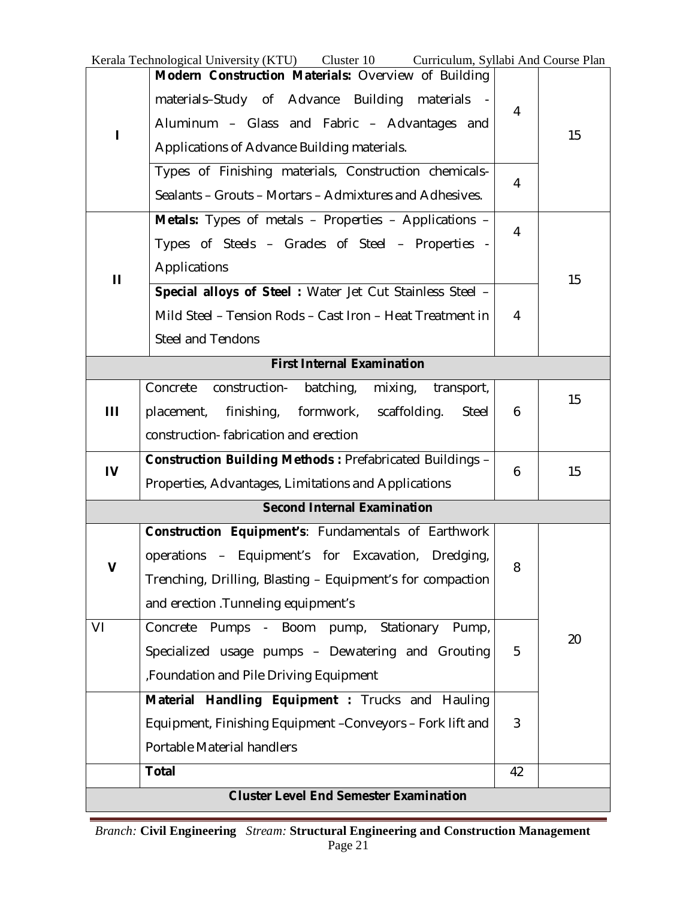| | | | |
|---|---|---|---|
| I | **Modern Construction Materials:** Overview of Building materials–Study of Advance Building materials - Aluminum – Glass and Fabric – Advantages and Applications of Advance Building materials. | 4 | 15 |
| | Types of Finishing materials, Construction chemicals- Sealants – Grouts – Mortars – Admixtures and Adhesives. | 4 | |
| II | **Metals:** Types of metals – Properties – Applications – Types of Steels – Grades of Steel – Properties - Applications | 4 | 15 |
| | **Special alloys of Steel :** Water Jet Cut Stainless Steel – Mild Steel – Tension Rods – Cast Iron – Heat Treatment in Steel and Tendons | 4 | |
| | **First Internal Examination** | | |
| III | Concrete construction- batching, mixing, transport, placement, finishing, formwork, scaffolding. Steel construction- fabrication and erection | 6 | 15 |
| IV | **Construction Building Methods :** Prefabricated Buildings – Properties, Advantages, Limitations and Applications | 6 | 15 |
| | **Second Internal Examination** | | |
| V | **Construction Equipment's**: Fundamentals of Earthwork operations – Equipment's for Excavation, Dredging, Trenching, Drilling, Blasting – Equipment's for compaction and erection .Tunneling equipment's | 8 | 20 |
| VI | Concrete Pumps - Boom pump, Stationary Pump, Specialized usage pumps – Dewatering and Grouting ,Foundation and Pile Driving Equipment | 5 | |
| | **Material Handling Equipment :** Trucks and Hauling Equipment, Finishing Equipment –Conveyors – Fork lift and Portable Material handlers | 3 | |
| | **Total** | 42 | |
| | **Cluster Level End Semester Examination** | | |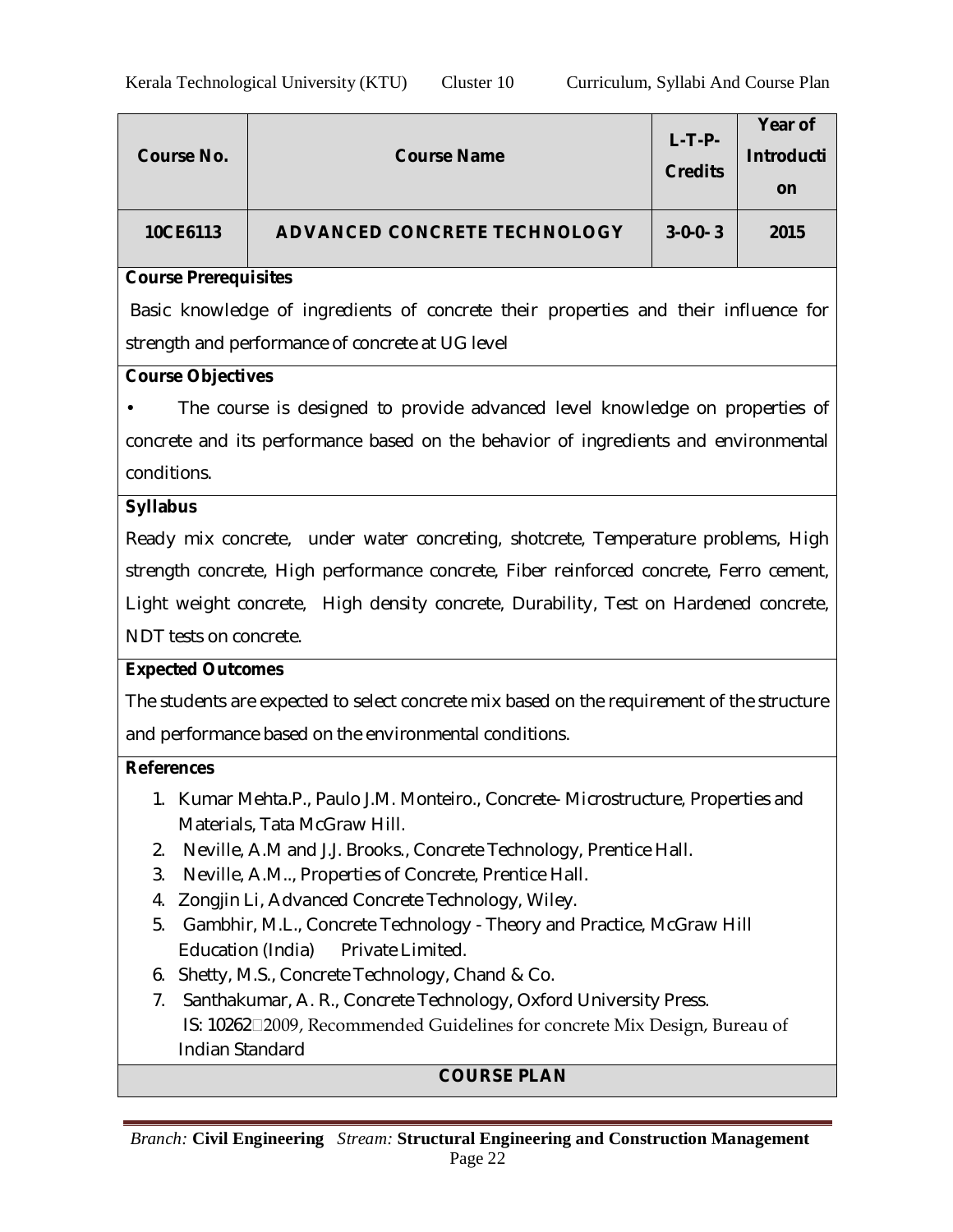| Course No. | Course Name | L-T-P-Credits | Year of Introduction |
|---|---|---|---|
| 10CE6113 | ADVANCED CONCRETE TECHNOLOGY | 3-0-0-3 | 2015 |

**Course Prerequisites**

Basic knowledge of ingredients of concrete their properties and their influence for strength and performance of concrete at UG level

**Course Objectives**

- The course is designed to provide advanced level knowledge on properties of concrete and its performance based on the behavior of ingredients and environmental conditions.

**Syllabus**

Ready mix concrete, under water concreting, shotcrete, Temperature problems, High strength concrete, High performance concrete, Fiber reinforced concrete, Ferro cement, Light weight concrete, High density concrete, Durability, Test on Hardened concrete, NDT tests on concrete.

**Expected Outcomes**

The students are expected to select concrete mix based on the requirement of the structure and performance based on the environmental conditions.

**References**

1. Kumar Mehta.P., Paulo J.M. Monteiro., Concrete- Microstructure, Properties and Materials, Tata McGraw Hill.
2. Neville, A.M and J.J. Brooks., Concrete Technology, Prentice Hall.
3. Neville, A.M.., Properties of Concrete, Prentice Hall.
4. Zongjin Li, Advanced Concrete Technology, Wiley.
5. Gambhir, M.L., Concrete Technology - Theory and Practice, McGraw Hill Education (India) Private Limited.
6. Shetty, M.S., Concrete Technology, Chand & Co.
7. Santhakumar, A. R., Concrete Technology, Oxford University Press.
   IS: 10262-2009, Recommended Guidelines for concrete Mix Design, Bureau of Indian Standard

**COURSE PLAN**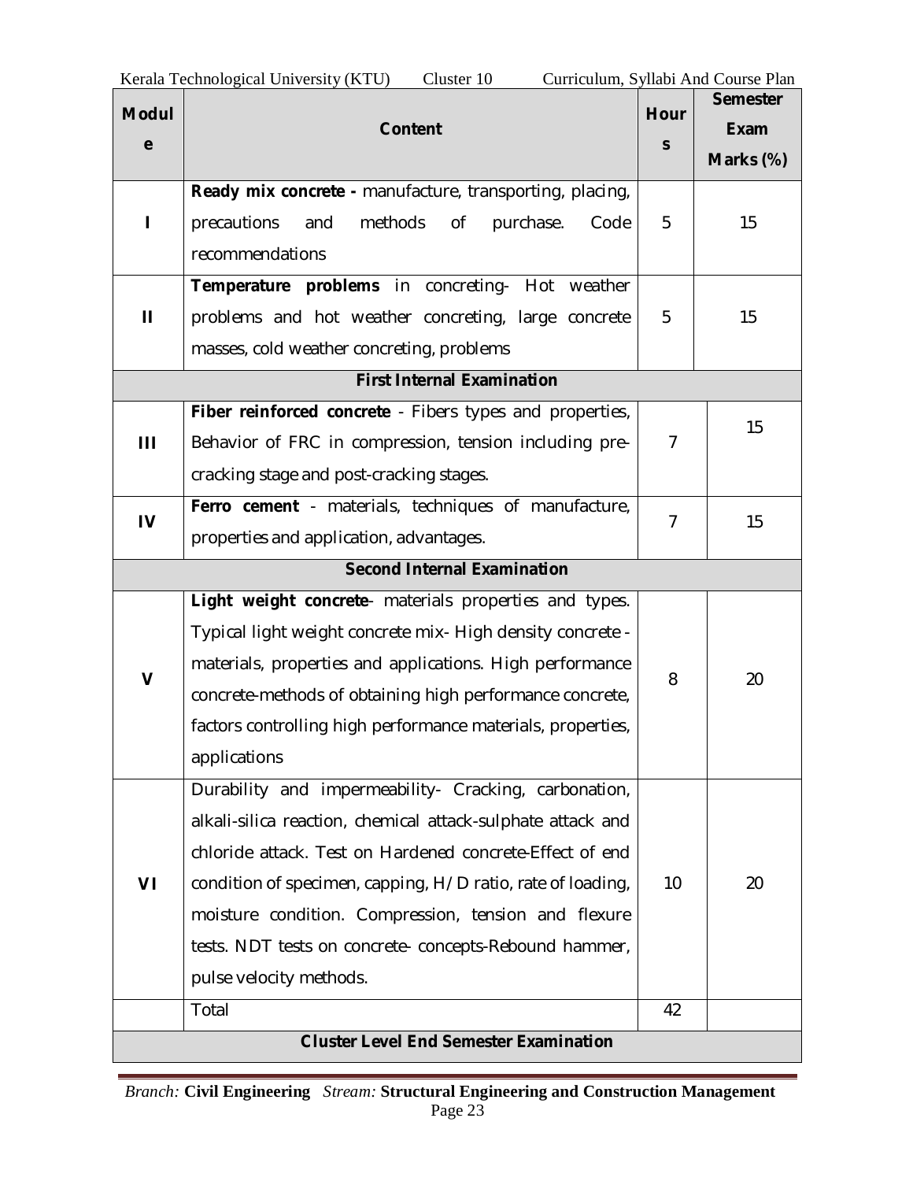| Module | Content | Hours | Semester Exam Marks (%) |
| --- | --- | --- | --- |
| I | **Ready mix concrete -** manufacture, transporting, placing, precautions and methods of purchase. Code recommendations | 5 | 15 |
| II | **Temperature problems** in concreting- Hot weather problems and hot weather concreting, large concrete masses, cold weather concreting, problems | 5 | 15 |
| **First Internal Examination** | | | |
| III | **Fiber reinforced concrete** - Fibers types and properties, Behavior of FRC in compression, tension including pre-cracking stage and post-cracking stages. | 7 | 15 |
| IV | **Ferro cement** - materials, techniques of manufacture, properties and application, advantages. | 7 | 15 |
| **Second Internal Examination** | | | |
| V | **Light weight concrete**- materials properties and types. Typical light weight concrete mix- High density concrete - materials, properties and applications. High performance concrete-methods of obtaining high performance concrete, factors controlling high performance materials, properties, applications | 8 | 20 |
| VI | Durability and impermeability- Cracking, carbonation, alkali-silica reaction, chemical attack-sulphate attack and chloride attack. Test on Hardened concrete-Effect of end condition of specimen, capping, H/D ratio, rate of loading, moisture condition. Compression, tension and flexure tests. NDT tests on concrete- concepts-Rebound hammer, pulse velocity methods. | 10 | 20 |
| | Total | 42 | |
| **Cluster Level End Semester Examination** | | | |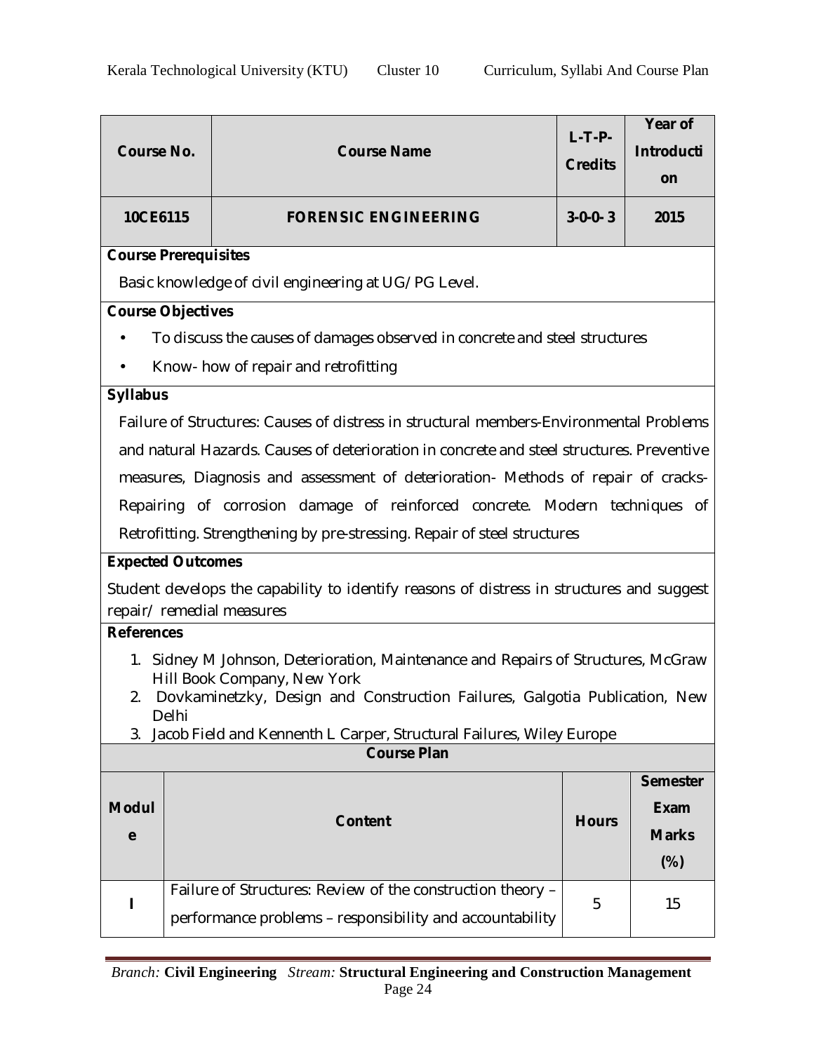| Course No. | Course Name | L-T-P-Credits | Year of Introduction |
|---|---|---|---|
| 10CE6115 | FORENSIC ENGINEERING | 3-0-0-3 | 2015 |

**Course Prerequisites**

Basic knowledge of civil engineering at UG/PG Level.

**Course Objectives**

- To discuss the causes of damages observed in concrete and steel structures
- Know- how of repair and retrofitting

**Syllabus**

Failure of Structures: Causes of distress in structural members-Environmental Problems and natural Hazards. Causes of deterioration in concrete and steel structures. Preventive measures, Diagnosis and assessment of deterioration- Methods of repair of cracks- Repairing of corrosion damage of reinforced concrete. Modern techniques of Retrofitting. Strengthening by pre-stressing. Repair of steel structures

**Expected Outcomes**

Student develops the capability to identify reasons of distress in structures and suggest repair/ remedial measures

**References**

1. Sidney M Johnson, Deterioration, Maintenance and Repairs of Structures, McGraw Hill Book Company, New York
2. Dovkaminetzky, Design and Construction Failures, Galgotia Publication, New Delhi
3. Jacob Field and Kennenth L Carper, Structural Failures, Wiley Europe

**Course Plan**

| Module | Content | Hours | Semester Exam Marks (%) |
|---|---|---|---|
| I | Failure of Structures: Review of the construction theory – performance problems – responsibility and accountability | 5 | 15 |

*Branch:* **Civil Engineering** *Stream:* **Structural Engineering and Construction Management**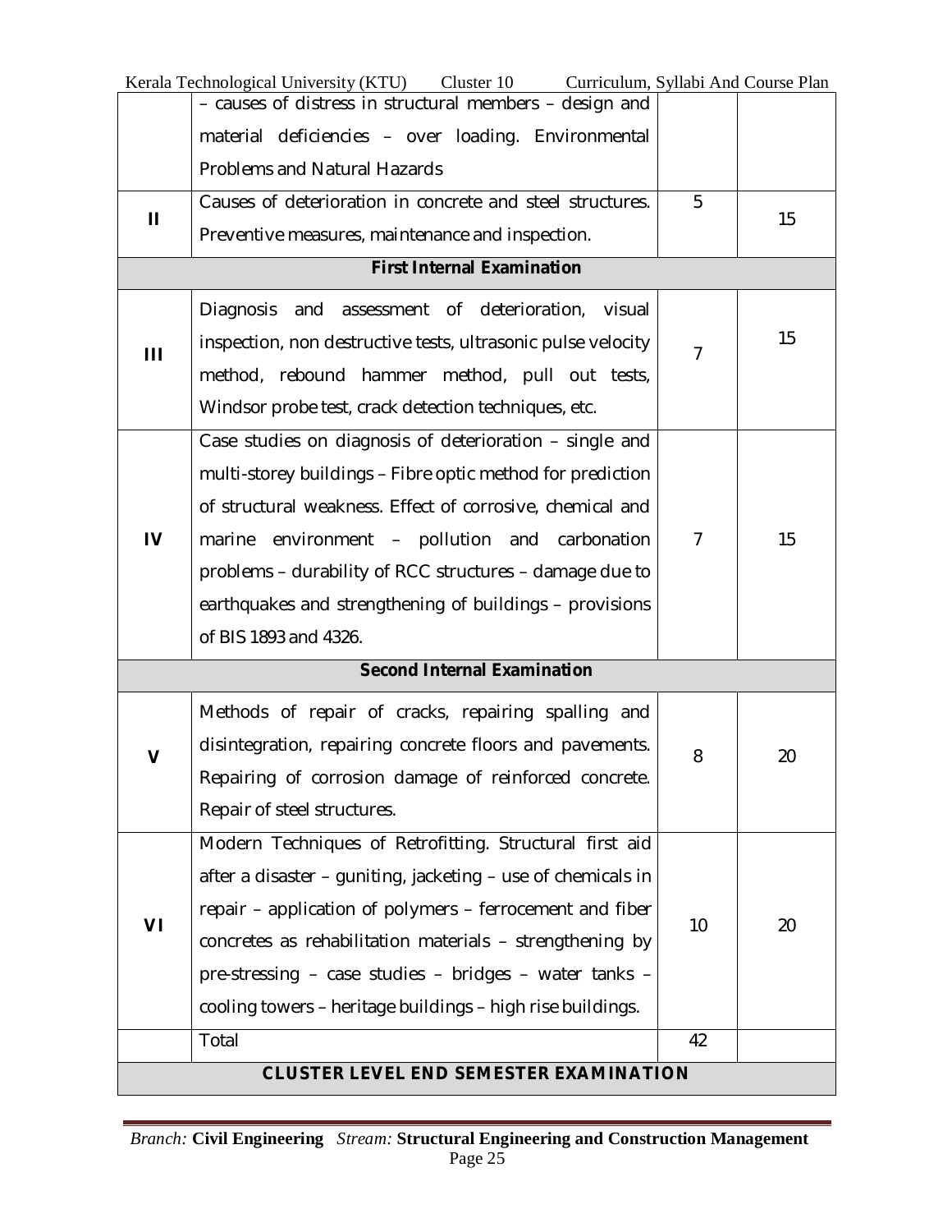| | | | |
|---|---|---|---|
| | – causes of distress in structural members – design and material deficiencies – over loading. Environmental Problems and Natural Hazards | | |
| **II** | Causes of deterioration in concrete and steel structures. Preventive measures, maintenance and inspection. | 5 | 15 |
| | **First Internal Examination** | | |
| **III** | Diagnosis and assessment of deterioration, visual inspection, non destructive tests, ultrasonic pulse velocity method, rebound hammer method, pull out tests, Windsor probe test, crack detection techniques, etc. | 7 | 15 |
| **IV** | Case studies on diagnosis of deterioration – single and multi-storey buildings – Fibre optic method for prediction of structural weakness. Effect of corrosive, chemical and marine environment – pollution and carbonation problems – durability of RCC structures – damage due to earthquakes and strengthening of buildings – provisions of BIS 1893 and 4326. | 7 | 15 |
| | **Second Internal Examination** | | |
| **V** | Methods of repair of cracks, repairing spalling and disintegration, repairing concrete floors and pavements. Repairing of corrosion damage of reinforced concrete. Repair of steel structures. | 8 | 20 |
| **VI** | Modern Techniques of Retrofitting. Structural first aid after a disaster – guniting, jacketing – use of chemicals in repair – application of polymers – ferrocement and fiber concretes as rehabilitation materials – strengthening by pre-stressing – case studies – bridges – water tanks – cooling towers – heritage buildings – high rise buildings. | 10 | 20 |
| | Total | 42 | |
| | **CLUSTER LEVEL END SEMESTER EXAMINATION** | | |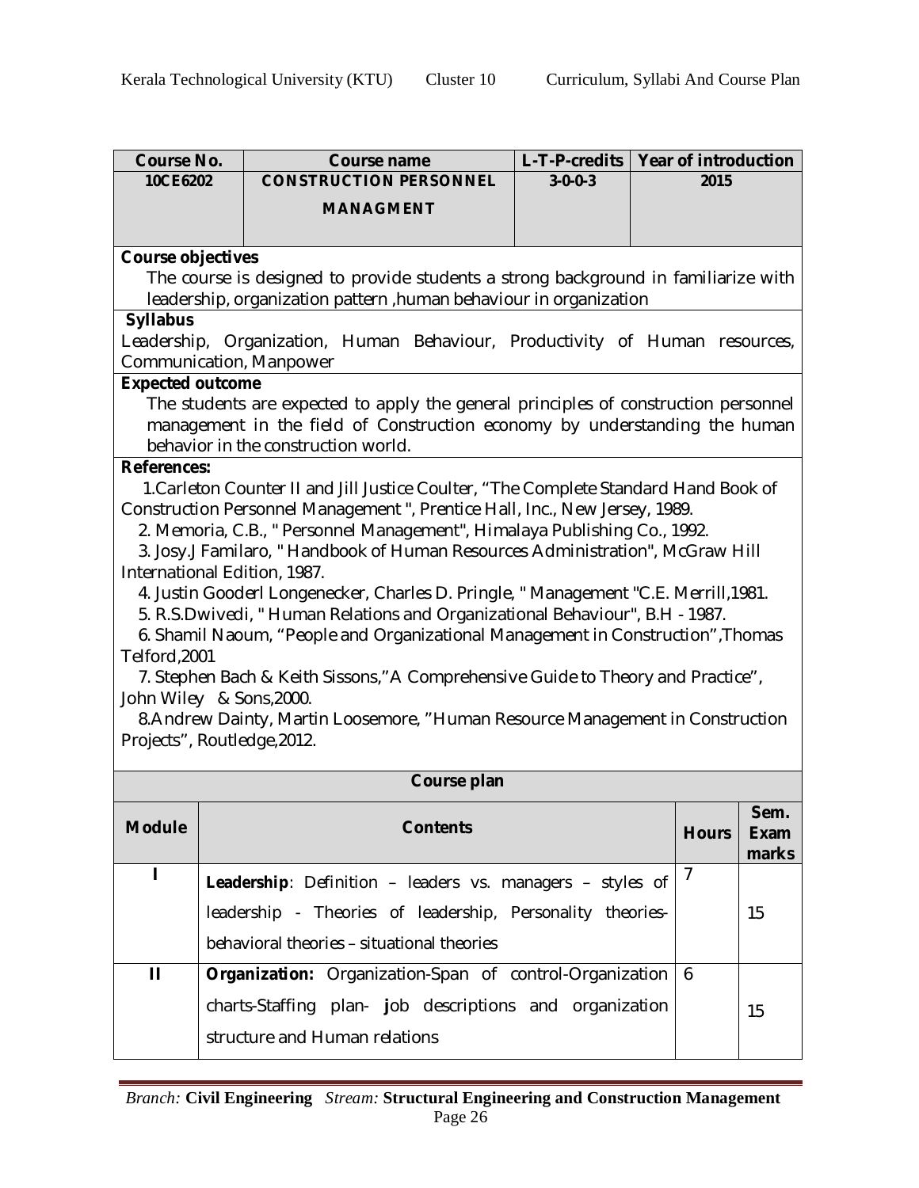| Course No. | Course name | L-T-P-credits | Year of introduction |
|---|---|---|---|
| 10CE6202 | CONSTRUCTION PERSONNEL MANAGMENT | 3-0-0-3 | 2015 |

**Course objectives**

The course is designed to provide students a strong background in familiarize with leadership, organization pattern ,human behaviour in organization

**Syllabus**

Leadership, Organization, Human Behaviour, Productivity of Human resources, Communication, Manpower

**Expected outcome**

The students are expected to apply the general principles of construction personnel management in the field of Construction economy by understanding the human behavior in the construction world.

**References:**

1. Carleton Counter II and Jill Justice Coulter, "The Complete Standard Hand Book of Construction Personnel Management ", Prentice Hall, Inc., New Jersey, 1989.
2. Memoria, C.B., " Personnel Management", Himalaya Publishing Co., 1992.
3. Josy.J Familaro, " Handbook of Human Resources Administration", McGraw Hill International Edition, 1987.
4. Justin Gooderl Longenecker, Charles D. Pringle, " Management "C.E. Merrill,1981.
5. R.S.Dwivedi, " Human Relations and Organizational Behaviour", B.H - 1987.
6. Shamil Naoum, "People and Organizational Management in Construction",Thomas Telford,2001
7. Stephen Bach & Keith Sissons,"A Comprehensive Guide to Theory and Practice", John Wiley & Sons,2000.
8. Andrew Dainty, Martin Loosemore, "Human Resource Management in Construction Projects", Routledge,2012.

**Course plan**

| Module | Contents | Hours | Sem. Exam marks |
|---|---|---|---|
| I | **Leadership**: Definition – leaders vs. managers – styles of leadership - Theories of leadership, Personality theories-behavioral theories – situational theories | 7 | 15 |
| II | **Organization:** Organization-Span of control-Organization charts-Staffing plan- job descriptions and organization structure and Human relations | 6 | 15 |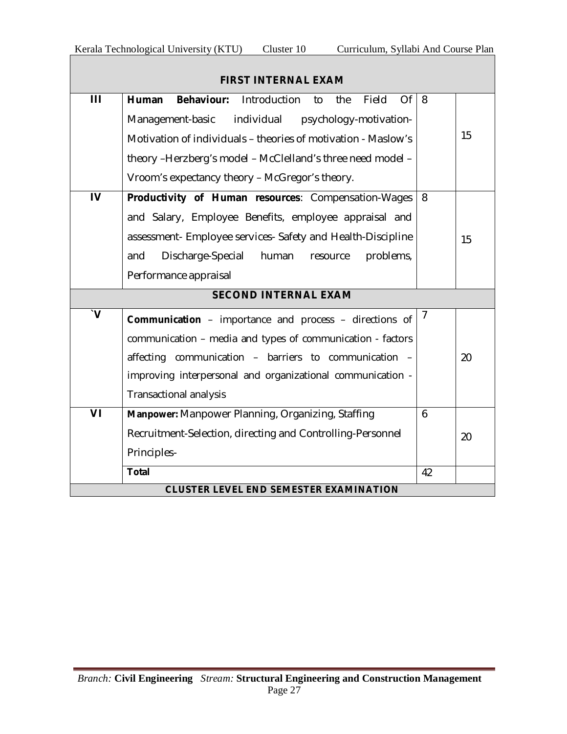| | | | |
|---|---|---|---|
| **FIRST INTERNAL EXAM** | | | |
| **III** | **Human Behaviour:** Introduction to the Field Of Management-basic individual psychology-motivation-Motivation of individuals – theories of motivation - Maslow's theory –Herzberg's model – McClelland's three need model – Vroom's expectancy theory – McGregor's theory. | 8 | 15 |
| **IV** | **Productivity of Human resources**: Compensation-Wages and Salary, Employee Benefits, employee appraisal and assessment- Employee services- Safety and Health-Discipline and Discharge-Special human resource problems, Performance appraisal | 8 | 15 |
| **SECOND INTERNAL EXAM** | | | |
| **`V** | **Communication** – importance and process – directions of communication – media and types of communication - factors affecting communication – barriers to communication – improving interpersonal and organizational communication - Transactional analysis | 7 | 20 |
| **VI** | **Manpower:** Manpower Planning, Organizing, Staffing Recruitment-Selection, directing and Controlling-Personnel Principles- | 6 | 20 |
| | **Total** | 42 | |
| **CLUSTER LEVEL END SEMESTER EXAMINATION** | | | |

*Branch:* **Civil Engineering** *Stream:* **Structural Engineering and Construction Management**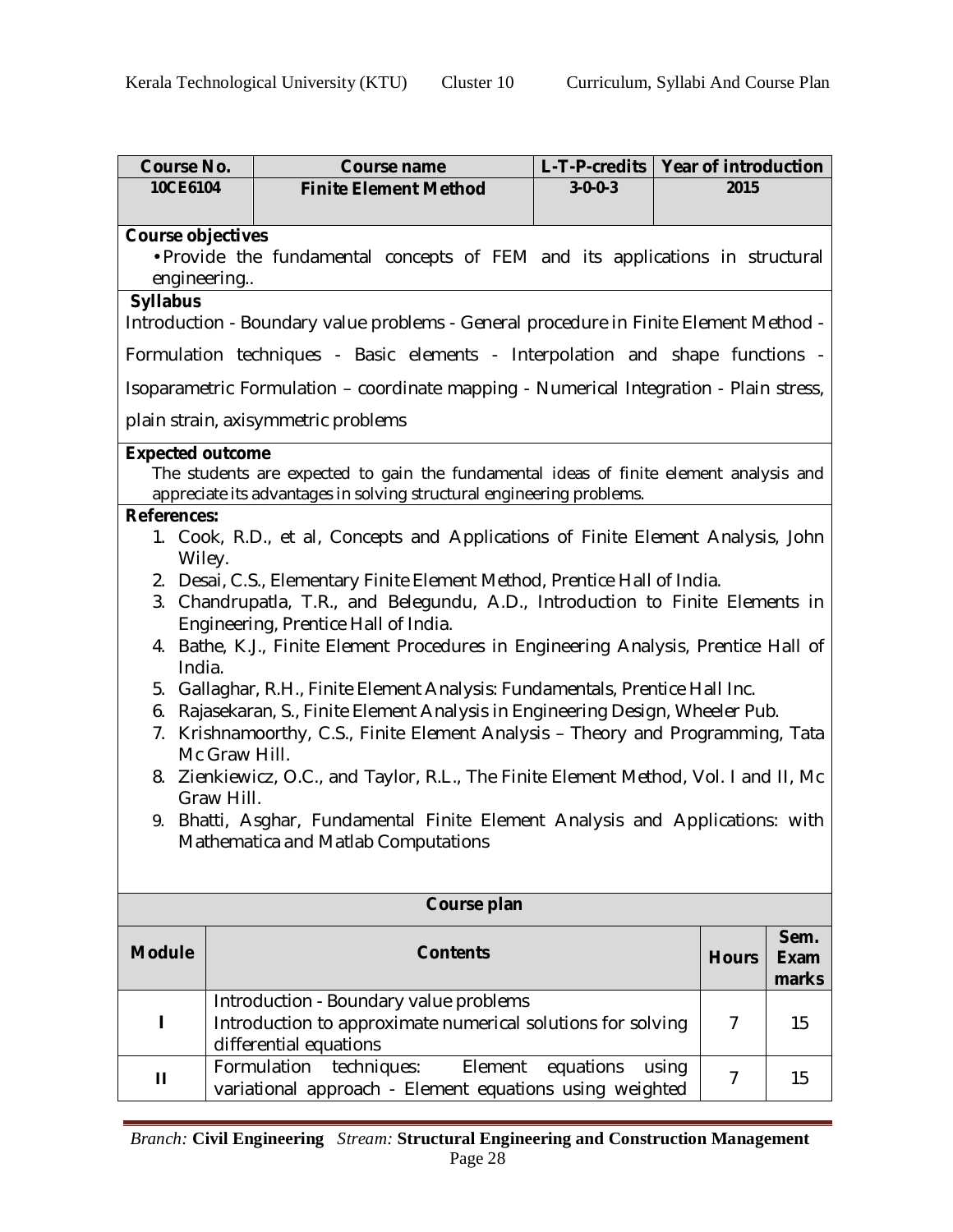| Course No. | Course name | L-T-P-credits | Year of introduction |
|---|---|---|---|
| 10CE6104 | Finite Element Method | 3-0-0-3 | 2015 |

**Course objectives**

- Provide the fundamental concepts of FEM and its applications in structural engineering..

**Syllabus**

Introduction - Boundary value problems - General procedure in Finite Element Method - Formulation techniques - Basic elements - Interpolation and shape functions - Isoparametric Formulation – coordinate mapping - Numerical Integration - Plain stress, plain strain, axisymmetric problems

**Expected outcome**

The students are expected to gain the fundamental ideas of finite element analysis and appreciate its advantages in solving structural engineering problems.

**References:**

1. Cook, R.D., et al, Concepts and Applications of Finite Element Analysis, John Wiley.
2. Desai, C.S., Elementary Finite Element Method, Prentice Hall of India.
3. Chandrupatla, T.R., and Belegundu, A.D., Introduction to Finite Elements in Engineering, Prentice Hall of India.
4. Bathe, K.J., Finite Element Procedures in Engineering Analysis, Prentice Hall of India.
5. Gallaghar, R.H., Finite Element Analysis: Fundamentals, Prentice Hall Inc.
6. Rajasekaran, S., Finite Element Analysis in Engineering Design, Wheeler Pub.
7. Krishnamoorthy, C.S., Finite Element Analysis – Theory and Programming, Tata Mc Graw Hill.
8. Zienkiewicz, O.C., and Taylor, R.L., The Finite Element Method, Vol. I and II, Mc Graw Hill.
9. Bhatti, Asghar, Fundamental Finite Element Analysis and Applications: with Mathematica and Matlab Computations

**Course plan**

| Module | Contents | Hours | Sem. Exam marks |
|---|---|---|---|
| I | Introduction - Boundary value problems<br>Introduction to approximate numerical solutions for solving differential equations | 7 | 15 |
| II | Formulation techniques: Element equations using variational approach - Element equations using weighted | 7 | 15 |

*Branch:* **Civil Engineering** *Stream:* **Structural Engineering and Construction Management**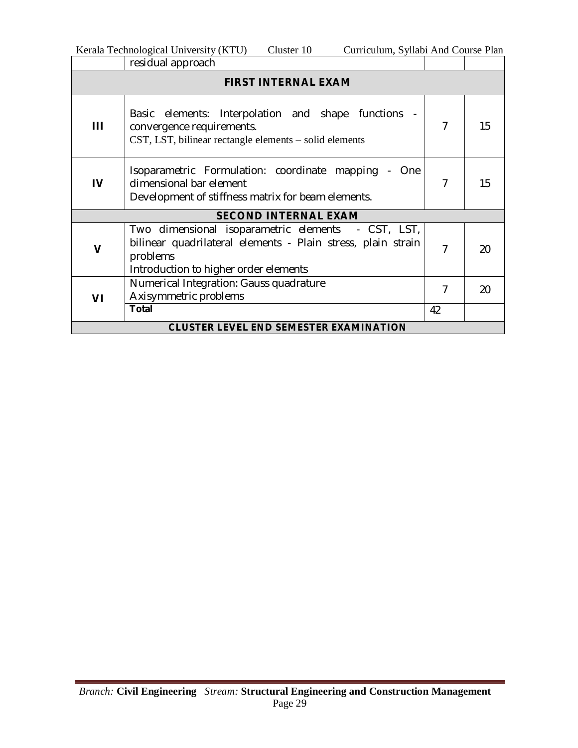| | | | |
|---|---|---|---|
| | residual approach | | |
| **FIRST INTERNAL EXAM** | | | |
| **III** | Basic elements: Interpolation and shape functions - convergence requirements.<br>CST, LST, bilinear rectangle elements – solid elements | 7 | 15 |
| **IV** | Isoparametric Formulation: coordinate mapping - One dimensional bar element<br>Development of stiffness matrix for beam elements. | 7 | 15 |
| **SECOND INTERNAL EXAM** | | | |
| **V** | Two dimensional isoparametric elements - CST, LST, bilinear quadrilateral elements - Plain stress, plain strain problems<br>Introduction to higher order elements | 7 | 20 |
| **VI** | Numerical Integration: Gauss quadrature<br>Axisymmetric problems | 7 | 20 |
| | **Total** | 42 | |
| **CLUSTER LEVEL END SEMESTER EXAMINATION** | | | |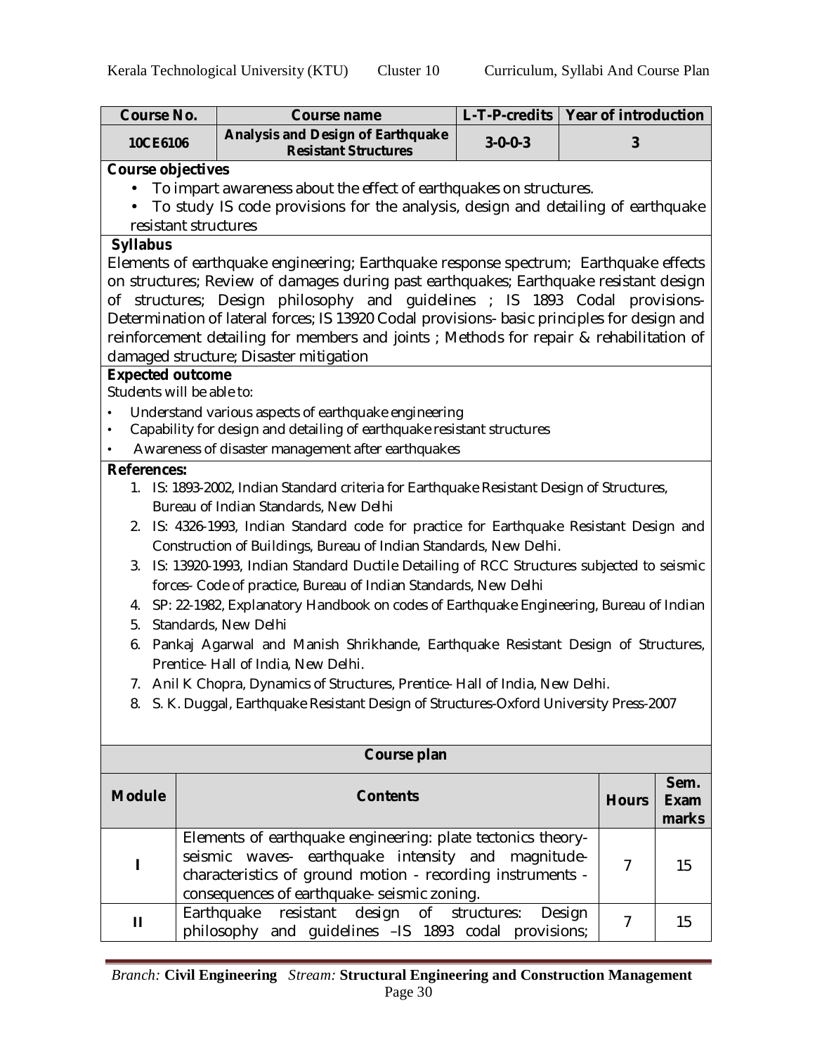| Course No. | Course name | L-T-P-credits | Year of introduction |
|---|---|---|---|
| 10CE6106 | Analysis and Design of Earthquake Resistant Structures | 3-0-0-3 | 3 |

**Course objectives**

- To impart awareness about the effect of earthquakes on structures.
- To study IS code provisions for the analysis, design and detailing of earthquake resistant structures

**Syllabus**

Elements of earthquake engineering; Earthquake response spectrum; Earthquake effects on structures; Review of damages during past earthquakes; Earthquake resistant design of structures; Design philosophy and guidelines ; IS 1893 Codal provisions-Determination of lateral forces; IS 13920 Codal provisions- basic principles for design and reinforcement detailing for members and joints ; Methods for repair & rehabilitation of damaged structure; Disaster mitigation

**Expected outcome**

Students will be able to:

- Understand various aspects of earthquake engineering
- Capability for design and detailing of earthquake resistant structures
- Awareness of disaster management after earthquakes

**References:**

1. IS: 1893-2002, Indian Standard criteria for Earthquake Resistant Design of Structures, Bureau of Indian Standards, New Delhi
2. IS: 4326-1993, Indian Standard code for practice for Earthquake Resistant Design and Construction of Buildings, Bureau of Indian Standards, New Delhi.
3. IS: 13920-1993, Indian Standard Ductile Detailing of RCC Structures subjected to seismic forces- Code of practice, Bureau of Indian Standards, New Delhi
4. SP: 22-1982, Explanatory Handbook on codes of Earthquake Engineering, Bureau of Indian
5. Standards, New Delhi
6. Pankaj Agarwal and Manish Shrikhande, Earthquake Resistant Design of Structures, Prentice- Hall of India, New Delhi.
7. Anil K Chopra, Dynamics of Structures, Prentice- Hall of India, New Delhi.
8. S. K. Duggal, Earthquake Resistant Design of Structures-Oxford University Press-2007

**Course plan**

| Module | Contents | Hours | Sem. Exam marks |
|---|---|---|---|
| I | Elements of earthquake engineering: plate tectonics theory- seismic waves- earthquake intensity and magnitude- characteristics of ground motion - recording instruments - consequences of earthquake- seismic zoning. | 7 | 15 |
| II | Earthquake resistant design of structures: Design philosophy and guidelines –IS 1893 codal provisions; | 7 | 15 |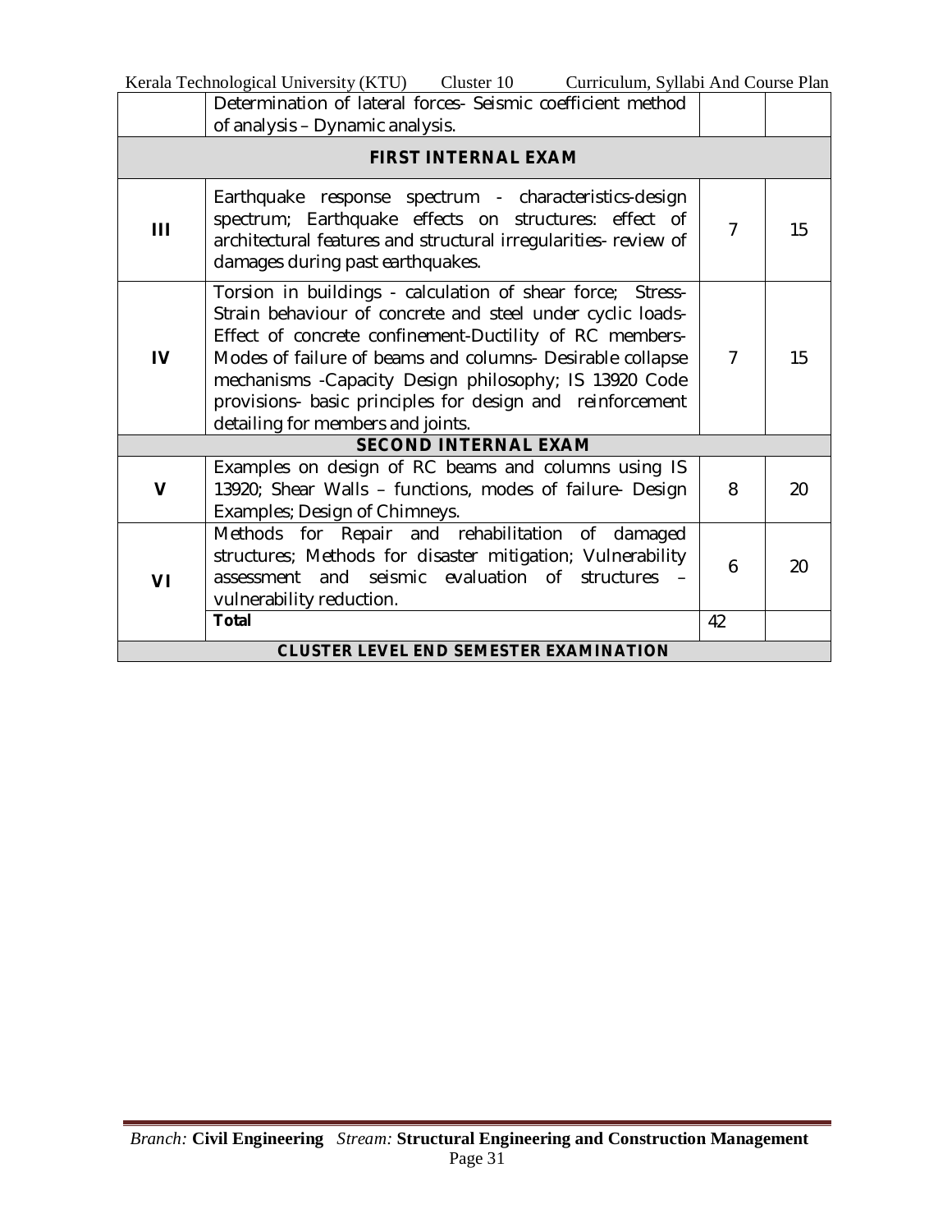| | | | |
|---|---|---|---|
| | Determination of lateral forces- Seismic coefficient method of analysis – Dynamic analysis. | | |
| **FIRST INTERNAL EXAM** | | | |
| **III** | Earthquake response spectrum - characteristics-design spectrum; Earthquake effects on structures: effect of architectural features and structural irregularities- review of damages during past earthquakes. | 7 | 15 |
| **IV** | Torsion in buildings - calculation of shear force; Stress-Strain behaviour of concrete and steel under cyclic loads- Effect of concrete confinement-Ductility of RC members- Modes of failure of beams and columns- Desirable collapse mechanisms -Capacity Design philosophy; IS 13920 Code provisions- basic principles for design and reinforcement detailing for members and joints. | 7 | 15 |
| **SECOND INTERNAL EXAM** | | | |
| **V** | Examples on design of RC beams and columns using IS 13920; Shear Walls – functions, modes of failure- Design Examples; Design of Chimneys. | 8 | 20 |
| **VI** | Methods for Repair and rehabilitation of damaged structures; Methods for disaster mitigation; Vulnerability assessment and seismic evaluation of structures – vulnerability reduction. | 6 | 20 |
| | **Total** | 42 | |
| **CLUSTER LEVEL END SEMESTER EXAMINATION** | | | |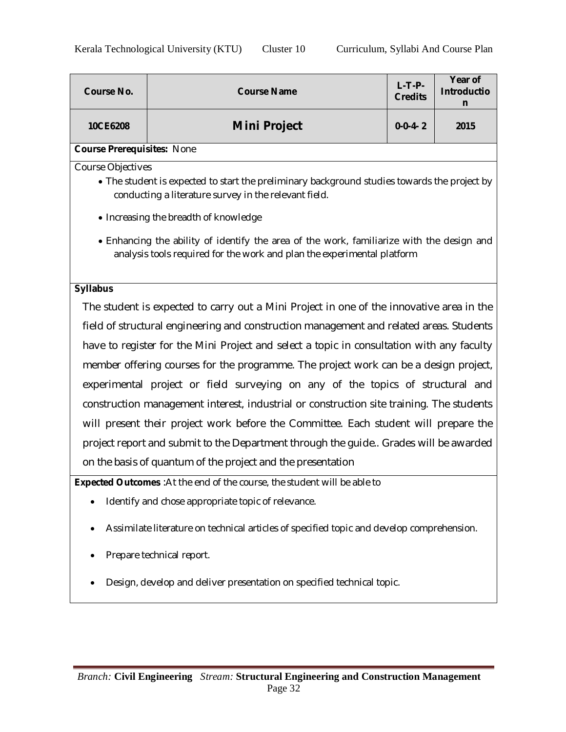| Course No. | Course Name | L-T-P-Credits | Year of Introduction |
|---|---|---|---|
| 10CE6208 | **Mini Project** | 0-0-4- 2 | 2015 |

**Course Prerequisites:** None

Course Objectives

- The student is expected to start the preliminary background studies towards the project by conducting a literature survey in the relevant field.
- Increasing the breadth of knowledge
- Enhancing the ability of identify the area of the work, familiarize with the design and analysis tools required for the work and plan the experimental platform

**Syllabus**

The student is expected to carry out a Mini Project in one of the innovative area in the field of structural engineering and construction management and related areas. Students have to register for the Mini Project and select a topic in consultation with any faculty member offering courses for the programme. The project work can be a design project, experimental project or field surveying on any of the topics of structural and construction management interest, industrial or construction site training. The students will present their project work before the Committee. Each student will prepare the project report and submit to the Department through the guide.. Grades will be awarded on the basis of quantum of the project and the presentation

**Expected Outcomes** :At the end of the course, the student will be able to

- Identify and chose appropriate topic of relevance.
- Assimilate literature on technical articles of specified topic and develop comprehension.
- Prepare technical report.
- Design, develop and deliver presentation on specified technical topic.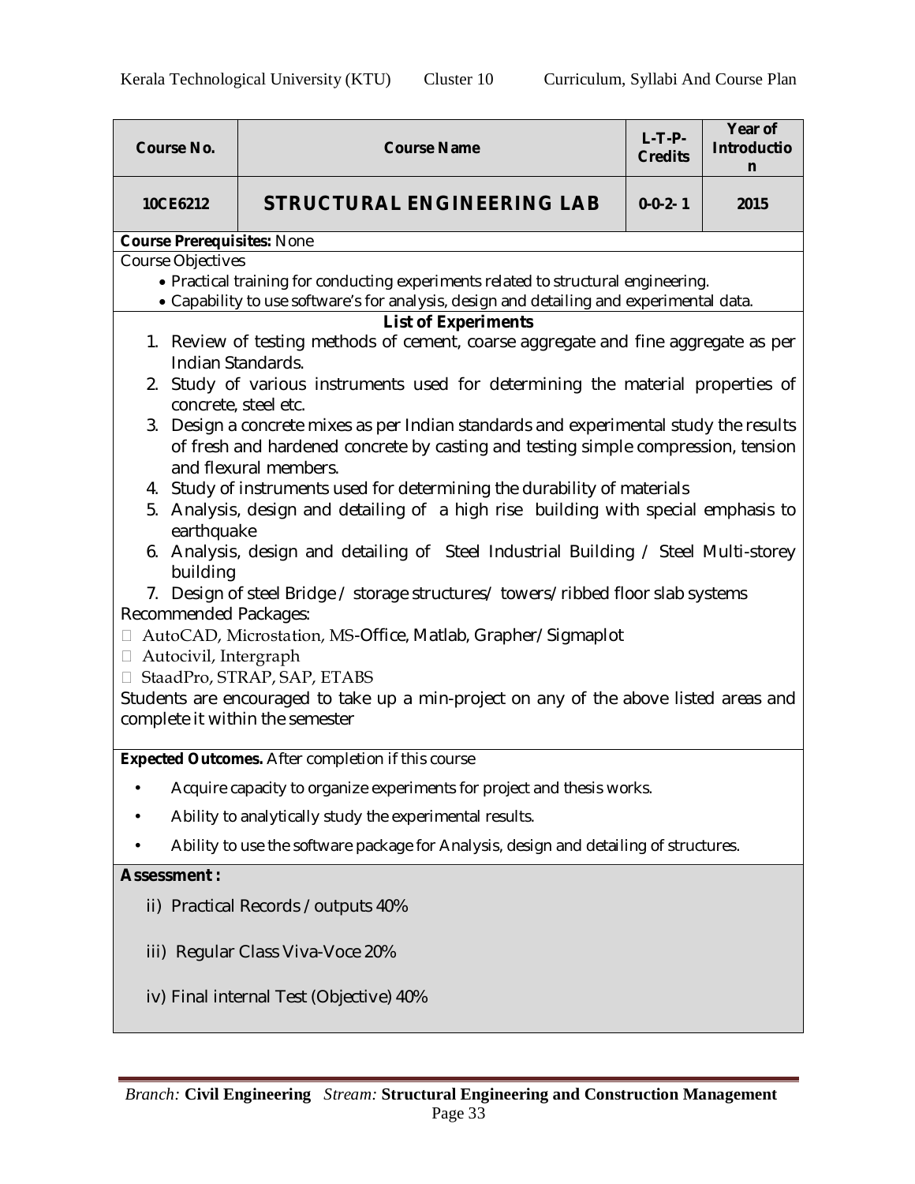| Course No. | Course Name | L-T-P-Credits | Year of Introduction |
|---|---|---|---|
| 10CE6212 | **STRUCTURAL ENGINEERING LAB** | 0-0-2-1 | 2015 |

**Course Prerequisites:** None

Course Objectives

- Practical training for conducting experiments related to structural engineering.
- Capability to use software's for analysis, design and detailing and experimental data.

**List of Experiments**

1. Review of testing methods of cement, coarse aggregate and fine aggregate as per Indian Standards.
2. Study of various instruments used for determining the material properties of concrete, steel etc.
3. Design a concrete mixes as per Indian standards and experimental study the results of fresh and hardened concrete by casting and testing simple compression, tension and flexural members.
4. Study of instruments used for determining the durability of materials
5. Analysis, design and detailing of a high rise building with special emphasis to earthquake
6. Analysis, design and detailing of Steel Industrial Building / Steel Multi-storey building
7. Design of steel Bridge / storage structures/ towers/ribbed floor slab systems

Recommended Packages:

- AutoCAD, Microstation, MS-Office, Matlab, Grapher/Sigmaplot
- Autocivil, Intergraph
- StaadPro, STRAP, SAP, ETABS

Students are encouraged to take up a min-project on any of the above listed areas and complete it within the semester

**Expected Outcomes.** After completion if this course

- Acquire capacity to organize experiments for project and thesis works.
- Ability to analytically study the experimental results.
- Ability to use the software package for Analysis, design and detailing of structures.

**Assessment :**

ii) Practical Records / outputs 40%

iii) Regular Class Viva-Voce 20%

iv) Final internal Test (Objective) 40%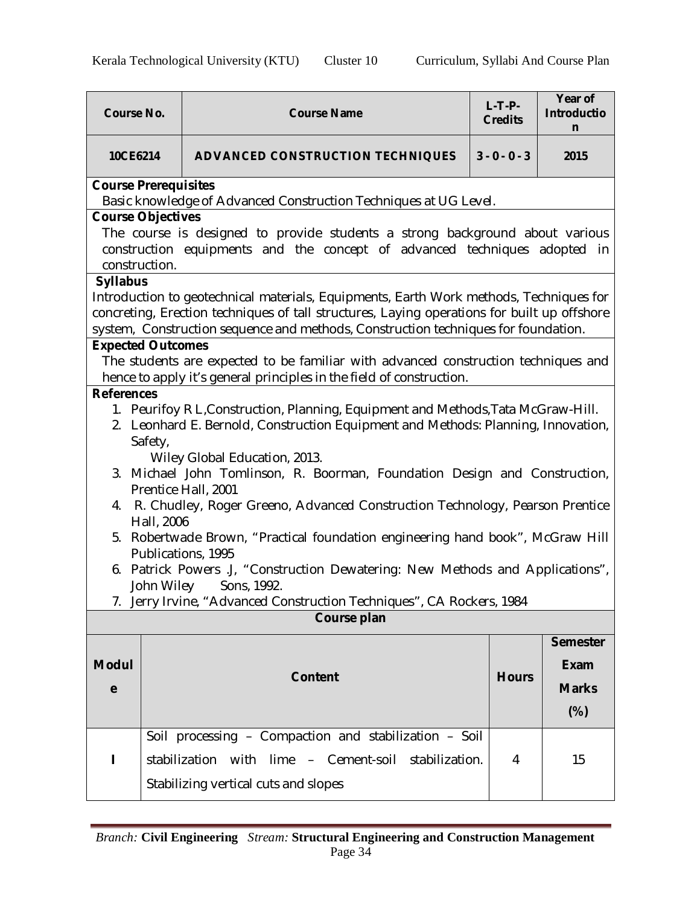| Course No. | Course Name | L-T-P-Credits | Year of Introduction |
|---|---|---|---|
| 10CE6214 | ADVANCED CONSTRUCTION TECHNIQUES | 3-0-0-3 | 2015 |

**Course Prerequisites**

Basic knowledge of Advanced Construction Techniques at UG Level.

**Course Objectives**

The course is designed to provide students a strong background about various construction equipments and the concept of advanced techniques adopted in construction.

**Syllabus**

Introduction to geotechnical materials, Equipments, Earth Work methods, Techniques for concreting, Erection techniques of tall structures, Laying operations for built up offshore system, Construction sequence and methods, Construction techniques for foundation.

**Expected Outcomes**

The students are expected to be familiar with advanced construction techniques and hence to apply it's general principles in the field of construction.

**References**

1. Peurifoy R L,Construction, Planning, Equipment and Methods,Tata McGraw-Hill.
2. Leonhard E. Bernold, Construction Equipment and Methods: Planning, Innovation, Safety,
   Wiley Global Education, 2013.
3. Michael John Tomlinson, R. Boorman, Foundation Design and Construction, Prentice Hall, 2001
4. R. Chudley, Roger Greeno, Advanced Construction Technology, Pearson Prentice Hall, 2006
5. Robertwade Brown, "Practical foundation engineering hand book", McGraw Hill Publications, 1995
6. Patrick Powers .J, "Construction Dewatering: New Methods and Applications", John Wiley Sons, 1992.
7. Jerry Irvine, "Advanced Construction Techniques", CA Rockers, 1984

**Course plan**

| Module | Content | Hours | Semester Exam Marks (%) |
|---|---|---|---|
| I | Soil processing – Compaction and stabilization – Soil stabilization with lime – Cement-soil stabilization. Stabilizing vertical cuts and slopes | 4 | 15 |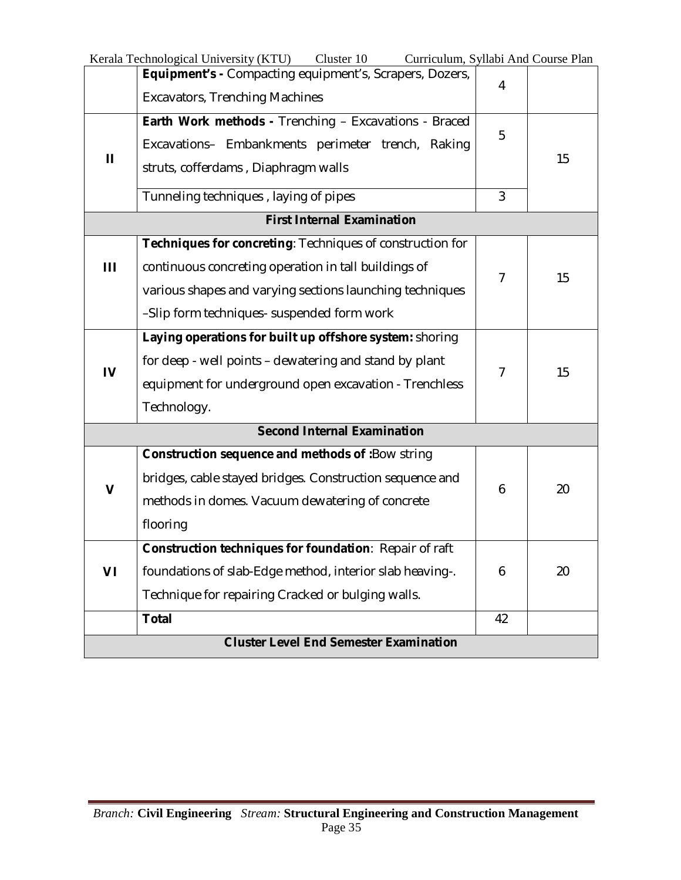| | | | |
|---|---|---|---|
| | **Equipment's -** Compacting equipment's, Scrapers, Dozers, Excavators, Trenching Machines | 4 | |
| II | **Earth Work methods -** Trenching – Excavations - Braced Excavations– Embankments perimeter trench, Raking struts, cofferdams , Diaphragm walls | 5 | 15 |
| | Tunneling techniques , laying of pipes | 3 | |
| **First Internal Examination** | | | |
| III | **Techniques for concreting**: Techniques of construction for continuous concreting operation in tall buildings of various shapes and varying sections launching techniques –Slip form techniques- suspended form work | 7 | 15 |
| IV | **Laying operations for built up offshore system:** shoring for deep - well points – dewatering and stand by plant equipment for underground open excavation - Trenchless Technology. | 7 | 15 |
| **Second Internal Examination** | | | |
| V | **Construction sequence and methods of :**Bow string bridges, cable stayed bridges. Construction sequence and methods in domes. Vacuum dewatering of concrete flooring | 6 | 20 |
| VI | **Construction techniques for foundation**: Repair of raft foundations of slab-Edge method, interior slab heaving-. Technique for repairing Cracked or bulging walls. | 6 | 20 |
| | **Total** | 42 | |
| **Cluster Level End Semester Examination** | | | |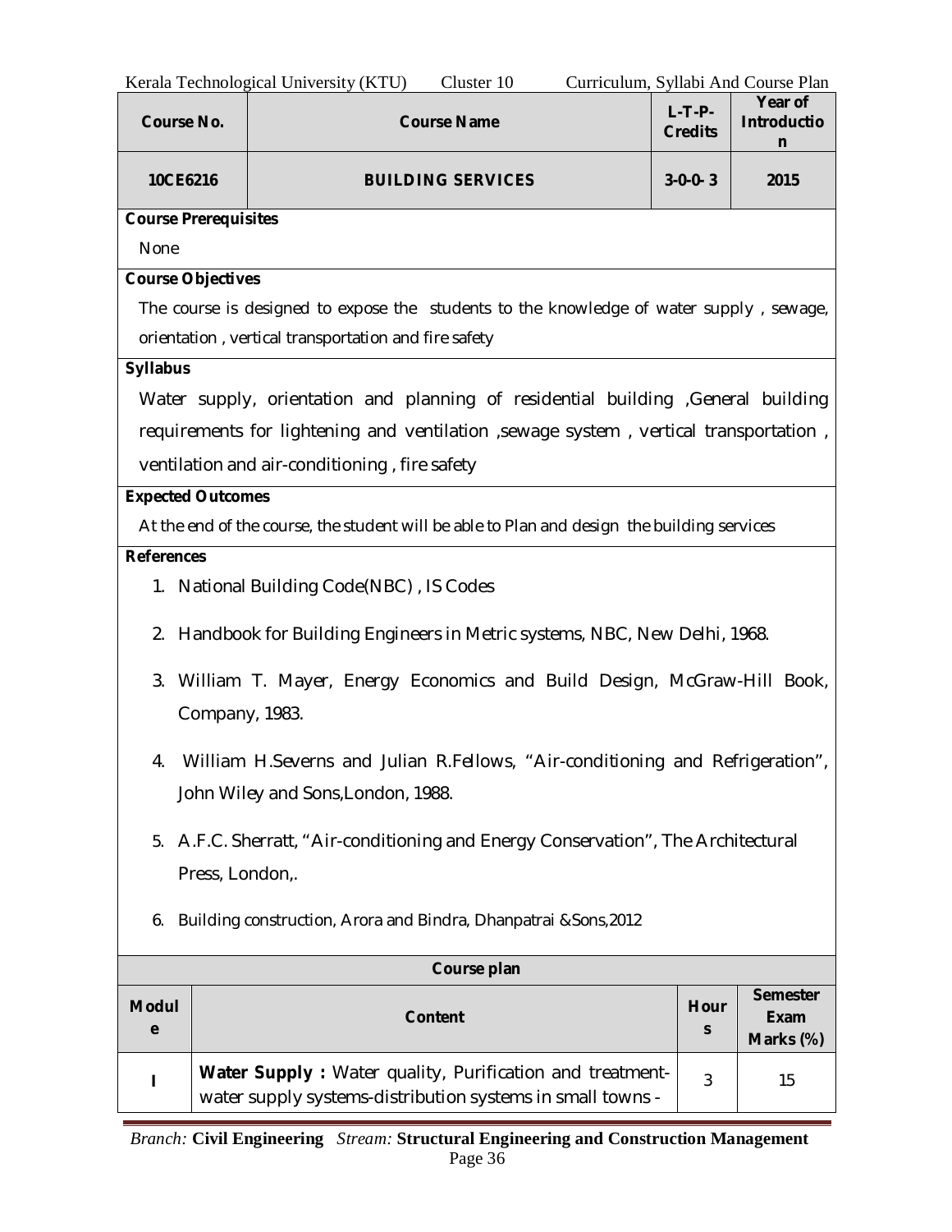| Course No. | Course Name | L-T-P-Credits | Year of Introduction |
|---|---|---|---|
| 10CE6216 | BUILDING SERVICES | 3-0-0- 3 | 2015 |

**Course Prerequisites**

None

**Course Objectives**

The course is designed to expose the students to the knowledge of water supply , sewage, orientation , vertical transportation and fire safety

**Syllabus**

Water supply, orientation and planning of residential building ,General building requirements for lightening and ventilation ,sewage system , vertical transportation , ventilation and air-conditioning , fire safety

**Expected Outcomes**

At the end of the course, the student will be able to Plan and design the building services

**References**

1. National Building Code(NBC) , IS Codes
2. Handbook for Building Engineers in Metric systems, NBC, New Delhi, 1968.
3. William T. Mayer, Energy Economics and Build Design, McGraw-Hill Book, Company, 1983.
4. William H.Severns and Julian R.Fellows, "Air-conditioning and Refrigeration", John Wiley and Sons,London, 1988.
5. A.F.C. Sherratt, "Air-conditioning and Energy Conservation", The Architectural Press, London,.
6. Building construction, Arora and Bindra, Dhanpatrai &Sons,2012

**Course plan**

| Module | Content | Hours | Semester Exam Marks (%) |
|---|---|---|---|
| I | **Water Supply :** Water quality, Purification and treatment- water supply systems-distribution systems in small towns - | 3 | 15 |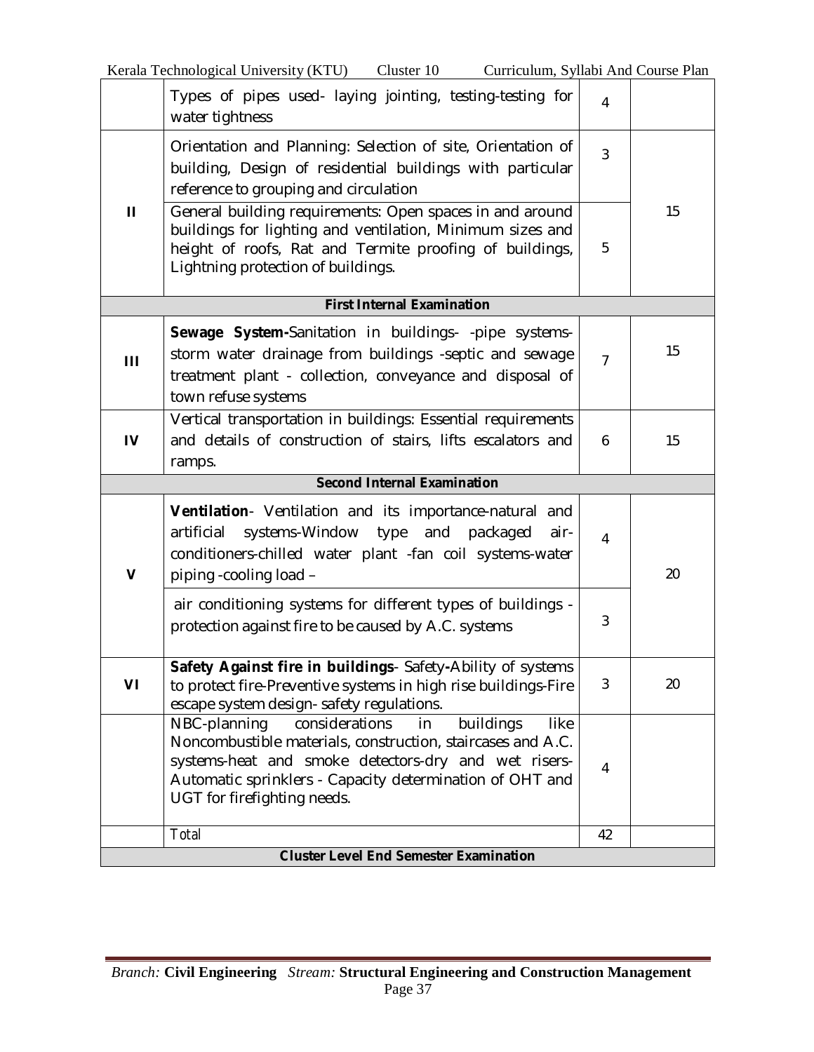| | | | |
|---|---|---|---|
| | Types of pipes used- laying jointing, testing-testing for water tightness | 4 | |
| II | Orientation and Planning: Selection of site, Orientation of building, Design of residential buildings with particular reference to grouping and circulation | 3 | 15 |
| | General building requirements: Open spaces in and around buildings for lighting and ventilation, Minimum sizes and height of roofs, Rat and Termite proofing of buildings, Lightning protection of buildings. | 5 | |
| **First Internal Examination** | | | |
| III | **Sewage System-**Sanitation in buildings- -pipe systems-storm water drainage from buildings -septic and sewage treatment plant - collection, conveyance and disposal of town refuse systems | 7 | 15 |
| IV | Vertical transportation in buildings: Essential requirements and details of construction of stairs, lifts escalators and ramps. | 6 | 15 |
| **Second Internal Examination** | | | |
| V | **Ventilation**- Ventilation and its importance-natural and artificial systems-Window type and packaged air-conditioners-chilled water plant -fan coil systems-water piping -cooling load – | 4 | 20 |
| | air conditioning systems for different types of buildings -protection against fire to be caused by A.C. systems | 3 | |
| VI | **Safety Against fire in buildings**- Safety-Ability of systems to protect fire-Preventive systems in high rise buildings-Fire escape system design- safety regulations. | 3 | 20 |
| | NBC-planning considerations in buildings like Noncombustible materials, construction, staircases and A.C. systems-heat and smoke detectors-dry and wet risers-Automatic sprinklers - Capacity determination of OHT and UGT for firefighting needs. | 4 | |
| | Total | 42 | |
| **Cluster Level End Semester Examination** | | | |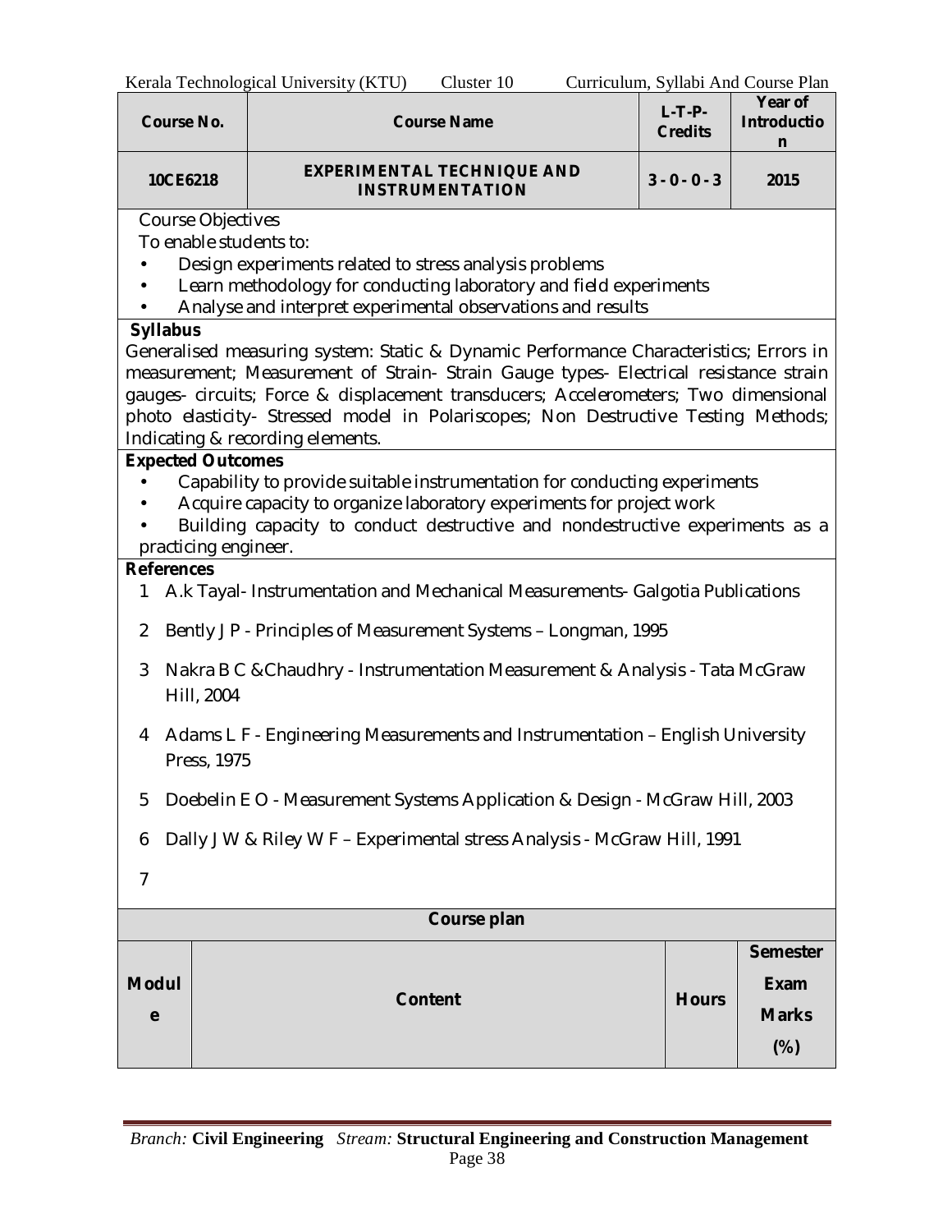| Course No. | Course Name | L-T-P-Credits | Year of Introduction |
|---|---|---|---|
| 10CE6218 | EXPERIMENTAL TECHNIQUE AND INSTRUMENTATION | 3 - 0 - 0 - 3 | 2015 |

**Course Objectives**

To enable students to:

- Design experiments related to stress analysis problems
- Learn methodology for conducting laboratory and field experiments
- Analyse and interpret experimental observations and results

**Syllabus**

Generalised measuring system: Static & Dynamic Performance Characteristics; Errors in measurement; Measurement of Strain- Strain Gauge types- Electrical resistance strain gauges- circuits; Force & displacement transducers; Accelerometers; Two dimensional photo elasticity- Stressed model in Polariscopes; Non Destructive Testing Methods; Indicating & recording elements.

**Expected Outcomes**

- Capability to provide suitable instrumentation for conducting experiments
- Acquire capacity to organize laboratory experiments for project work
- Building capacity to conduct destructive and nondestructive experiments as a practicing engineer.

**References**

1. A.k Tayal- Instrumentation and Mechanical Measurements- Galgotia Publications
2. Bently J P - Principles of Measurement Systems – Longman, 1995
3. Nakra B C &Chaudhry - Instrumentation Measurement & Analysis - Tata McGraw Hill, 2004
4. Adams L F - Engineering Measurements and Instrumentation – English University Press, 1975
5. Doebelin E O - Measurement Systems Application & Design - McGraw Hill, 2003
6. Dally J W & Riley W F – Experimental stress Analysis - McGraw Hill, 1991
7.

**Course plan**

| Module | Content | Hours | Semester Exam Marks (%) |
|---|---|---|---|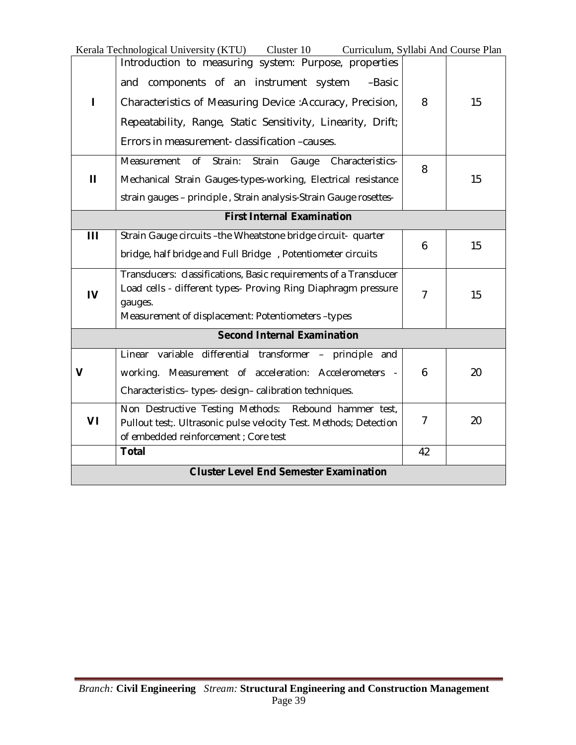| | | | |
|---|---|---|---|
| I | Introduction to measuring system: Purpose, properties and components of an instrument system –Basic Characteristics of Measuring Device :Accuracy, Precision, Repeatability, Range, Static Sensitivity, Linearity, Drift; Errors in measurement- classification –causes. | 8 | 15 |
| II | Measurement of Strain: Strain Gauge Characteristics-Mechanical Strain Gauges-types-working, Electrical resistance strain gauges – principle , Strain analysis-Strain Gauge rosettes- | 8 | 15 |
| **First Internal Examination** | | | |
| III | Strain Gauge circuits –the Wheatstone bridge circuit- quarter bridge, half bridge and Full Bridge , Potentiometer circuits | 6 | 15 |
| IV | Transducers: classifications, Basic requirements of a Transducer Load cells - different types- Proving Ring Diaphragm pressure gauges. Measurement of displacement: Potentiometers –types | 7 | 15 |
| **Second Internal Examination** | | | |
| V | Linear variable differential transformer – principle and working. Measurement of acceleration: Accelerometers - Characteristics– types- design– calibration techniques. | 6 | 20 |
| VI | Non Destructive Testing Methods: Rebound hammer test, Pullout test;. Ultrasonic pulse velocity Test. Methods; Detection of embedded reinforcement ; Core test | 7 | 20 |
| | **Total** | 42 | |
| **Cluster Level End Semester Examination** | | | |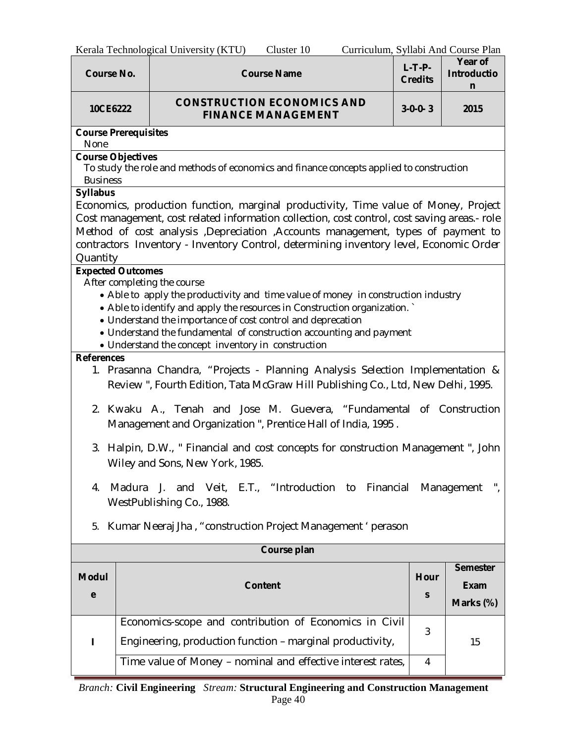| Course No. | Course Name | L-T-P-Credits | Year of Introduction |
|---|---|---|---|
| 10CE6222 | CONSTRUCTION ECONOMICS AND FINANCE MANAGEMENT | 3-0-0- 3 | 2015 |

**Course Prerequisites**

None

**Course Objectives**

To study the role and methods of economics and finance concepts applied to construction Business

**Syllabus**

Economics, production function, marginal productivity, Time value of Money, Project Cost management, cost related information collection, cost control, cost saving areas.- role Method of cost analysis ,Depreciation ,Accounts management, types of payment to contractors Inventory - Inventory Control, determining inventory level, Economic Order Quantity

**Expected Outcomes**

After completing the course

- Able to apply the productivity and time value of money in construction industry
- Able to identify and apply the resources in Construction organization. `
- Understand the importance of cost control and deprecation
- Understand the fundamental of construction accounting and payment
- Understand the concept inventory in construction

**References**

1. Prasanna Chandra, "Projects - Planning Analysis Selection Implementation & Review ", Fourth Edition, Tata McGraw Hill Publishing Co., Ltd, New Delhi, 1995.
2. Kwaku A., Tenah and Jose M. Guevera, "Fundamental of Construction Management and Organization ", Prentice Hall of India, 1995 .
3. Halpin, D.W., " Financial and cost concepts for construction Management ", John Wiley and Sons, New York, 1985.
4. Madura J. and Veit, E.T., "Introduction to Financial Management ", WestPublishing Co., 1988.
5. Kumar Neeraj Jha , "construction Project Management ' perason

**Course plan**

| Module | Content | Hours | Semester Exam Marks (%) |
|---|---|---|---|
| I | Economics-scope and contribution of Economics in Civil Engineering, production function – marginal productivity, | 3 | 15 |
| | Time value of Money – nominal and effective interest rates, | 4 | |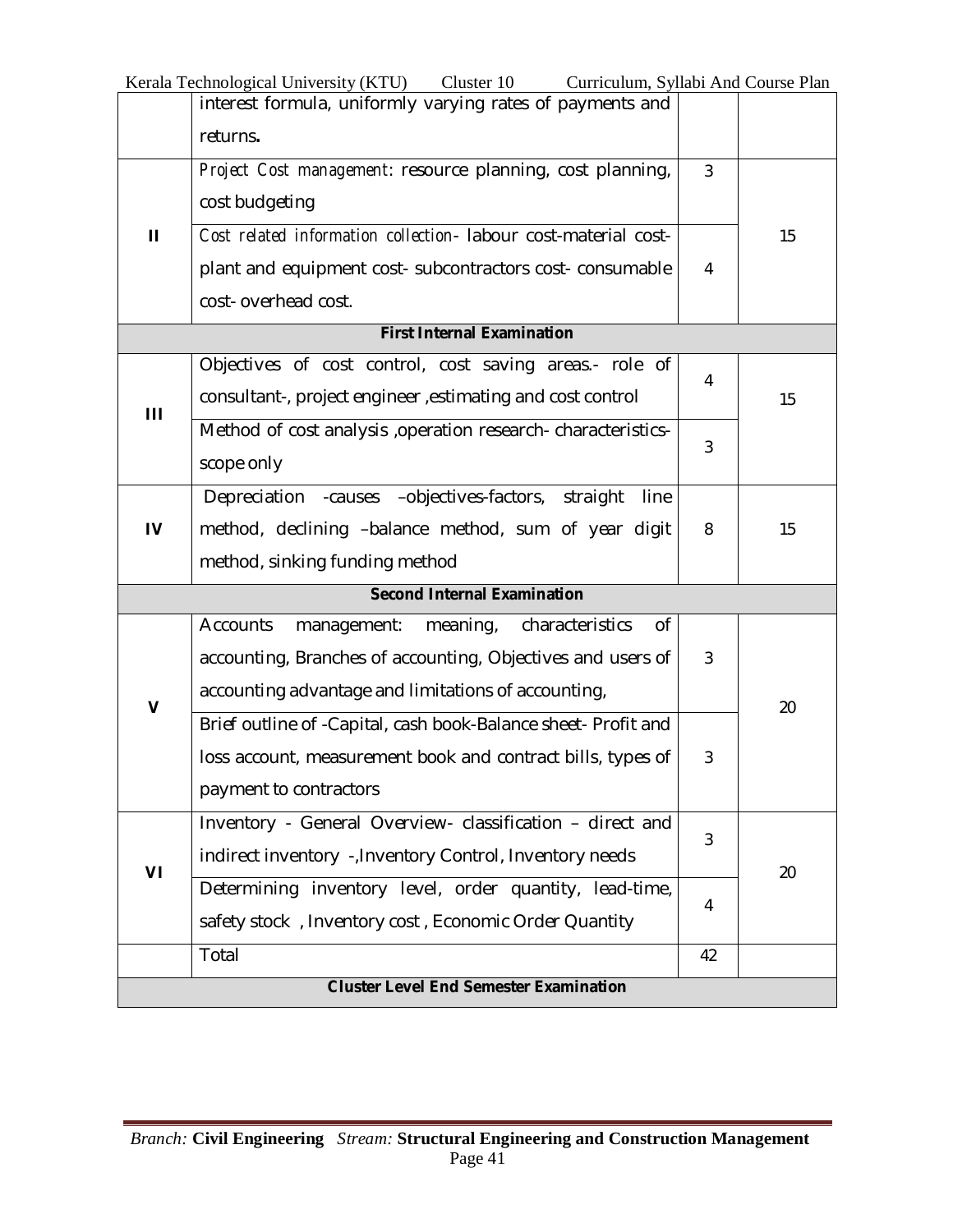| | interest formula, uniformly varying rates of payments and returns. | | |
|---|---|---|---|
| II | *Project Cost management*: resource planning, cost planning, cost budgeting | 3 | 15 |
| | *Cost related information collection*- labour cost-material cost-plant and equipment cost- subcontractors cost- consumable cost- overhead cost. | 4 | |
| **First Internal Examination** | | | |
| III | Objectives of cost control, cost saving areas.- role of consultant-, project engineer ,estimating and cost control | 4 | 15 |
| | Method of cost analysis ,operation research- characteristics-scope only | 3 | |
| IV | Depreciation -causes –objectives-factors, straight line method, declining –balance method, sum of year digit method, sinking funding method | 8 | 15 |
| **Second Internal Examination** | | | |
| V | Accounts management: meaning, characteristics of accounting, Branches of accounting, Objectives and users of accounting advantage and limitations of accounting, | 3 | 20 |
| | Brief outline of -Capital, cash book-Balance sheet- Profit and loss account, measurement book and contract bills, types of payment to contractors | 3 | |
| VI | Inventory - General Overview- classification – direct and indirect inventory -,Inventory Control, Inventory needs | 3 | 20 |
| | Determining inventory level, order quantity, lead-time, safety stock , Inventory cost , Economic Order Quantity | 4 | |
| | Total | 42 | |
| **Cluster Level End Semester Examination** | | | |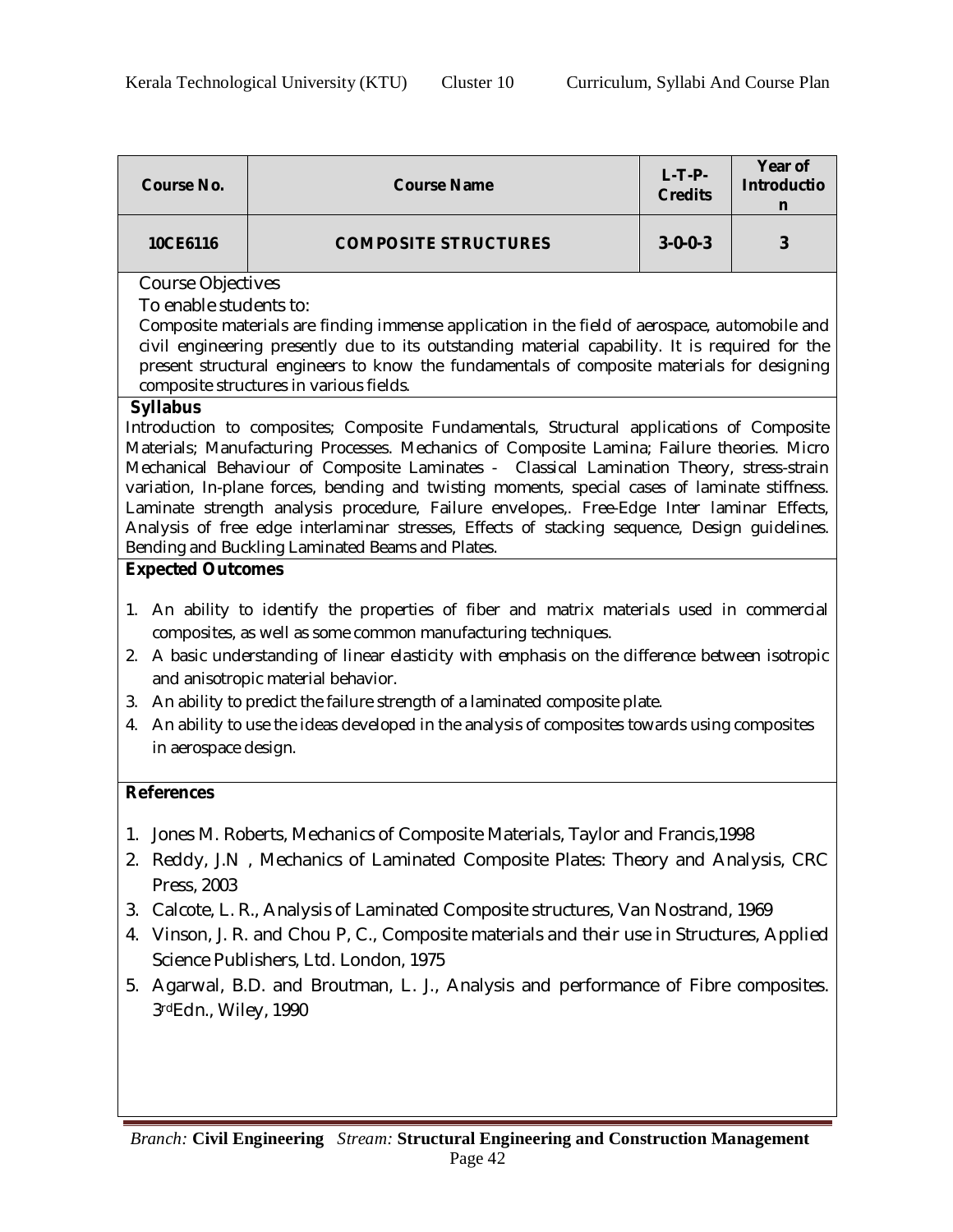| Course No. | Course Name | L-T-P-Credits | Year of Introduction |
|---|---|---|---|
| 10CE6116 | COMPOSITE STRUCTURES | 3-0-0-3 | 3 |

Course Objectives

To enable students to:

Composite materials are finding immense application in the field of aerospace, automobile and civil engineering presently due to its outstanding material capability. It is required for the present structural engineers to know the fundamentals of composite materials for designing composite structures in various fields.

**Syllabus**

Introduction to composites; Composite Fundamentals, Structural applications of Composite Materials; Manufacturing Processes. Mechanics of Composite Lamina; Failure theories. Micro Mechanical Behaviour of Composite Laminates - Classical Lamination Theory, stress-strain variation, In-plane forces, bending and twisting moments, special cases of laminate stiffness. Laminate strength analysis procedure, Failure envelopes,. Free-Edge Inter laminar Effects, Analysis of free edge interlaminar stresses, Effects of stacking sequence, Design guidelines. Bending and Buckling Laminated Beams and Plates.

**Expected Outcomes**

1. An ability to identify the properties of fiber and matrix materials used in commercial composites, as well as some common manufacturing techniques.
2. A basic understanding of linear elasticity with emphasis on the difference between isotropic and anisotropic material behavior.
3. An ability to predict the failure strength of a laminated composite plate.
4. An ability to use the ideas developed in the analysis of composites towards using composites in aerospace design.

**References**

1. Jones M. Roberts, Mechanics of Composite Materials, Taylor and Francis,1998
2. Reddy, J.N , Mechanics of Laminated Composite Plates: Theory and Analysis, CRC Press, 2003
3. Calcote, L. R., Analysis of Laminated Composite structures, Van Nostrand, 1969
4. Vinson, J. R. and Chou P, C., Composite materials and their use in Structures, Applied Science Publishers, Ltd. London, 1975
5. Agarwal, B.D. and Broutman, L. J., Analysis and performance of Fibre composites. 3rd Edn., Wiley, 1990

*Branch:* **Civil Engineering** *Stream:* **Structural Engineering and Construction Management**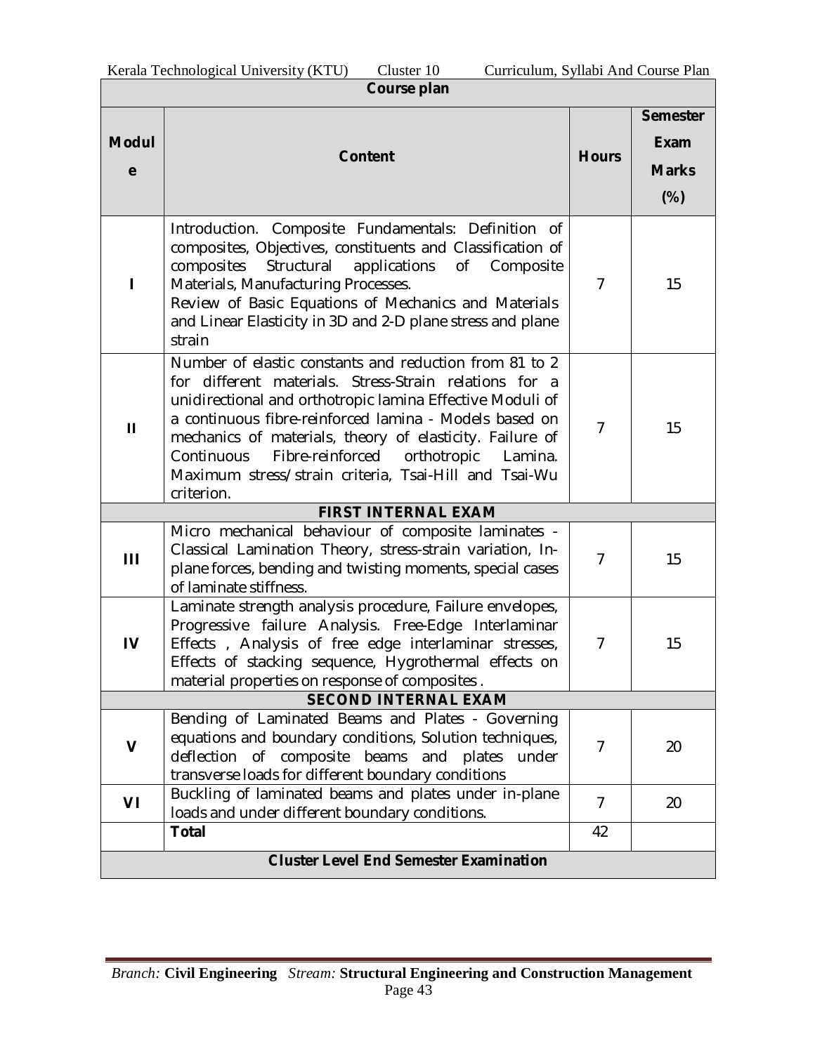## Course plan

| Module | Content | Hours | Semester Exam Marks (%) |
|---|---|---|---|
| I | Introduction. Composite Fundamentals: Definition of composites, Objectives, constituents and Classification of composites Structural applications of Composite Materials, Manufacturing Processes. Review of Basic Equations of Mechanics and Materials and Linear Elasticity in 3D and 2-D plane stress and plane strain | 7 | 15 |
| II | Number of elastic constants and reduction from 81 to 2 for different materials. Stress-Strain relations for a unidirectional and orthotropic lamina Effective Moduli of a continuous fibre-reinforced lamina - Models based on mechanics of materials, theory of elasticity. Failure of Continuous Fibre-reinforced orthotropic Lamina. Maximum stress/strain criteria, Tsai-Hill and Tsai-Wu criterion. | 7 | 15 |
| **FIRST INTERNAL EXAM** | | | |
| III | Micro mechanical behaviour of composite laminates - Classical Lamination Theory, stress-strain variation, In-plane forces, bending and twisting moments, special cases of laminate stiffness. | 7 | 15 |
| IV | Laminate strength analysis procedure, Failure envelopes, Progressive failure Analysis. Free-Edge Interlaminar Effects , Analysis of free edge interlaminar stresses, Effects of stacking sequence, Hygrothermal effects on material properties on response of composites . | 7 | 15 |
| **SECOND INTERNAL EXAM** | | | |
| V | Bending of Laminated Beams and Plates - Governing equations and boundary conditions, Solution techniques, deflection of composite beams and plates under transverse loads for different boundary conditions | 7 | 20 |
| VI | Buckling of laminated beams and plates under in-plane loads and under different boundary conditions. | 7 | 20 |
| | **Total** | 42 | |
| **Cluster Level End Semester Examination** | | | |

*Branch:* **Civil Engineering** *Stream:* **Structural Engineering and Construction Management**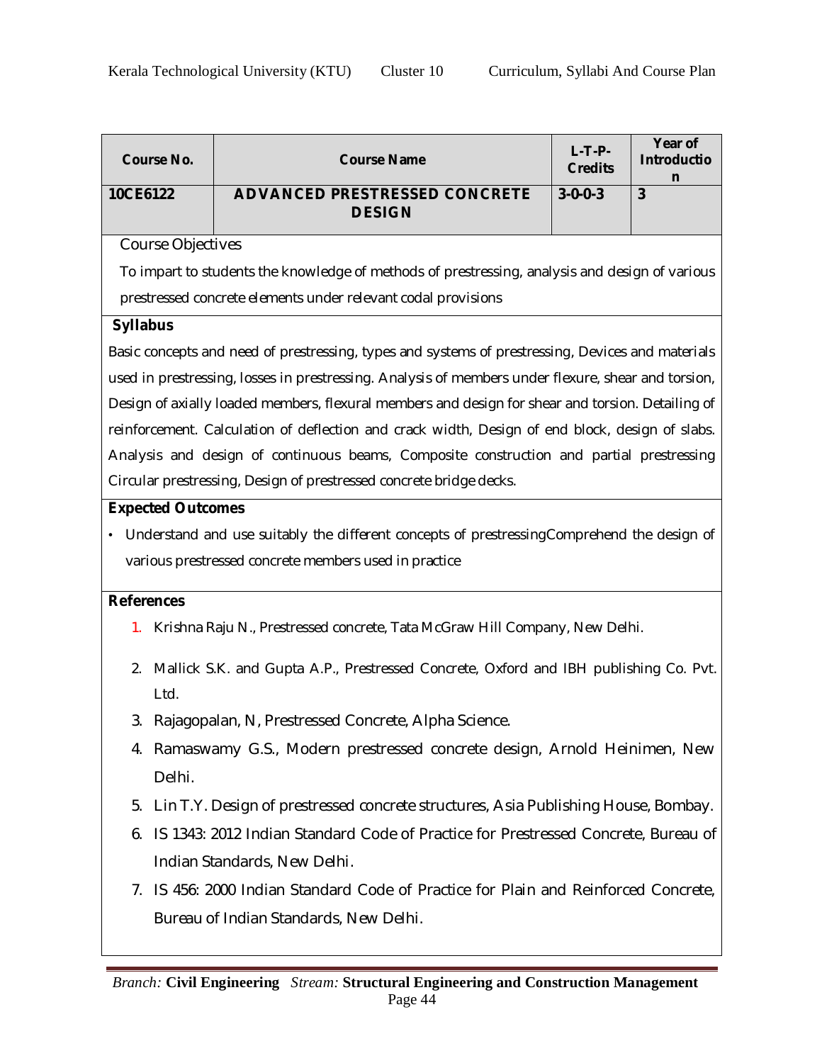| Course No. | Course Name | L-T-P-Credits | Year of Introduction |
|---|---|---|---|
| 10CE6122 | ADVANCED PRESTRESSED CONCRETE DESIGN | 3-0-0-3 | 3 |

Course Objectives

To impart to students the knowledge of methods of prestressing, analysis and design of various prestressed concrete elements under relevant codal provisions

**Syllabus**

Basic concepts and need of prestressing, types and systems of prestressing, Devices and materials used in prestressing, losses in prestressing. Analysis of members under flexure, shear and torsion, Design of axially loaded members, flexural members and design for shear and torsion. Detailing of reinforcement. Calculation of deflection and crack width, Design of end block, design of slabs. Analysis and design of continuous beams, Composite construction and partial prestressing Circular prestressing, Design of prestressed concrete bridge decks.

**Expected Outcomes**

- Understand and use suitably the different concepts of prestressingComprehend the design of various prestressed concrete members used in practice

**References**

1. Krishna Raju N., Prestressed concrete, Tata McGraw Hill Company, New Delhi.
2. Mallick S.K. and Gupta A.P., Prestressed Concrete, Oxford and IBH publishing Co. Pvt. Ltd.
3. Rajagopalan, N, Prestressed Concrete, Alpha Science.
4. Ramaswamy G.S., Modern prestressed concrete design, Arnold Heinimen, New Delhi.
5. Lin T.Y. Design of prestressed concrete structures, Asia Publishing House, Bombay.
6. IS 1343: 2012 Indian Standard Code of Practice for Prestressed Concrete, Bureau of Indian Standards, New Delhi.
7. IS 456: 2000 Indian Standard Code of Practice for Plain and Reinforced Concrete, Bureau of Indian Standards, New Delhi.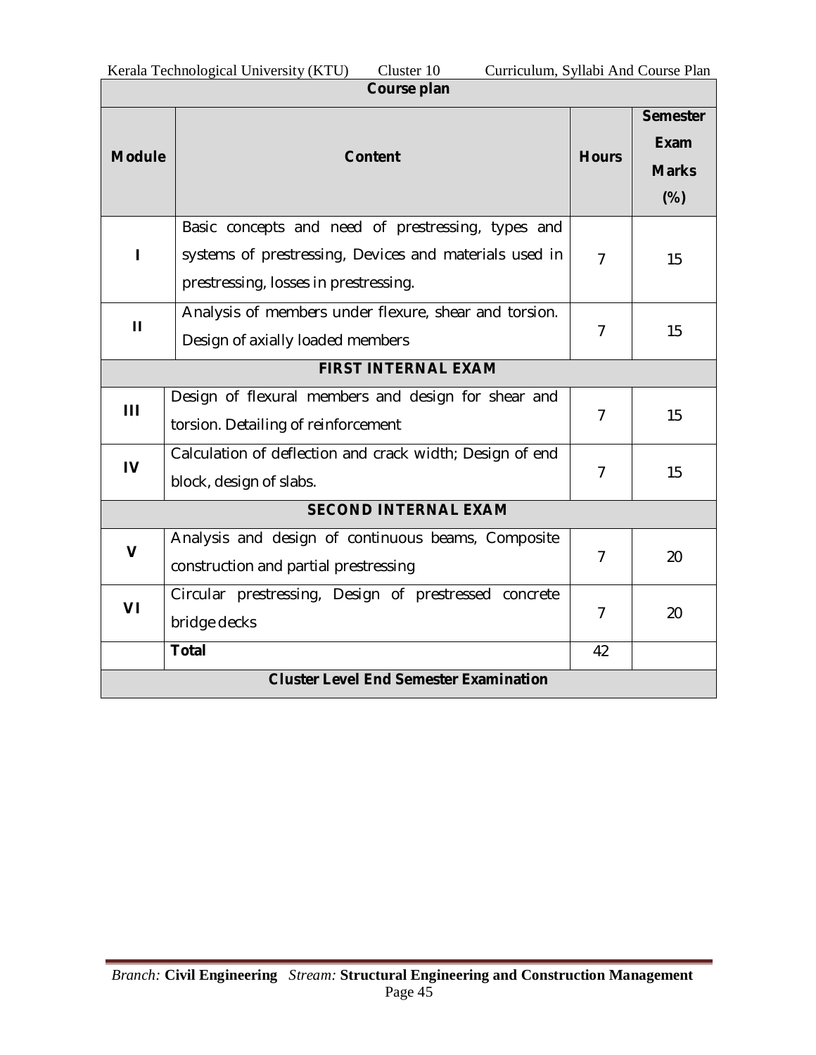| Course plan | | | |
|---|---|---|---|
| **Module** | **Content** | **Hours** | **Semester Exam Marks (%)** |
| I | Basic concepts and need of prestressing, types and systems of prestressing, Devices and materials used in prestressing, losses in prestressing. | 7 | 15 |
| II | Analysis of members under flexure, shear and torsion. Design of axially loaded members | 7 | 15 |
| **FIRST INTERNAL EXAM** | | | |
| III | Design of flexural members and design for shear and torsion. Detailing of reinforcement | 7 | 15 |
| IV | Calculation of deflection and crack width; Design of end block, design of slabs. | 7 | 15 |
| **SECOND INTERNAL EXAM** | | | |
| V | Analysis and design of continuous beams, Composite construction and partial prestressing | 7 | 20 |
| VI | Circular prestressing, Design of prestressed concrete bridge decks | 7 | 20 |
| | **Total** | 42 | |
| **Cluster Level End Semester Examination** | | | |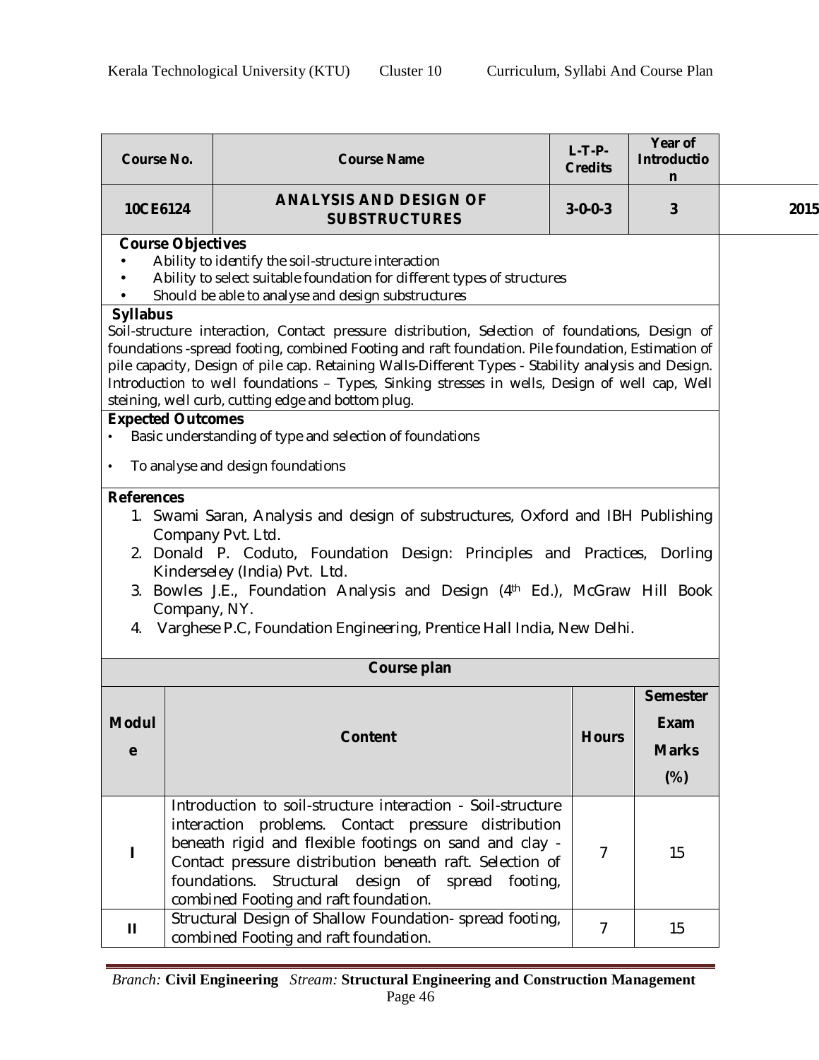| Course No. | Course Name | L-T-P-Credits | Year of Introduction |
|---|---|---|---|
| 10CE6124 | ANALYSIS AND DESIGN OF SUBSTRUCTURES | 3-0-0-3 | 3 2015 |

**Course Objectives**

- Ability to identify the soil-structure interaction
- Ability to select suitable foundation for different types of structures
- Should be able to analyse and design substructures

**Syllabus**

Soil-structure interaction, Contact pressure distribution, Selection of foundations, Design of foundations -spread footing, combined Footing and raft foundation. Pile foundation, Estimation of pile capacity, Design of pile cap. Retaining Walls-Different Types - Stability analysis and Design. Introduction to well foundations – Types, Sinking stresses in wells, Design of well cap, Well steining, well curb, cutting edge and bottom plug.

**Expected Outcomes**

- Basic understanding of type and selection of foundations
- To analyse and design foundations

**References**

1. Swami Saran, Analysis and design of substructures, Oxford and IBH Publishing Company Pvt. Ltd.
2. Donald P. Coduto, Foundation Design: Principles and Practices, Dorling Kinderseley (India) Pvt. Ltd.
3. Bowles J.E., Foundation Analysis and Design (4th Ed.), McGraw Hill Book Company, NY.
4. Varghese P.C, Foundation Engineering, Prentice Hall India, New Delhi.

**Course plan**

| Module | Content | Hours | Semester Exam Marks (%) |
|---|---|---|---|
| I | Introduction to soil-structure interaction - Soil-structure interaction problems. Contact pressure distribution beneath rigid and flexible footings on sand and clay - Contact pressure distribution beneath raft. Selection of foundations. Structural design of spread footing, combined Footing and raft foundation. | 7 | 15 |
| II | Structural Design of Shallow Foundation- spread footing, combined Footing and raft foundation. | 7 | 15 |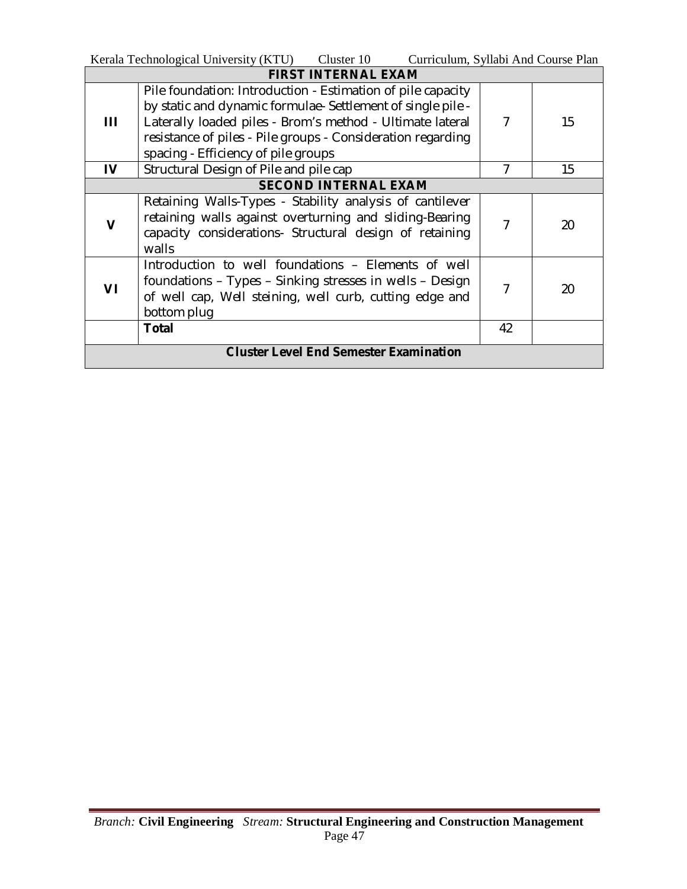| | | | |
|---|---|---|---|
| **FIRST INTERNAL EXAM** | | | |
| **III** | Pile foundation: Introduction - Estimation of pile capacity by static and dynamic formulae- Settlement of single pile - Laterally loaded piles - Brom's method - Ultimate lateral resistance of piles - Pile groups - Consideration regarding spacing - Efficiency of pile groups | 7 | 15 |
| **IV** | Structural Design of Pile and pile cap | 7 | 15 |
| **SECOND INTERNAL EXAM** | | | |
| **V** | Retaining Walls-Types - Stability analysis of cantilever retaining walls against overturning and sliding-Bearing capacity considerations- Structural design of retaining walls | 7 | 20 |
| **VI** | Introduction to well foundations – Elements of well foundations – Types – Sinking stresses in wells – Design of well cap, Well steining, well curb, cutting edge and bottom plug | 7 | 20 |
| | **Total** | 42 | |
| **Cluster Level End Semester Examination** | | | |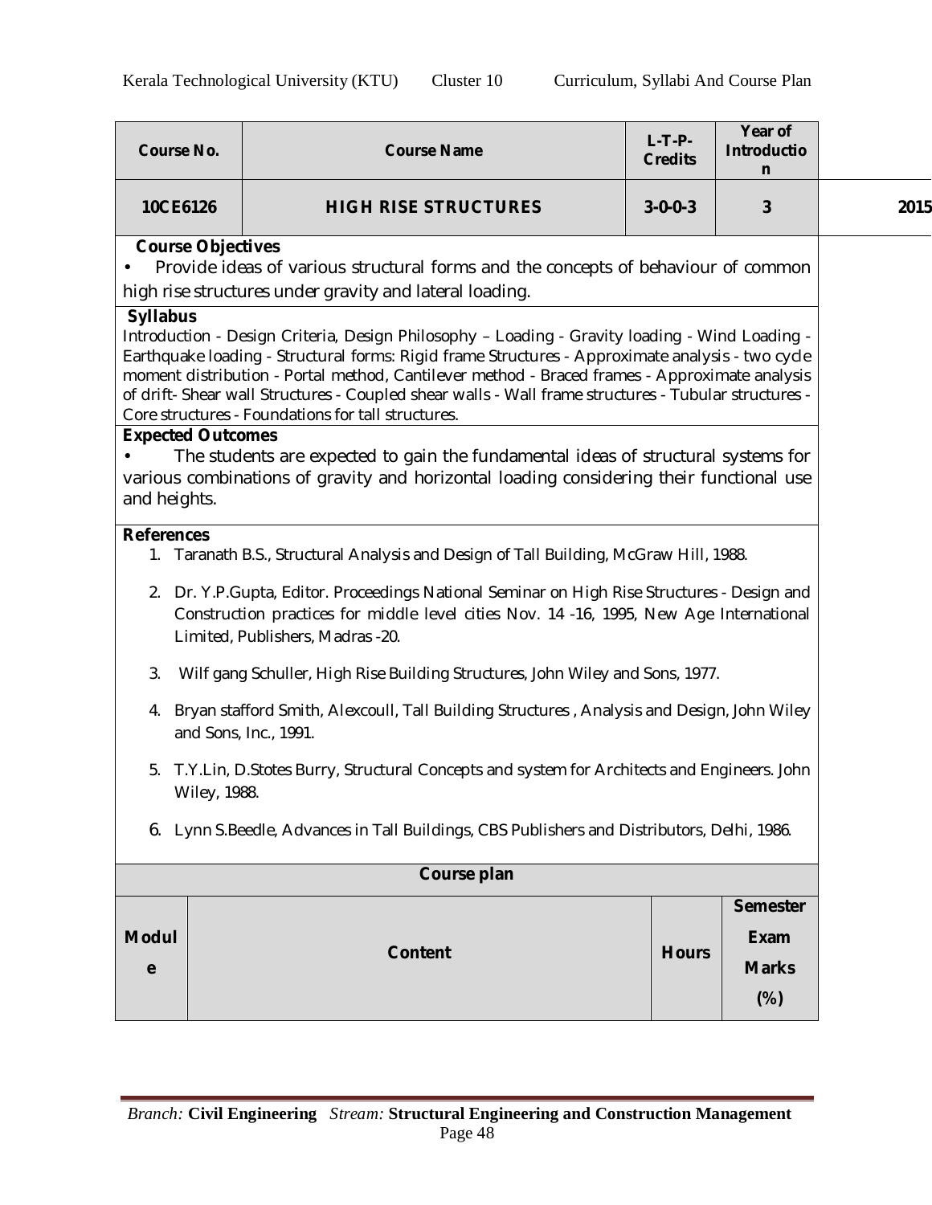| Course No. | Course Name | L-T-P-Credits | Year of Introduction |
|---|---|---|---|
| 10CE6126 | HIGH RISE STRUCTURES | 3-0-0-3 | 3 | 2015

**Course Objectives**

- Provide ideas of various structural forms and the concepts of behaviour of common high rise structures under gravity and lateral loading.

**Syllabus**

Introduction - Design Criteria, Design Philosophy – Loading - Gravity loading - Wind Loading - Earthquake loading - Structural forms: Rigid frame Structures - Approximate analysis - two cycle moment distribution - Portal method, Cantilever method - Braced frames - Approximate analysis of drift- Shear wall Structures - Coupled shear walls - Wall frame structures - Tubular structures - Core structures - Foundations for tall structures.

**Expected Outcomes**

- The students are expected to gain the fundamental ideas of structural systems for various combinations of gravity and horizontal loading considering their functional use and heights.

**References**

1. Taranath B.S., Structural Analysis and Design of Tall Building, McGraw Hill, 1988.
2. Dr. Y.P.Gupta, Editor. Proceedings National Seminar on High Rise Structures - Design and Construction practices for middle level cities Nov. 14 -16, 1995, New Age International Limited, Publishers, Madras -20.
3. Wilf gang Schuller, High Rise Building Structures, John Wiley and Sons, 1977.
4. Bryan stafford Smith, Alexcoull, Tall Building Structures , Analysis and Design, John Wiley and Sons, Inc., 1991.
5. T.Y.Lin, D.Stotes Burry, Structural Concepts and system for Architects and Engineers. John Wiley, 1988.
6. Lynn S.Beedle, Advances in Tall Buildings, CBS Publishers and Distributors, Delhi, 1986.

**Course plan**

| Module | Content | Hours | Semester Exam Marks (%) |
|---|---|---|---|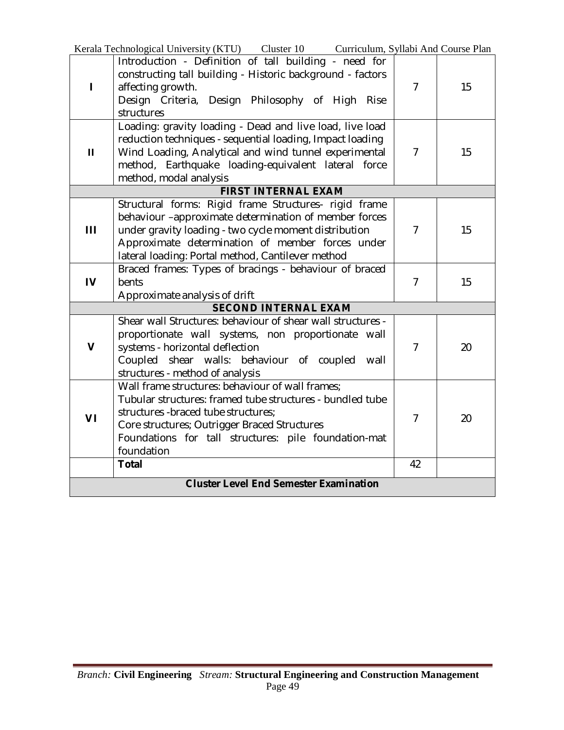| | | | |
|---|---|---|---|
| I | Introduction - Definition of tall building - need for constructing tall building - Historic background - factors affecting growth.<br>Design Criteria, Design Philosophy of High Rise structures | 7 | 15 |
| II | Loading: gravity loading - Dead and live load, live load reduction techniques - sequential loading, Impact loading Wind Loading, Analytical and wind tunnel experimental method, Earthquake loading-equivalent lateral force method, modal analysis | 7 | 15 |
| **FIRST INTERNAL EXAM** | | | |
| III | Structural forms: Rigid frame Structures- rigid frame behaviour –approximate determination of member forces under gravity loading - two cycle moment distribution<br>Approximate determination of member forces under lateral loading: Portal method, Cantilever method | 7 | 15 |
| IV | Braced frames: Types of bracings - behaviour of braced bents<br>Approximate analysis of drift | 7 | 15 |
| **SECOND INTERNAL EXAM** | | | |
| V | Shear wall Structures: behaviour of shear wall structures - proportionate wall systems, non proportionate wall systems - horizontal deflection<br>Coupled shear walls: behaviour of coupled wall structures - method of analysis | 7 | 20 |
| VI | Wall frame structures: behaviour of wall frames;<br>Tubular structures: framed tube structures - bundled tube structures -braced tube structures;<br>Core structures; Outrigger Braced Structures<br>Foundations for tall structures: pile foundation-mat foundation | 7 | 20 |
| | **Total** | 42 | |
| **Cluster Level End Semester Examination** | | | |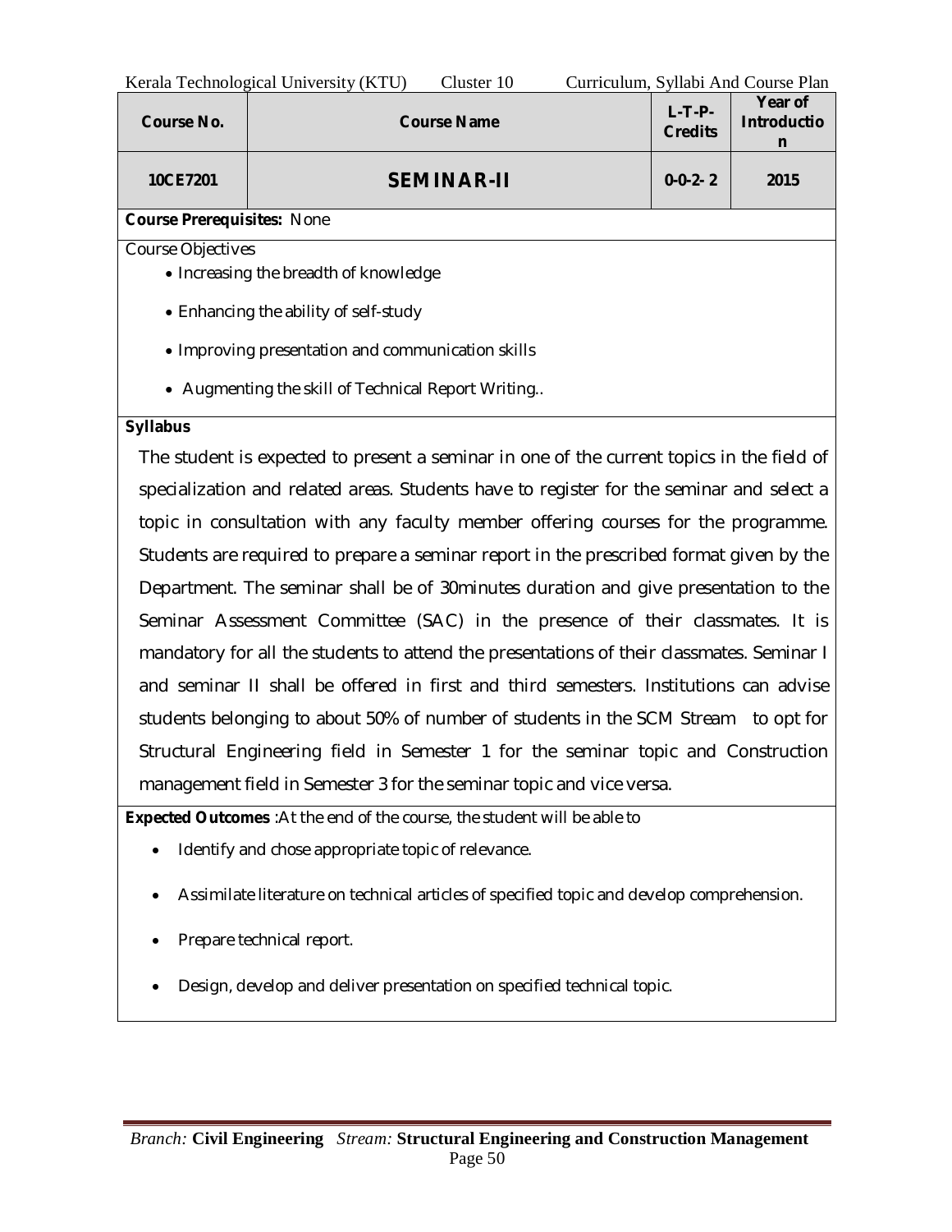| Course No. | Course Name | L-T-P-Credits | Year of Introduction |
|---|---|---|---|
| 10CE7201 | **SEMINAR-II** | 0-0-2- 2 | 2015 |

**Course Prerequisites:** None

Course Objectives

- Increasing the breadth of knowledge
- Enhancing the ability of self-study
- Improving presentation and communication skills
- Augmenting the skill of Technical Report Writing..

**Syllabus**

The student is expected to present a seminar in one of the current topics in the field of specialization and related areas. Students have to register for the seminar and select a topic in consultation with any faculty member offering courses for the programme. Students are required to prepare a seminar report in the prescribed format given by the Department. The seminar shall be of 30minutes duration and give presentation to the Seminar Assessment Committee (SAC) in the presence of their classmates. It is mandatory for all the students to attend the presentations of their classmates. Seminar I and seminar II shall be offered in first and third semesters. Institutions can advise students belonging to about 50% of number of students in the SCM Stream to opt for Structural Engineering field in Semester 1 for the seminar topic and Construction management field in Semester 3 for the seminar topic and vice versa.

**Expected Outcomes** :At the end of the course, the student will be able to

- Identify and chose appropriate topic of relevance.
- Assimilate literature on technical articles of specified topic and develop comprehension.
- Prepare technical report.
- Design, develop and deliver presentation on specified technical topic.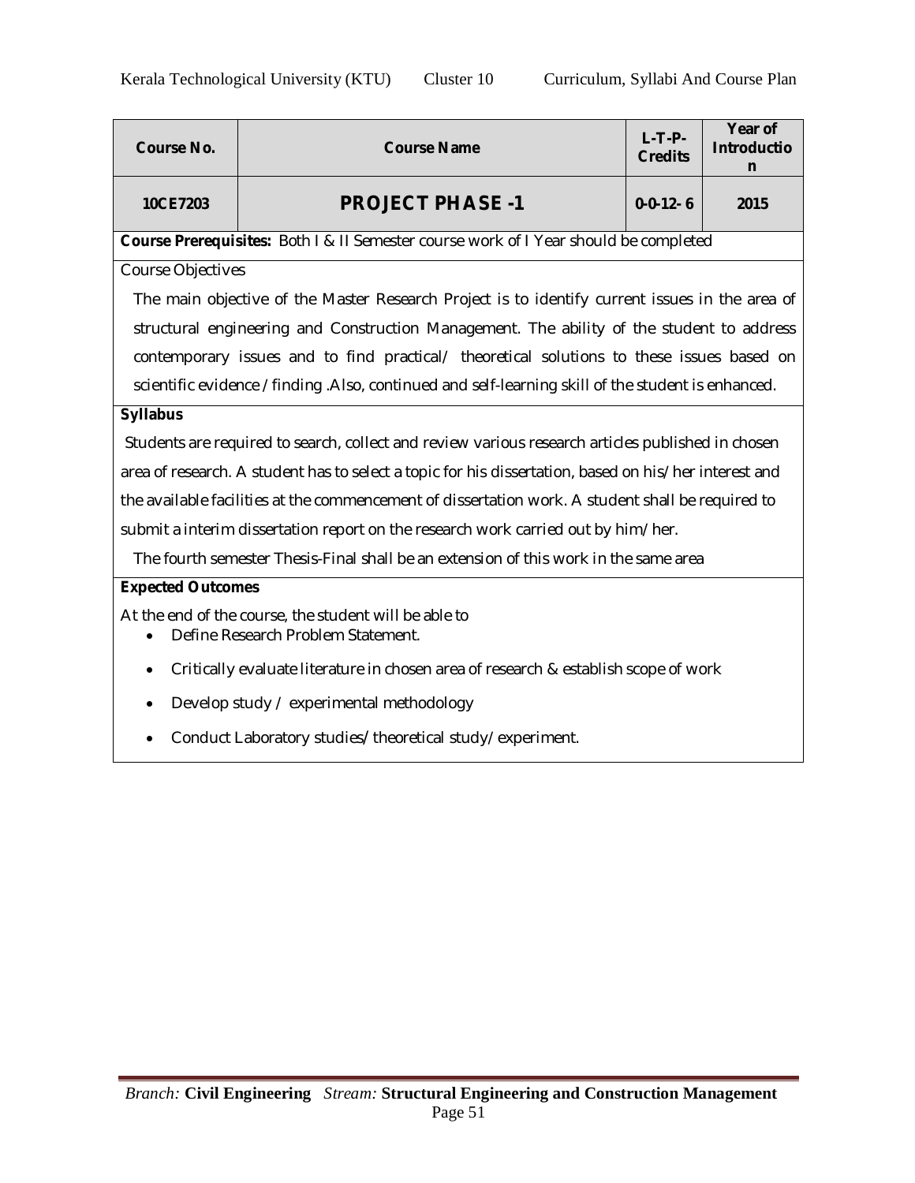| Course No. | Course Name | L-T-P-Credits | Year of Introduction |
|---|---|---|---|
| 10CE7203 | **PROJECT PHASE -1** | 0-0-12- 6 | 2015 |

**Course Prerequisites:** Both I & II Semester course work of I Year should be completed

Course Objectives

The main objective of the Master Research Project is to identify current issues in the area of structural engineering and Construction Management. The ability of the student to address contemporary issues and to find practical/ theoretical solutions to these issues based on scientific evidence / finding .Also, continued and self-learning skill of the student is enhanced.

**Syllabus**

Students are required to search, collect and review various research articles published in chosen area of research. A student has to select a topic for his dissertation, based on his/her interest and the available facilities at the commencement of dissertation work. A student shall be required to submit a interim dissertation report on the research work carried out by him/her.

The fourth semester Thesis-Final shall be an extension of this work in the same area

**Expected Outcomes**

At the end of the course, the student will be able to

- Define Research Problem Statement.
- Critically evaluate literature in chosen area of research & establish scope of work
- Develop study / experimental methodology
- Conduct Laboratory studies/ theoretical study/ experiment.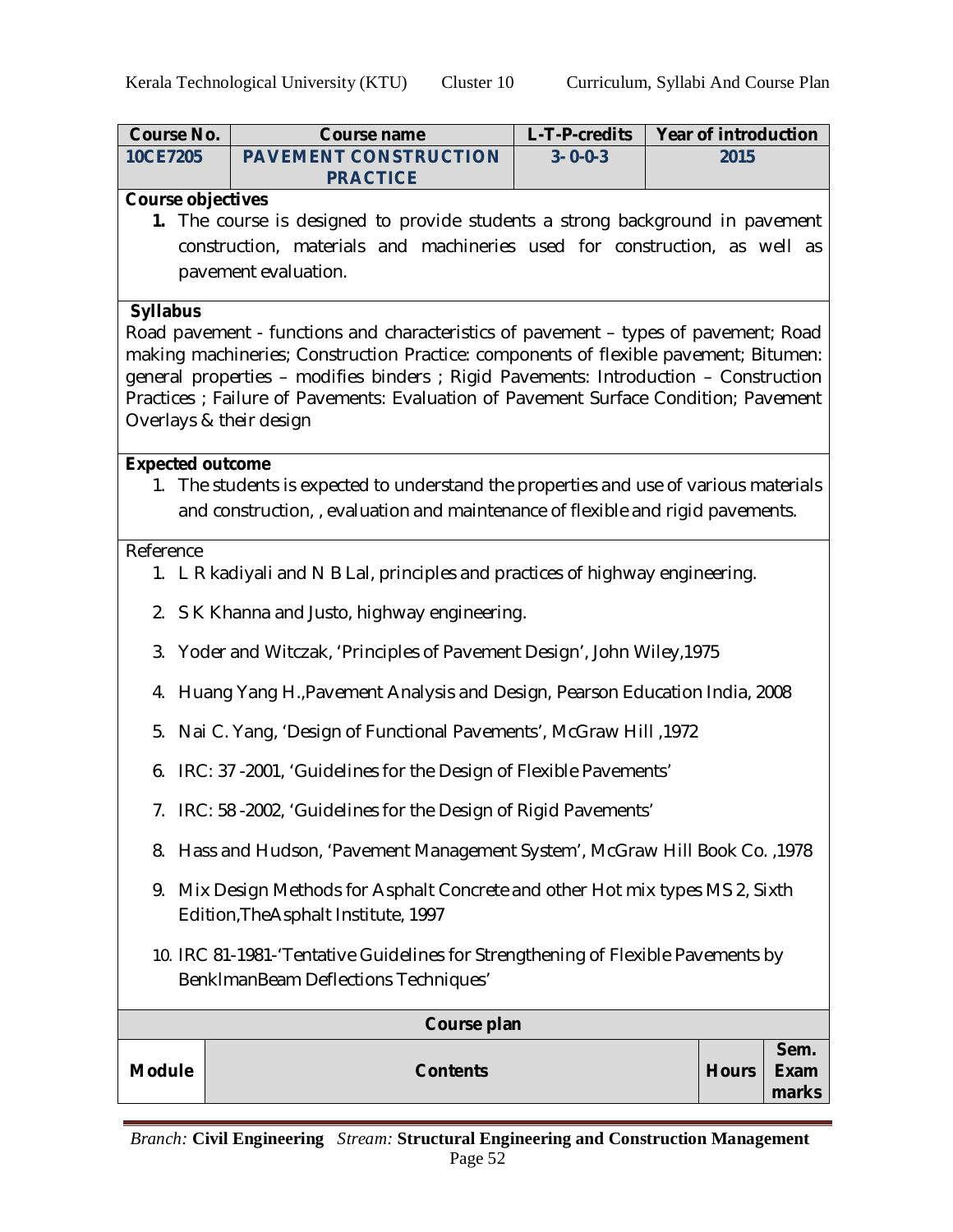| Course No. | Course name | L-T-P-credits | Year of introduction |
|---|---|---|---|
| **10CE7205** | **PAVEMENT CONSTRUCTION PRACTICE** | **3- 0-0-3** | **2015** |

**Course objectives**

1. The course is designed to provide students a strong background in pavement construction, materials and machineries used for construction, as well as pavement evaluation.

**Syllabus**

Road pavement - functions and characteristics of pavement – types of pavement; Road making machineries; Construction Practice: components of flexible pavement; Bitumen: general properties – modifies binders ; Rigid Pavements: Introduction – Construction Practices ; Failure of Pavements: Evaluation of Pavement Surface Condition; Pavement Overlays & their design

**Expected outcome**

1. The students is expected to understand the properties and use of various materials and construction, , evaluation and maintenance of flexible and rigid pavements.

Reference

1. L R kadiyali and N B Lal, principles and practices of highway engineering.
2. S K Khanna and Justo, highway engineering.
3. Yoder and Witczak, 'Principles of Pavement Design', John Wiley,1975
4. Huang Yang H.,Pavement Analysis and Design, Pearson Education India, 2008
5. Nai C. Yang, 'Design of Functional Pavements', McGraw Hill ,1972
6. IRC: 37 -2001, 'Guidelines for the Design of Flexible Pavements'
7. IRC: 58 -2002, 'Guidelines for the Design of Rigid Pavements'
8. Hass and Hudson, 'Pavement Management System', McGraw Hill Book Co. ,1978
9. Mix Design Methods for Asphalt Concrete and other Hot mix types MS 2, Sixth Edition,TheAsphalt Institute, 1997
10. IRC 81-1981-'Tentative Guidelines for Strengthening of Flexible Pavements by BenklmanBeam Deflections Techniques'

**Course plan**

| Module | Contents | Hours | Sem. Exam marks |
|---|---|---|---|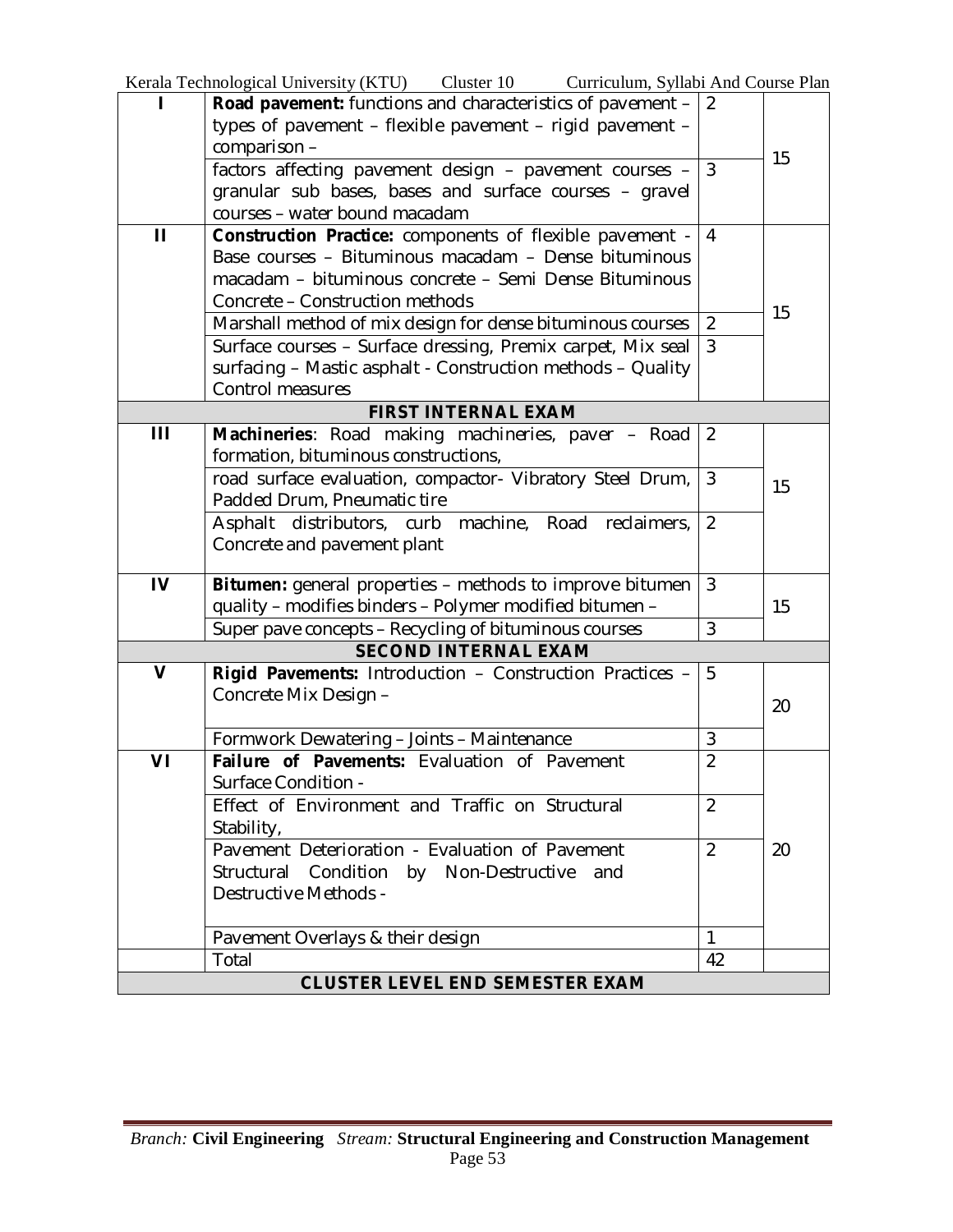| | | | |
|---|---|---|---|
| **I** | **Road pavement:** functions and characteristics of pavement – types of pavement – flexible pavement – rigid pavement – comparison – | 2 | 15 |
| | factors affecting pavement design – pavement courses – granular sub bases, bases and surface courses – gravel courses – water bound macadam | 3 | |
| **II** | **Construction Practice:** components of flexible pavement - Base courses – Bituminous macadam – Dense bituminous macadam – bituminous concrete – Semi Dense Bituminous Concrete – Construction methods | 4 | 15 |
| | Marshall method of mix design for dense bituminous courses | 2 | |
| | Surface courses – Surface dressing, Premix carpet, Mix seal surfacing – Mastic asphalt - Construction methods – Quality Control measures | 3 | |
| **FIRST INTERNAL EXAM** | | | |
| **III** | **Machineries**: Road making machineries, paver – Road formation, bituminous constructions, | 2 | 15 |
| | road surface evaluation, compactor- Vibratory Steel Drum, Padded Drum, Pneumatic tire | 3 | |
| | Asphalt distributors, curb machine, Road reclaimers, Concrete and pavement plant | 2 | |
| **IV** | **Bitumen:** general properties – methods to improve bitumen quality – modifies binders – Polymer modified bitumen – | 3 | 15 |
| | Super pave concepts – Recycling of bituminous courses | 3 | |
| **SECOND INTERNAL EXAM** | | | |
| **V** | **Rigid Pavements:** Introduction – Construction Practices – Concrete Mix Design – | 5 | 20 |
| | Formwork Dewatering – Joints – Maintenance | 3 | |
| **VI** | **Failure of Pavements:** Evaluation of Pavement Surface Condition - | 2 | 20 |
| | Effect of Environment and Traffic on Structural Stability, | 2 | |
| | Pavement Deterioration - Evaluation of Pavement Structural Condition by Non-Destructive and Destructive Methods - | 2 | |
| | Pavement Overlays & their design | 1 | |
| | Total | 42 | |
| **CLUSTER LEVEL END SEMESTER EXAM** | | | |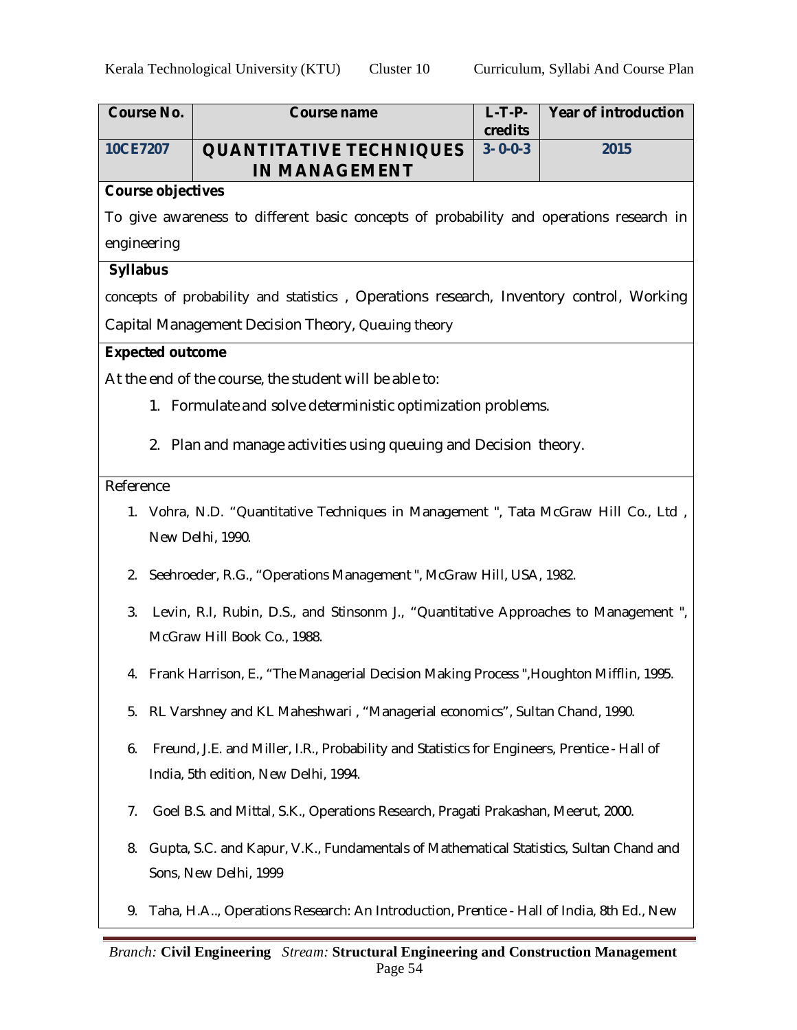| Course No. | Course name | L-T-P-credits | Year of introduction |
|---|---|---|---|
| 10CE7207 | **QUANTITATIVE TECHNIQUES IN MANAGEMENT** | 3- 0-0-3 | 2015 |

**Course objectives**

To give awareness to different basic concepts of probability and operations research in engineering

**Syllabus**

concepts of probability and statistics , Operations research, Inventory control, Working Capital Management Decision Theory, Queuing theory

**Expected outcome**

At the end of the course, the student will be able to:

1. Formulate and solve deterministic optimization problems.
2. Plan and manage activities using queuing and Decision theory.

Reference

1. Vohra, N.D. "Quantitative Techniques in Management ", Tata McGraw Hill Co., Ltd , New Delhi, 1990.
2. Seehroeder, R.G., "Operations Management ", McGraw Hill, USA, 1982.
3. Levin, R.I, Rubin, D.S., and Stinsonm J., "Quantitative Approaches to Management ", McGraw Hill Book Co., 1988.
4. Frank Harrison, E., "The Managerial Decision Making Process ",Houghton Mifflin, 1995.
5. RL Varshney and KL Maheshwari , "Managerial economics", Sultan Chand, 1990.
6. Freund, J.E. and Miller, I.R., Probability and Statistics for Engineers, Prentice - Hall of India, 5th edition, New Delhi, 1994.
7. Goel B.S. and Mittal, S.K., Operations Research, Pragati Prakashan, Meerut, 2000.
8. Gupta, S.C. and Kapur, V.K., Fundamentals of Mathematical Statistics, Sultan Chand and Sons, New Delhi, 1999
9. Taha, H.A.., Operations Research: An Introduction, Prentice - Hall of India, 8th Ed., New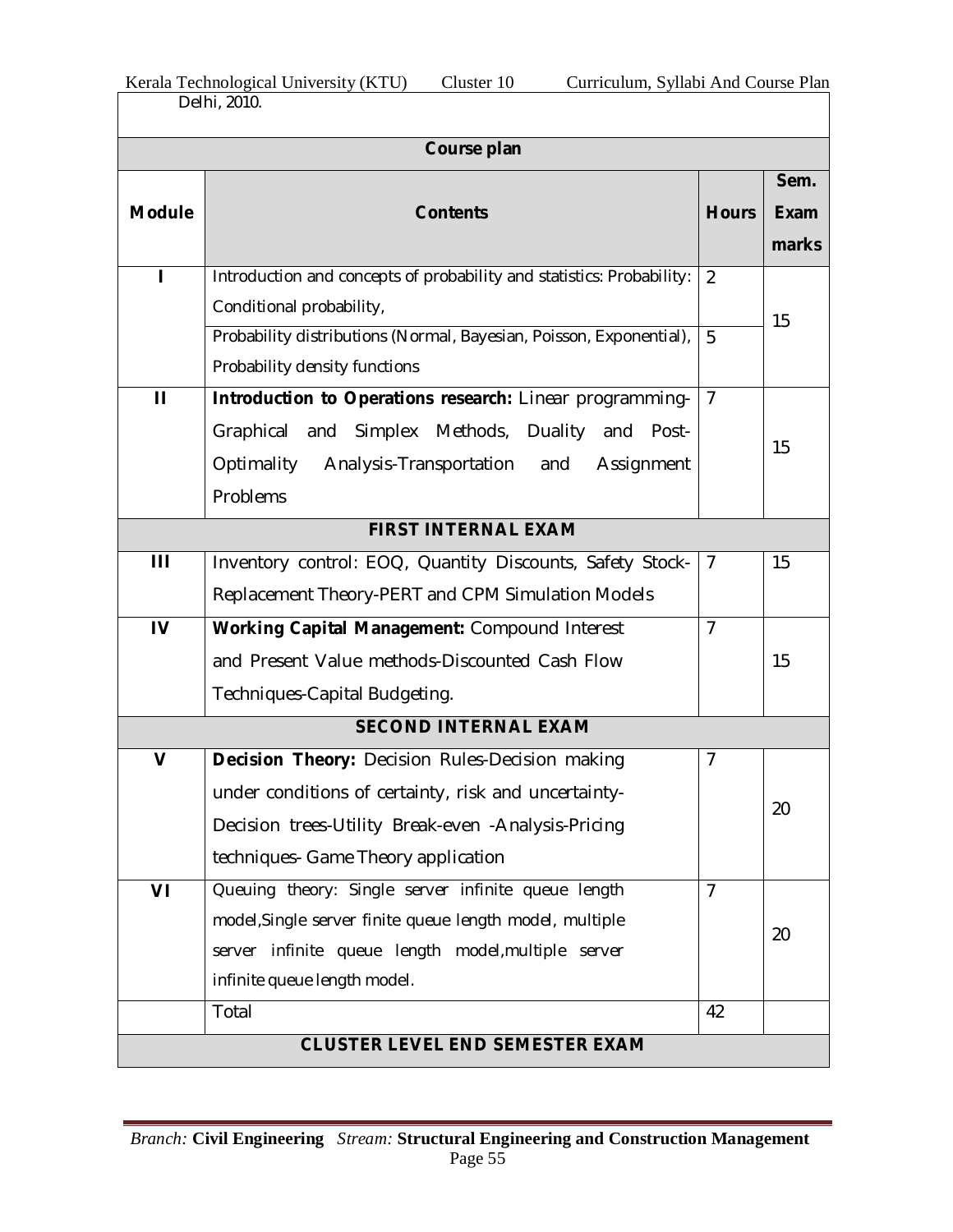Delhi, 2010.

| Course plan | | | |
|---|---|---|---|
| **Module** | **Contents** | **Hours** | **Sem. Exam marks** |
| I | Introduction and concepts of probability and statistics: Probability: Conditional probability, | 2 | 15 |
| | Probability distributions (Normal, Bayesian, Poisson, Exponential), Probability density functions | 5 | |
| II | **Introduction to Operations research:** Linear programming-Graphical and Simplex Methods, Duality and Post-Optimality Analysis-Transportation and Assignment Problems | 7 | 15 |
| **FIRST INTERNAL EXAM** | | | |
| III | Inventory control: EOQ, Quantity Discounts, Safety Stock-Replacement Theory-PERT and CPM Simulation Models | 7 | 15 |
| IV | **Working Capital Management:** Compound Interest and Present Value methods-Discounted Cash Flow Techniques-Capital Budgeting. | 7 | 15 |
| **SECOND INTERNAL EXAM** | | | |
| V | **Decision Theory:** Decision Rules-Decision making under conditions of certainty, risk and uncertainty-Decision trees-Utility Break-even -Analysis-Pricing techniques- Game Theory application | 7 | 20 |
| VI | Queuing theory: Single server infinite queue length model,Single server finite queue length model, multiple server infinite queue length model,multiple server infinite queue length model. | 7 | 20 |
| | Total | 42 | |
| **CLUSTER LEVEL END SEMESTER EXAM** | | | |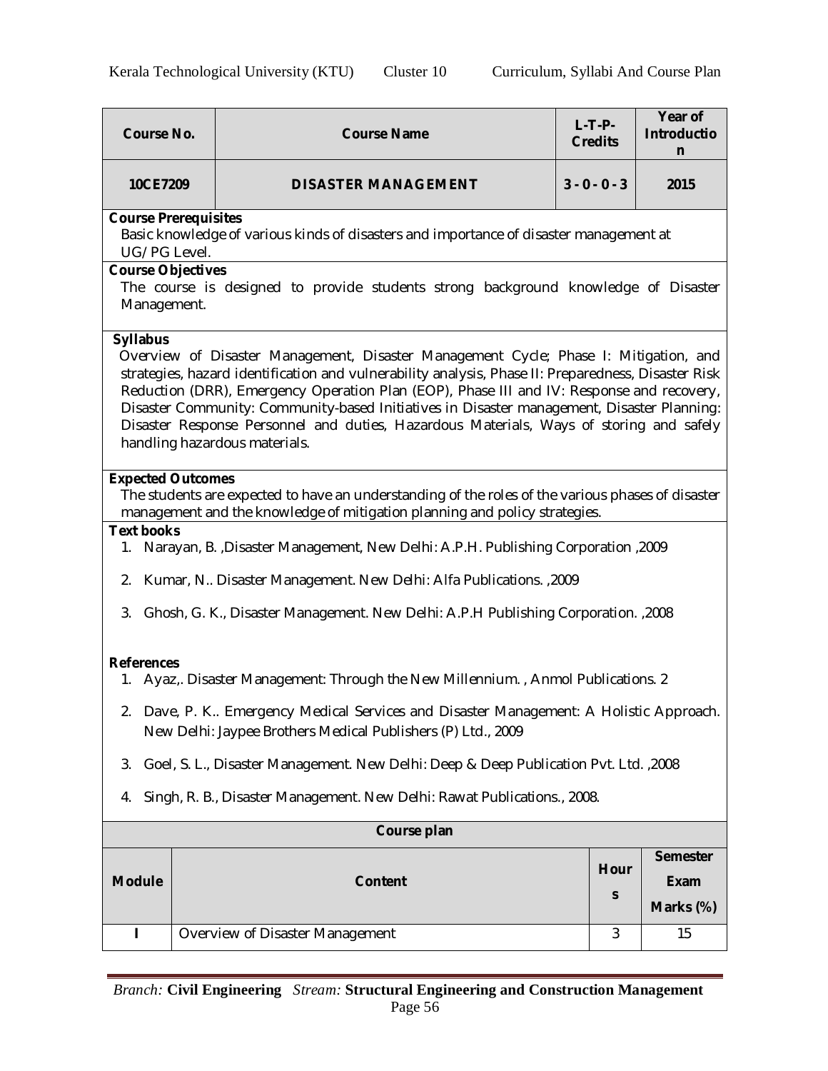| Course No. | Course Name | L-T-P-Credits | Year of Introduction |
|---|---|---|---|
| 10CE7209 | DISASTER MANAGEMENT | 3 - 0 - 0 - 3 | 2015 |

**Course Prerequisites**

Basic knowledge of various kinds of disasters and importance of disaster management at UG/PG Level.

**Course Objectives**

The course is designed to provide students strong background knowledge of Disaster Management.

**Syllabus**

Overview of Disaster Management, Disaster Management Cycle; Phase I: Mitigation, and strategies, hazard identification and vulnerability analysis, Phase II: Preparedness, Disaster Risk Reduction (DRR), Emergency Operation Plan (EOP), Phase III and IV: Response and recovery, Disaster Community: Community-based Initiatives in Disaster management, Disaster Planning: Disaster Response Personnel and duties, Hazardous Materials, Ways of storing and safely handling hazardous materials.

**Expected Outcomes**

The students are expected to have an understanding of the roles of the various phases of disaster management and the knowledge of mitigation planning and policy strategies.

**Text books**

1. Narayan, B. ,Disaster Management, New Delhi: A.P.H. Publishing Corporation ,2009
2. Kumar, N.. Disaster Management. New Delhi: Alfa Publications. ,2009
3. Ghosh, G. K., Disaster Management. New Delhi: A.P.H Publishing Corporation. ,2008

**References**

1. Ayaz,. Disaster Management: Through the New Millennium. , Anmol Publications. 2
2. Dave, P. K.. Emergency Medical Services and Disaster Management: A Holistic Approach. New Delhi: Jaypee Brothers Medical Publishers (P) Ltd., 2009
3. Goel, S. L., Disaster Management. New Delhi: Deep & Deep Publication Pvt. Ltd. ,2008
4. Singh, R. B., Disaster Management. New Delhi: Rawat Publications., 2008.

**Course plan**

| Module | Content | Hours | Semester Exam Marks (%) |
|---|---|---|---|
| I | Overview of Disaster Management | 3 | 15 |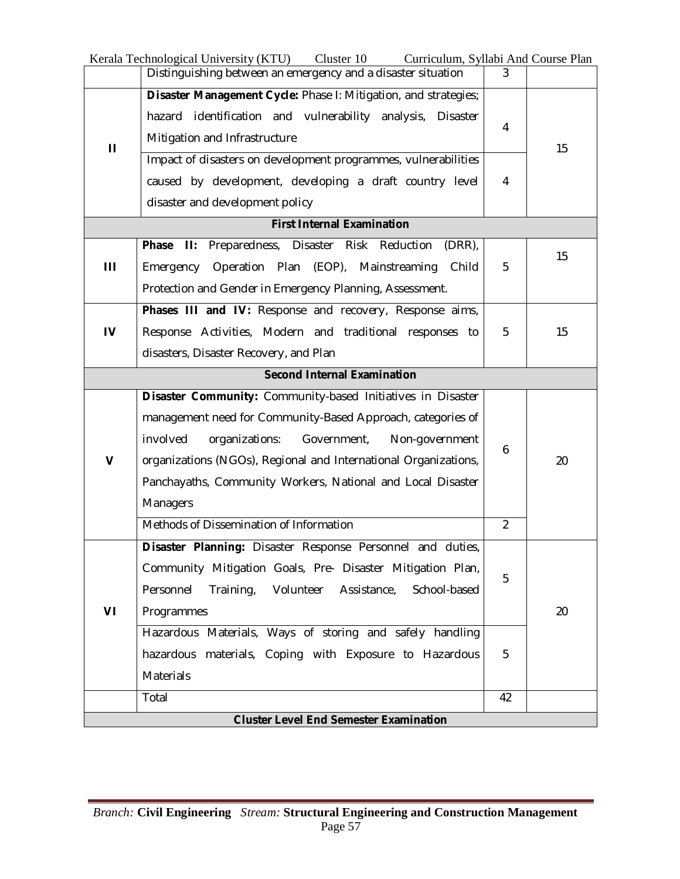| | | | |
|---|---|---|---|
| | Distinguishing between an emergency and a disaster situation | 3 | |
| II | **Disaster Management Cycle:** Phase I: Mitigation, and strategies; hazard identification and vulnerability analysis, Disaster Mitigation and Infrastructure | 4 | 15 |
| | Impact of disasters on development programmes, vulnerabilities caused by development, developing a draft country level disaster and development policy | 4 | |
| **First Internal Examination** | | | |
| III | **Phase II:** Preparedness, Disaster Risk Reduction (DRR), Emergency Operation Plan (EOP), Mainstreaming Child Protection and Gender in Emergency Planning, Assessment. | 5 | 15 |
| IV | **Phases III and IV:** Response and recovery, Response aims, Response Activities, Modern and traditional responses to disasters, Disaster Recovery, and Plan | 5 | 15 |
| **Second Internal Examination** | | | |
| V | **Disaster Community:** Community-based Initiatives in Disaster management need for Community-Based Approach, categories of involved organizations: Government, Non-government organizations (NGOs), Regional and International Organizations, Panchayaths, Community Workers, National and Local Disaster Managers | 6 | 20 |
| | Methods of Dissemination of Information | 2 | |
| VI | **Disaster Planning:** Disaster Response Personnel and duties, Community Mitigation Goals, Pre- Disaster Mitigation Plan, Personnel Training, Volunteer Assistance, School-based Programmes | 5 | 20 |
| | Hazardous Materials, Ways of storing and safely handling hazardous materials, Coping with Exposure to Hazardous Materials | 5 | |
| | Total | 42 | |
| **Cluster Level End Semester Examination** | | | |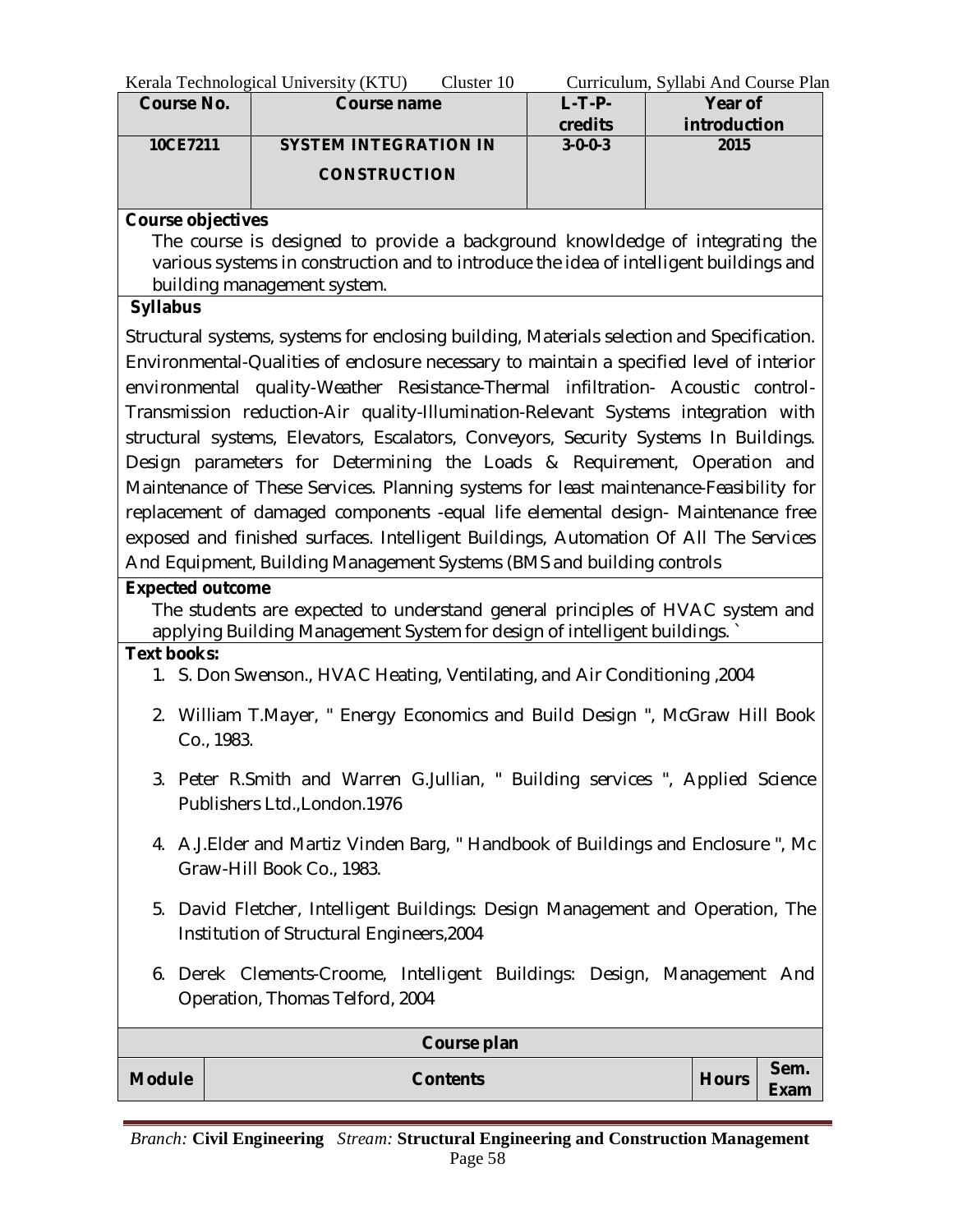| Course No. | Course name | L-T-P-credits | Year of introduction |
|---|---|---|---|
| 10CE7211 | SYSTEM INTEGRATION IN CONSTRUCTION | 3-0-0-3 | 2015 |

**Course objectives**

The course is designed to provide a background knowldedge of integrating the various systems in construction and to introduce the idea of intelligent buildings and building management system.

**Syllabus**

Structural systems, systems for enclosing building, Materials selection and Specification. Environmental-Qualities of enclosure necessary to maintain a specified level of interior environmental quality-Weather Resistance-Thermal infiltration- Acoustic control-Transmission reduction-Air quality-Illumination-Relevant Systems integration with structural systems, Elevators, Escalators, Conveyors, Security Systems In Buildings. Design parameters for Determining the Loads & Requirement, Operation and Maintenance of These Services. Planning systems for least maintenance-Feasibility for replacement of damaged components -equal life elemental design- Maintenance free exposed and finished surfaces. Intelligent Buildings, Automation Of All The Services And Equipment, Building Management Systems (BMS and building controls

**Expected outcome**

The students are expected to understand general principles of HVAC system and applying Building Management System for design of intelligent buildings. `

**Text books:**

1. S. Don Swenson., HVAC Heating, Ventilating, and Air Conditioning ,2004
2. William T.Mayer, " Energy Economics and Build Design ", McGraw Hill Book Co., 1983.
3. Peter R.Smith and Warren G.Jullian, " Building services ", Applied Science Publishers Ltd.,London.1976
4. A.J.Elder and Martiz Vinden Barg, " Handbook of Buildings and Enclosure ", Mc Graw-Hill Book Co., 1983.
5. David Fletcher, Intelligent Buildings: Design Management and Operation, The Institution of Structural Engineers,2004
6. Derek Clements-Croome, Intelligent Buildings: Design, Management And Operation, Thomas Telford, 2004

**Course plan**

| Module | Contents | Hours | Sem. Exam |
|---|---|---|---|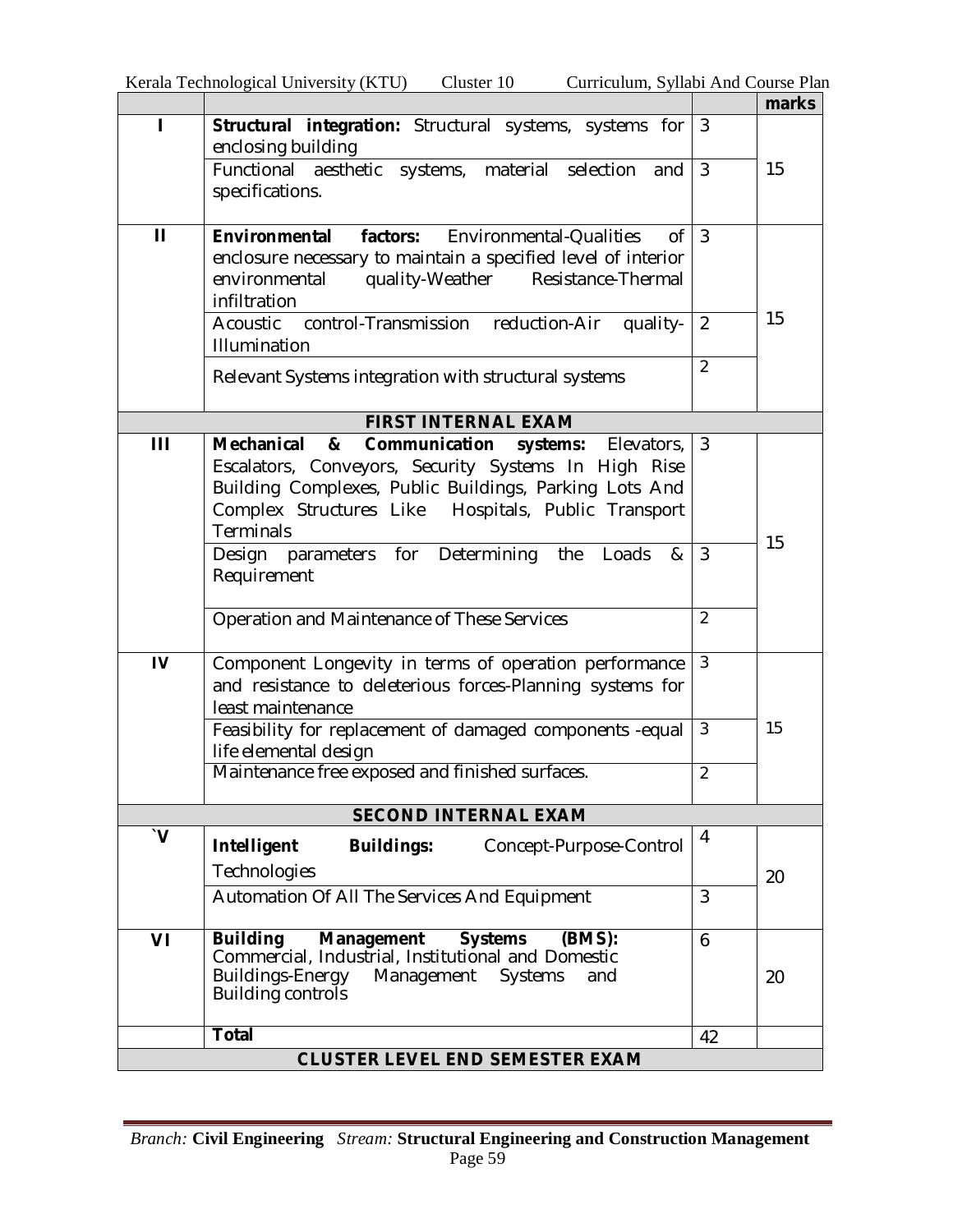|  |  |  | marks |
|---|---|---|---|
| I | **Structural integration:** Structural systems, systems for enclosing building | 3 | 15 |
|  | Functional aesthetic systems, material selection and specifications. | 3 |  |
| II | **Environmental factors:** Environmental-Qualities of enclosure necessary to maintain a specified level of interior environmental quality-Weather Resistance-Thermal infiltration | 3 | 15 |
|  | Acoustic control-Transmission reduction-Air quality-Illumination | 2 |  |
|  | Relevant Systems integration with structural systems | 2 |  |
| **FIRST INTERNAL EXAM** |  |  |  |
| III | **Mechanical & Communication systems:** Elevators, Escalators, Conveyors, Security Systems In High Rise Building Complexes, Public Buildings, Parking Lots And Complex Structures Like Hospitals, Public Transport Terminals | 3 | 15 |
|  | Design parameters for Determining the Loads & Requirement | 3 |  |
|  | Operation and Maintenance of These Services | 2 |  |
| IV | Component Longevity in terms of operation performance and resistance to deleterious forces-Planning systems for least maintenance | 3 | 15 |
|  | Feasibility for replacement of damaged components -equal life elemental design | 3 |  |
|  | Maintenance free exposed and finished surfaces. | 2 |  |
| **SECOND INTERNAL EXAM** |  |  |  |
| `V | **Intelligent Buildings:** Concept-Purpose-Control Technologies | 4 | 20 |
|  | Automation Of All The Services And Equipment | 3 |  |
| VI | **Building Management Systems (BMS):** Commercial, Industrial, Institutional and Domestic Buildings-Energy Management Systems and Building controls | 6 | 20 |
|  | **Total** | 42 |  |
| **CLUSTER LEVEL END SEMESTER EXAM** |  |  |  |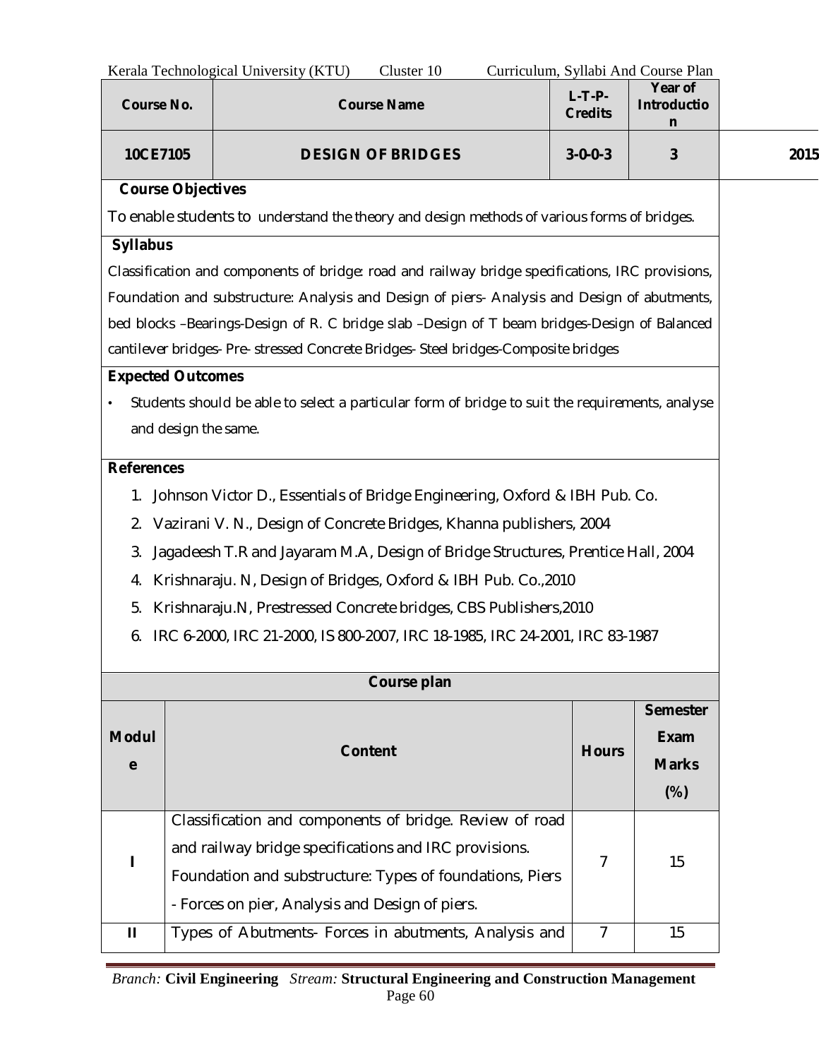| Course No. | Course Name | L-T-P-Credits | Year of Introduction |
|---|---|---|---|
| 10CE7105 | DESIGN OF BRIDGES | 3-0-0-3 | 3 | 2015 |

**Course Objectives**

To enable students to understand the theory and design methods of various forms of bridges.

**Syllabus**

Classification and components of bridge: road and railway bridge specifications, IRC provisions, Foundation and substructure: Analysis and Design of piers- Analysis and Design of abutments, bed blocks –Bearings-Design of R. C bridge slab –Design of T beam bridges-Design of Balanced cantilever bridges- Pre- stressed Concrete Bridges- Steel bridges-Composite bridges

**Expected Outcomes**

- Students should be able to select a particular form of bridge to suit the requirements, analyse and design the same.

**References**

1. Johnson Victor D., Essentials of Bridge Engineering, Oxford & IBH Pub. Co.
2. Vazirani V. N., Design of Concrete Bridges, Khanna publishers, 2004
3. Jagadeesh T.R and Jayaram M.A, Design of Bridge Structures, Prentice Hall, 2004
4. Krishnaraju. N, Design of Bridges, Oxford & IBH Pub. Co.,2010
5. Krishnaraju.N, Prestressed Concrete bridges, CBS Publishers,2010
6. IRC 6-2000, IRC 21-2000, IS 800-2007, IRC 18-1985, IRC 24-2001, IRC 83-1987

**Course plan**

| Module | Content | Hours | Semester Exam Marks (%) |
|---|---|---|---|
| I | Classification and components of bridge. Review of road and railway bridge specifications and IRC provisions. Foundation and substructure: Types of foundations, Piers - Forces on pier, Analysis and Design of piers. | 7 | 15 |
| II | Types of Abutments- Forces in abutments, Analysis and | 7 | 15 |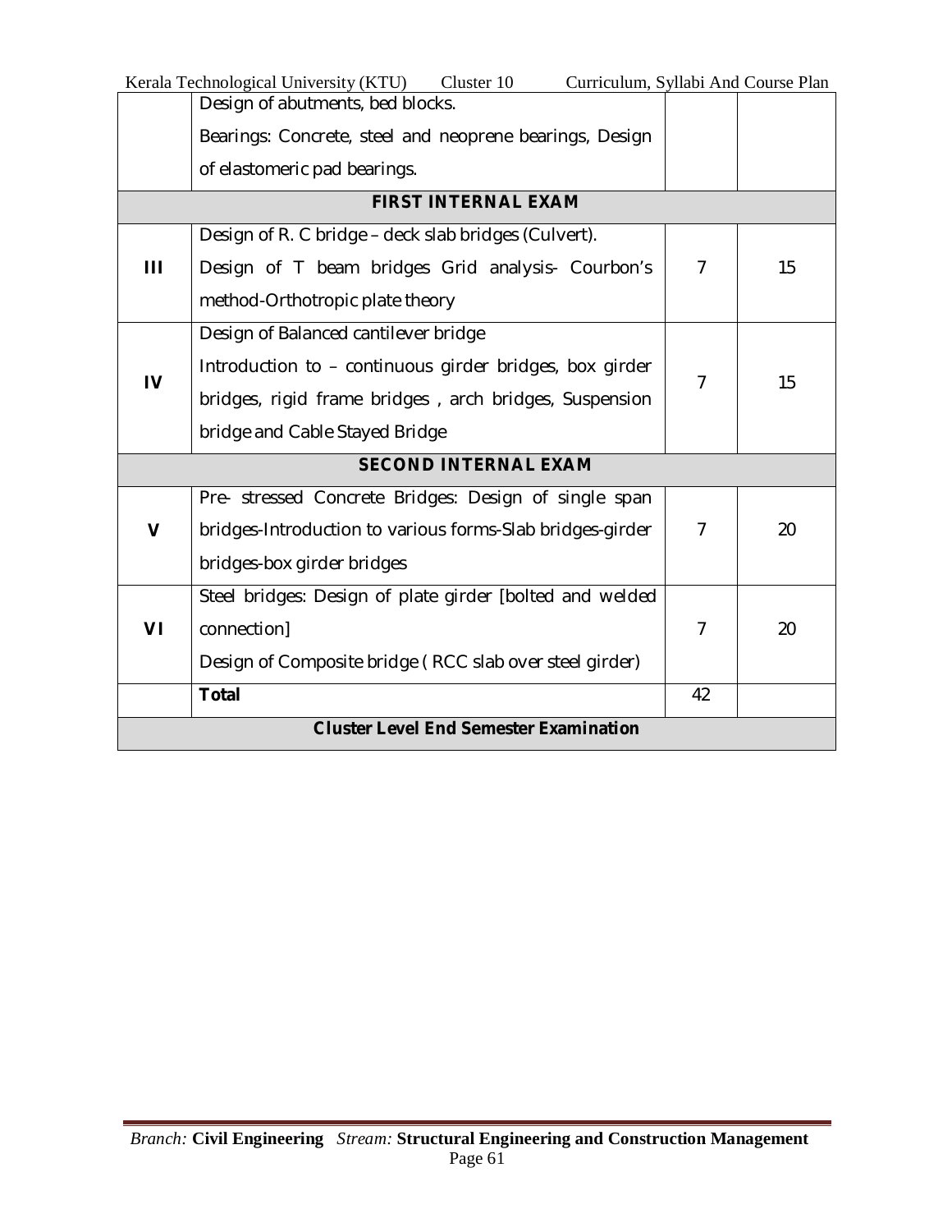| | | | |
|---|---|---|---|
| | Design of abutments, bed blocks.<br>Bearings: Concrete, steel and neoprene bearings, Design of elastomeric pad bearings. | | |
| **FIRST INTERNAL EXAM** | | | |
| **III** | Design of R. C bridge – deck slab bridges (Culvert).<br>Design of T beam bridges Grid analysis- Courbon's method-Orthotropic plate theory | 7 | 15 |
| **IV** | Design of Balanced cantilever bridge<br>Introduction to – continuous girder bridges, box girder bridges, rigid frame bridges , arch bridges, Suspension bridge and Cable Stayed Bridge | 7 | 15 |
| **SECOND INTERNAL EXAM** | | | |
| **V** | Pre- stressed Concrete Bridges: Design of single span bridges-Introduction to various forms-Slab bridges-girder bridges-box girder bridges | 7 | 20 |
| **VI** | Steel bridges: Design of plate girder [bolted and welded connection]<br>Design of Composite bridge ( RCC slab over steel girder) | 7 | 20 |
| | **Total** | 42 | |
| **Cluster Level End Semester Examination** | | | |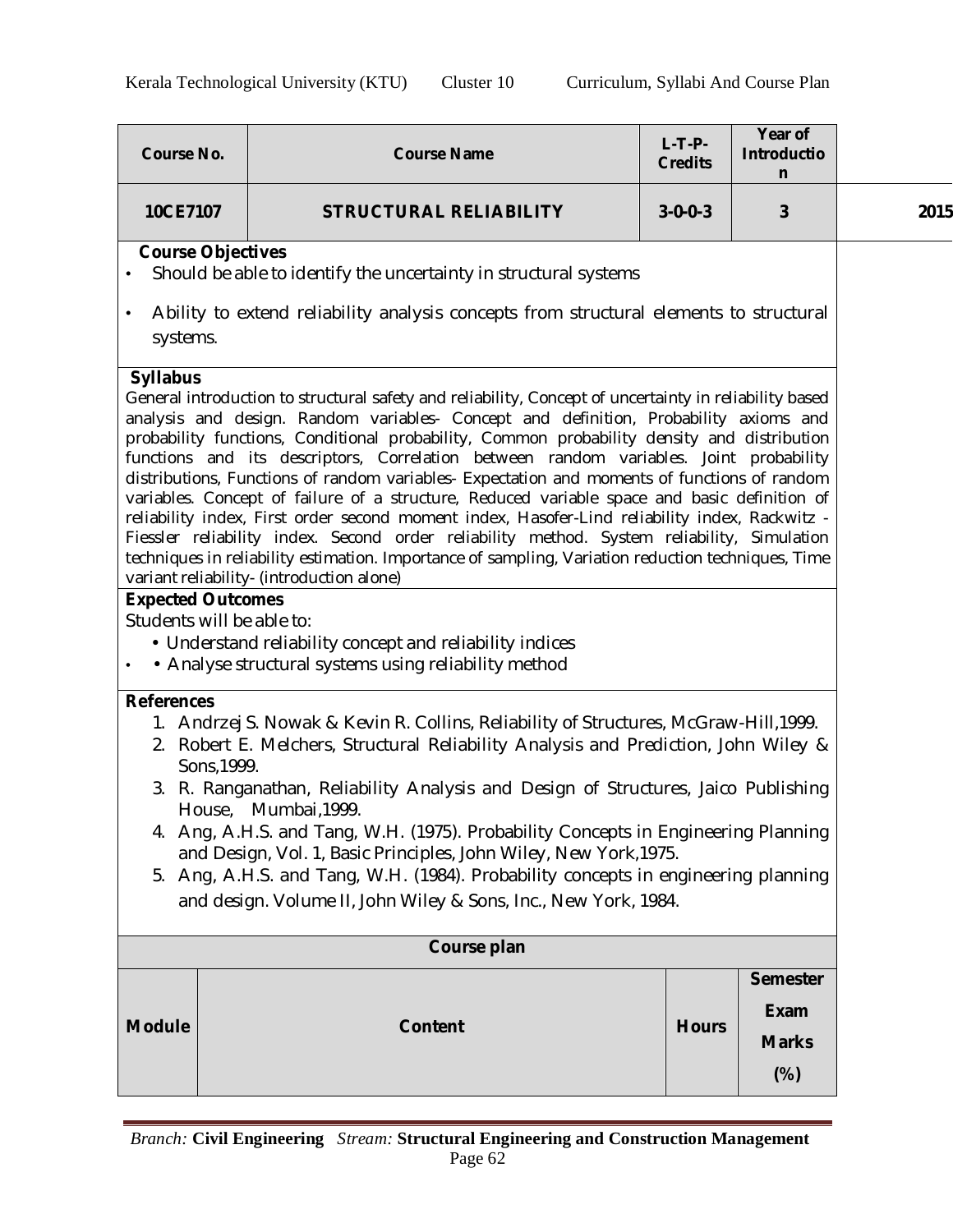| Course No. | Course Name | L-T-P-Credits | Year of Introduction |
|---|---|---|---|
| 10CE7107 | STRUCTURAL RELIABILITY | 3-0-0-3 | 3 | 2015 |

**Course Objectives**

- Should be able to identify the uncertainty in structural systems
- Ability to extend reliability analysis concepts from structural elements to structural systems.

**Syllabus**

General introduction to structural safety and reliability, Concept of uncertainty in reliability based analysis and design. Random variables- Concept and definition, Probability axioms and probability functions, Conditional probability, Common probability density and distribution functions and its descriptors, Correlation between random variables. Joint probability distributions, Functions of random variables- Expectation and moments of functions of random variables. Concept of failure of a structure, Reduced variable space and basic definition of reliability index, First order second moment index, Hasofer-Lind reliability index, Rackwitz - Fiessler reliability index. Second order reliability method. System reliability, Simulation techniques in reliability estimation. Importance of sampling, Variation reduction techniques, Time variant reliability- (introduction alone)

**Expected Outcomes**

Students will be able to:

- Understand reliability concept and reliability indices
- Analyse structural systems using reliability method

**References**

1. Andrzej S. Nowak & Kevin R. Collins, Reliability of Structures, McGraw-Hill,1999.
2. Robert E. Melchers, Structural Reliability Analysis and Prediction, John Wiley & Sons,1999.
3. R. Ranganathan, Reliability Analysis and Design of Structures, Jaico Publishing House, Mumbai,1999.
4. Ang, A.H.S. and Tang, W.H. (1975). Probability Concepts in Engineering Planning and Design, Vol. 1, Basic Principles, John Wiley, New York,1975.
5. Ang, A.H.S. and Tang, W.H. (1984). Probability concepts in engineering planning and design. Volume II, John Wiley & Sons, Inc., New York, 1984.

**Course plan**

| Module | Content | Hours | Semester Exam Marks (%) |
|---|---|---|---|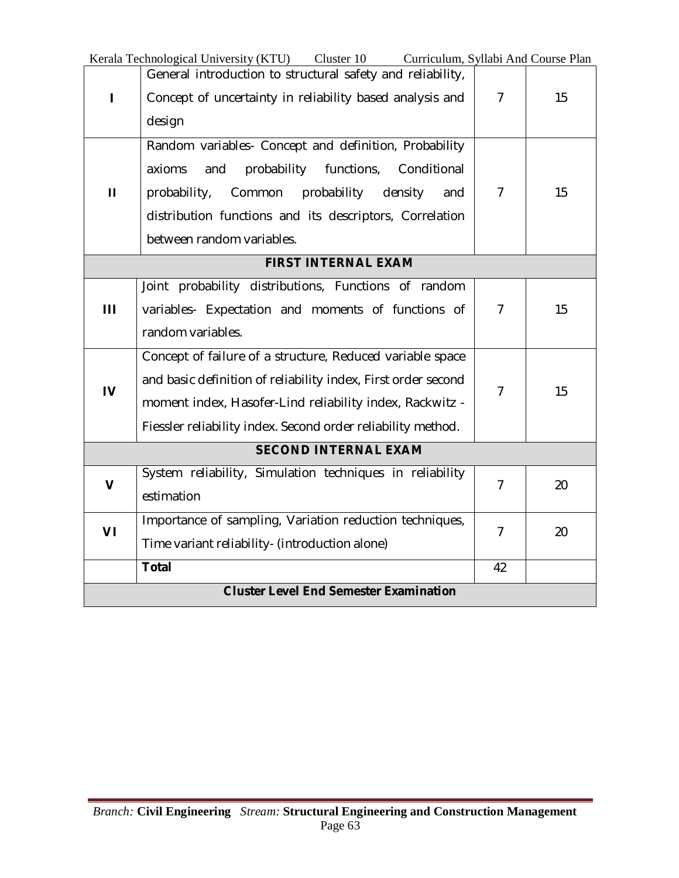| | | | |
|---|---|---|---|
| I | General introduction to structural safety and reliability, Concept of uncertainty in reliability based analysis and design | 7 | 15 |
| II | Random variables- Concept and definition, Probability axioms and probability functions, Conditional probability, Common probability density and distribution functions and its descriptors, Correlation between random variables. | 7 | 15 |
| **FIRST INTERNAL EXAM** | | | |
| III | Joint probability distributions, Functions of random variables- Expectation and moments of functions of random variables. | 7 | 15 |
| IV | Concept of failure of a structure, Reduced variable space and basic definition of reliability index, First order second moment index, Hasofer-Lind reliability index, Rackwitz - Fiessler reliability index. Second order reliability method. | 7 | 15 |
| **SECOND INTERNAL EXAM** | | | |
| V | System reliability, Simulation techniques in reliability estimation | 7 | 20 |
| VI | Importance of sampling, Variation reduction techniques, Time variant reliability- (introduction alone) | 7 | 20 |
| | **Total** | 42 | |
| **Cluster Level End Semester Examination** | | | |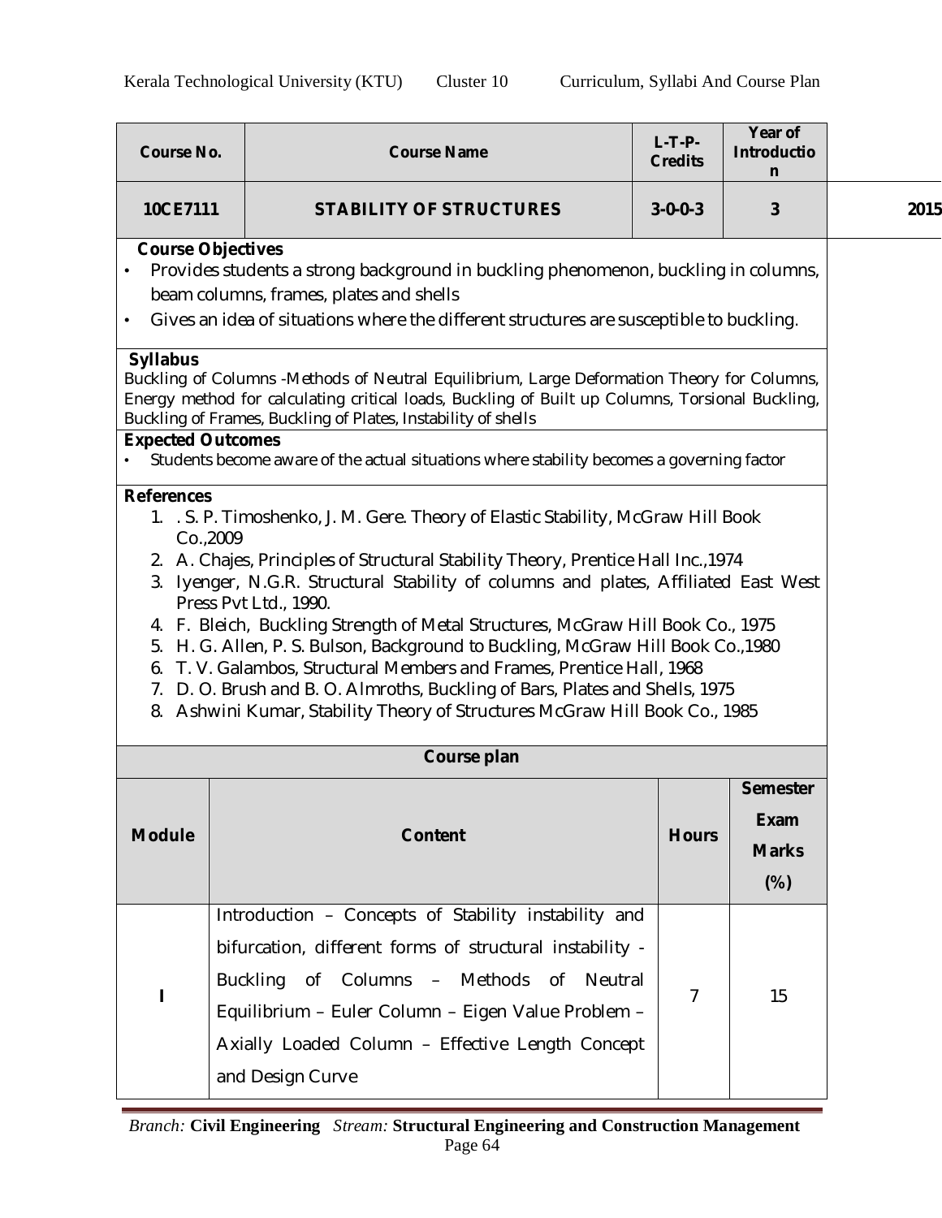| Course No. | Course Name | L-T-P-Credits | Year of Introduction |
|---|---|---|---|
| 10CE7111 | STABILITY OF STRUCTURES | 3-0-0-3 | 3 | 2015 |

**Course Objectives**

- Provides students a strong background in buckling phenomenon, buckling in columns, beam columns, frames, plates and shells
- Gives an idea of situations where the different structures are susceptible to buckling.

**Syllabus**

Buckling of Columns -Methods of Neutral Equilibrium, Large Deformation Theory for Columns, Energy method for calculating critical loads, Buckling of Built up Columns, Torsional Buckling, Buckling of Frames, Buckling of Plates, Instability of shells

**Expected Outcomes**

- Students become aware of the actual situations where stability becomes a governing factor

**References**

1. . S. P. Timoshenko, J. M. Gere. Theory of Elastic Stability, McGraw Hill Book Co.,2009
2. A. Chajes, Principles of Structural Stability Theory, Prentice Hall Inc.,1974
3. Iyenger, N.G.R. Structural Stability of columns and plates, Affiliated East West Press Pvt Ltd., 1990.
4. F. Bleich, Buckling Strength of Metal Structures, McGraw Hill Book Co., 1975
5. H. G. Allen, P. S. Bulson, Background to Buckling, McGraw Hill Book Co.,1980
6. T. V. Galambos, Structural Members and Frames, Prentice Hall, 1968
7. D. O. Brush and B. O. Almroths, Buckling of Bars, Plates and Shells, 1975
8. Ashwini Kumar, Stability Theory of Structures McGraw Hill Book Co., 1985

**Course plan**

| Module | Content | Hours | Semester Exam Marks (%) |
|---|---|---|---|
| I | Introduction – Concepts of Stability instability and bifurcation, different forms of structural instability - Buckling of Columns – Methods of Neutral Equilibrium – Euler Column – Eigen Value Problem – Axially Loaded Column – Effective Length Concept and Design Curve | 7 | 15 |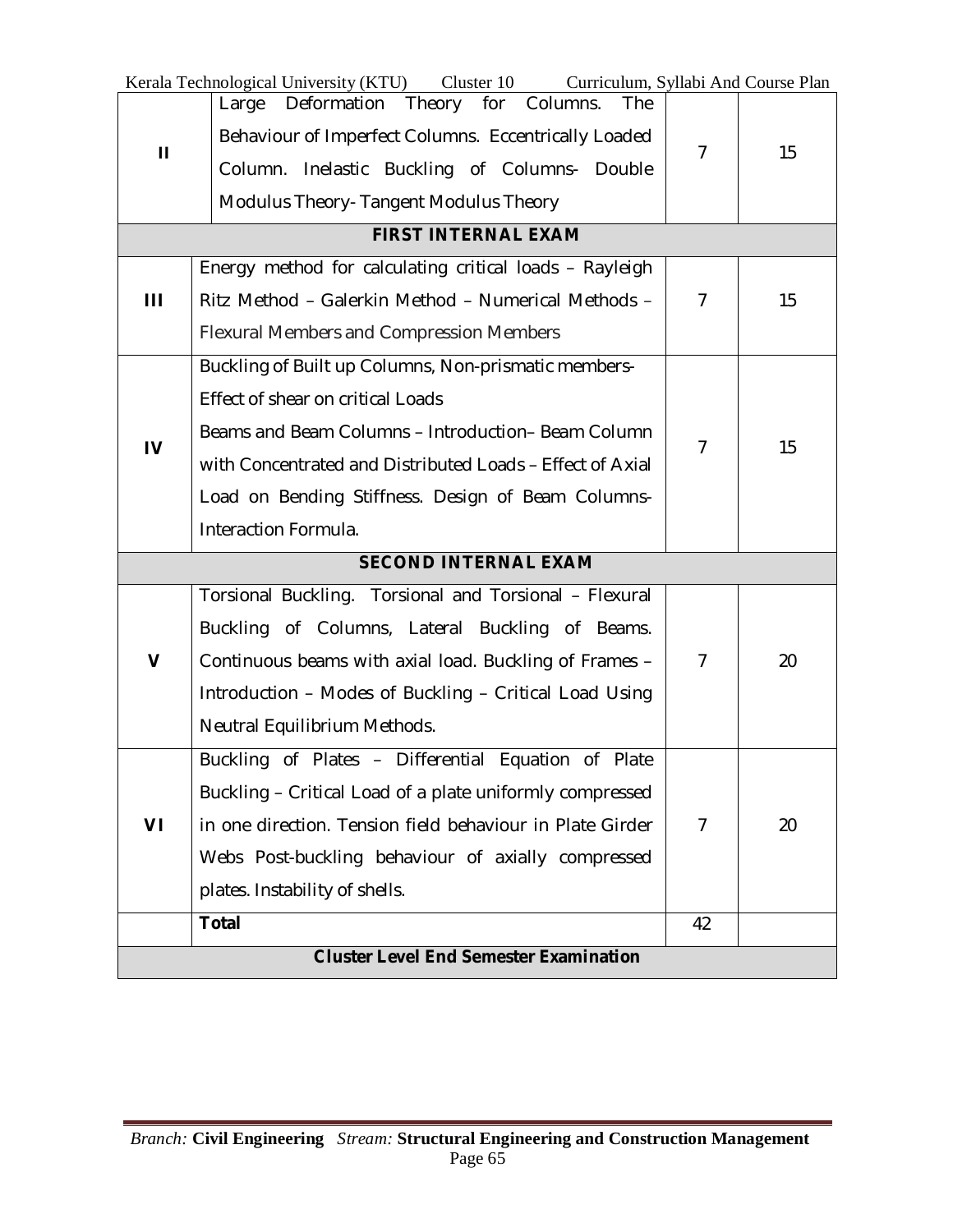| | | | |
|---|---|---|---|
| II | Large Deformation Theory for Columns. The Behaviour of Imperfect Columns. Eccentrically Loaded Column. Inelastic Buckling of Columns- Double Modulus Theory- Tangent Modulus Theory | 7 | 15 |
| **FIRST INTERNAL EXAM** | | | |
| III | Energy method for calculating critical loads – Rayleigh Ritz Method – Galerkin Method – Numerical Methods – Flexural Members and Compression Members | 7 | 15 |
| IV | Buckling of Built up Columns, Non-prismatic members- Effect of shear on critical Loads<br>Beams and Beam Columns – Introduction– Beam Column with Concentrated and Distributed Loads – Effect of Axial Load on Bending Stiffness. Design of Beam Columns- Interaction Formula. | 7 | 15 |
| **SECOND INTERNAL EXAM** | | | |
| V | Torsional Buckling. Torsional and Torsional – Flexural Buckling of Columns, Lateral Buckling of Beams. Continuous beams with axial load. Buckling of Frames – Introduction – Modes of Buckling – Critical Load Using Neutral Equilibrium Methods. | 7 | 20 |
| VI | Buckling of Plates – Differential Equation of Plate Buckling – Critical Load of a plate uniformly compressed in one direction. Tension field behaviour in Plate Girder Webs Post-buckling behaviour of axially compressed plates. Instability of shells. | 7 | 20 |
| | **Total** | 42 | |
| **Cluster Level End Semester Examination** | | | |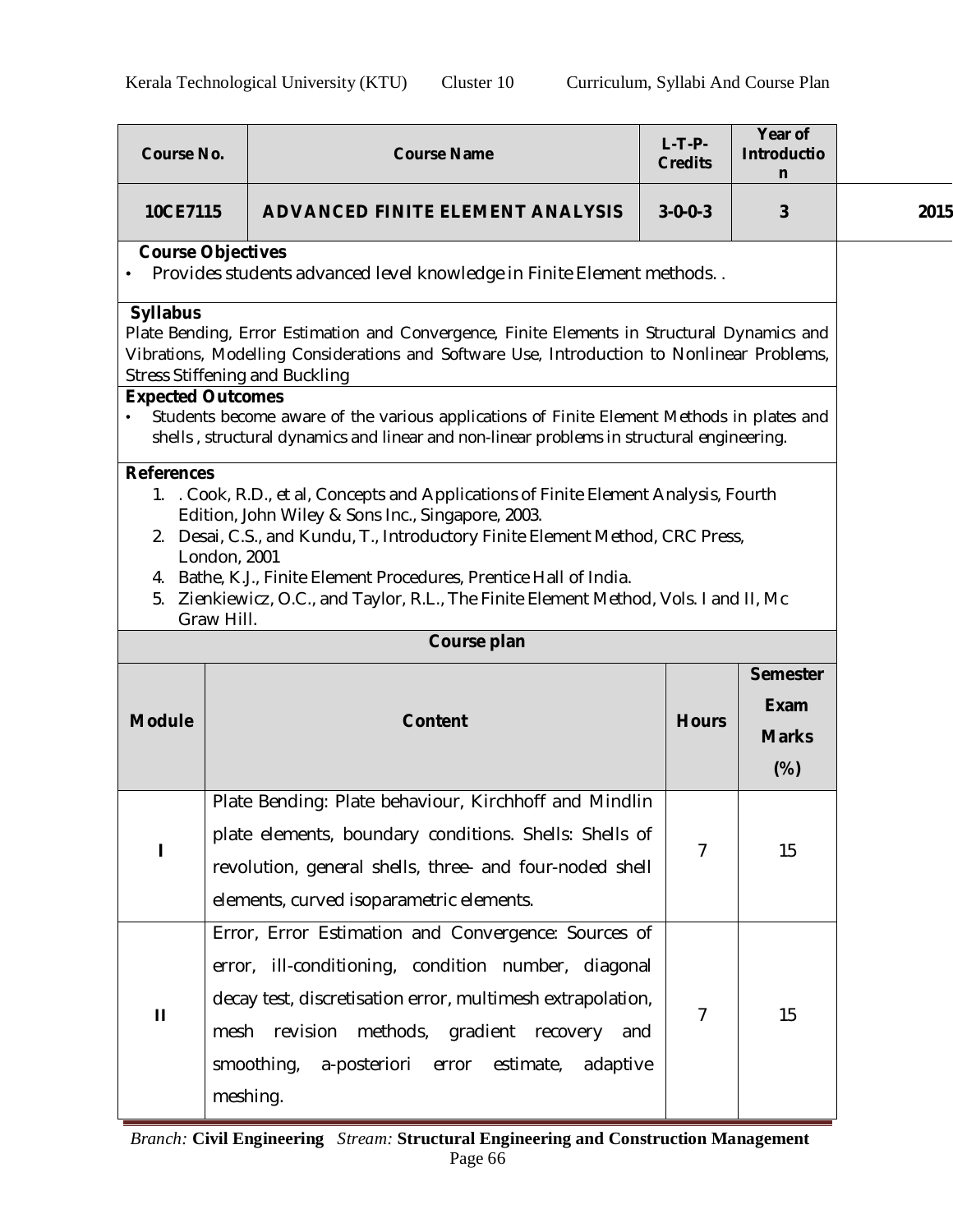| Course No. | Course Name | L-T-P-Credits | Year of Introduction |
|---|---|---|---|
| 10CE7115 | ADVANCED FINITE ELEMENT ANALYSIS | 3-0-0-3 | 3 |

2015

**Course Objectives**

- Provides students advanced level knowledge in Finite Element methods. .

**Syllabus**

Plate Bending, Error Estimation and Convergence, Finite Elements in Structural Dynamics and Vibrations, Modelling Considerations and Software Use, Introduction to Nonlinear Problems, Stress Stiffening and Buckling

**Expected Outcomes**

- Students become aware of the various applications of Finite Element Methods in plates and shells , structural dynamics and linear and non-linear problems in structural engineering.

**References**

1. . Cook, R.D., et al, Concepts and Applications of Finite Element Analysis, Fourth Edition, John Wiley & Sons Inc., Singapore, 2003.
2. Desai, C.S., and Kundu, T., Introductory Finite Element Method, CRC Press, London, 2001
4. Bathe, K.J., Finite Element Procedures, Prentice Hall of India.
5. Zienkiewicz, O.C., and Taylor, R.L., The Finite Element Method, Vols. I and II, Mc Graw Hill.

**Course plan**

| Module | Content | Hours | Semester Exam Marks (%) |
|---|---|---|---|
| I | Plate Bending: Plate behaviour, Kirchhoff and Mindlin plate elements, boundary conditions. Shells: Shells of revolution, general shells, three- and four-noded shell elements, curved isoparametric elements. | 7 | 15 |
| II | Error, Error Estimation and Convergence: Sources of error, ill-conditioning, condition number, diagonal decay test, discretisation error, multimesh extrapolation, mesh revision methods, gradient recovery and smoothing, a-posteriori error estimate, adaptive meshing. | 7 | 15 |

*Branch:* **Civil Engineering** *Stream:* **Structural Engineering and Construction Management**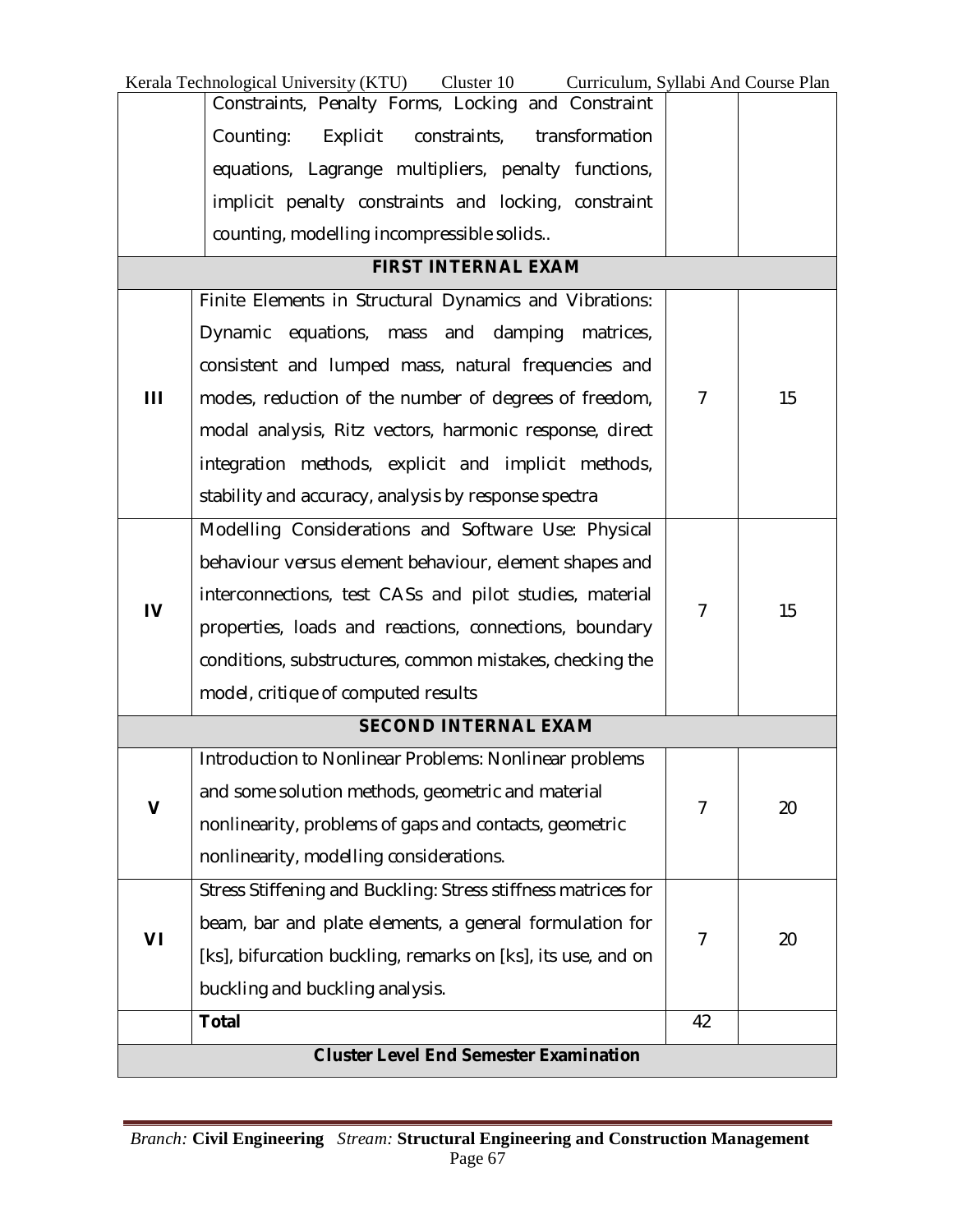| | | | |
|---|---|---|---|
| | Constraints, Penalty Forms, Locking and Constraint Counting: Explicit constraints, transformation equations, Lagrange multipliers, penalty functions, implicit penalty constraints and locking, constraint counting, modelling incompressible solids.. | | |
| **FIRST INTERNAL EXAM** | | | |
| III | Finite Elements in Structural Dynamics and Vibrations: Dynamic equations, mass and damping matrices, consistent and lumped mass, natural frequencies and modes, reduction of the number of degrees of freedom, modal analysis, Ritz vectors, harmonic response, direct integration methods, explicit and implicit methods, stability and accuracy, analysis by response spectra | 7 | 15 |
| IV | Modelling Considerations and Software Use: Physical behaviour versus element behaviour, element shapes and interconnections, test CASs and pilot studies, material properties, loads and reactions, connections, boundary conditions, substructures, common mistakes, checking the model, critique of computed results | 7 | 15 |
| **SECOND INTERNAL EXAM** | | | |
| V | Introduction to Nonlinear Problems: Nonlinear problems and some solution methods, geometric and material nonlinearity, problems of gaps and contacts, geometric nonlinearity, modelling considerations. | 7 | 20 |
| VI | Stress Stiffening and Buckling: Stress stiffness matrices for beam, bar and plate elements, a general formulation for [ks], bifurcation buckling, remarks on [ks], its use, and on buckling and buckling analysis. | 7 | 20 |
| | **Total** | 42 | |
| **Cluster Level End Semester Examination** | | | |

*Branch:* **Civil Engineering** *Stream:* **Structural Engineering and Construction Management**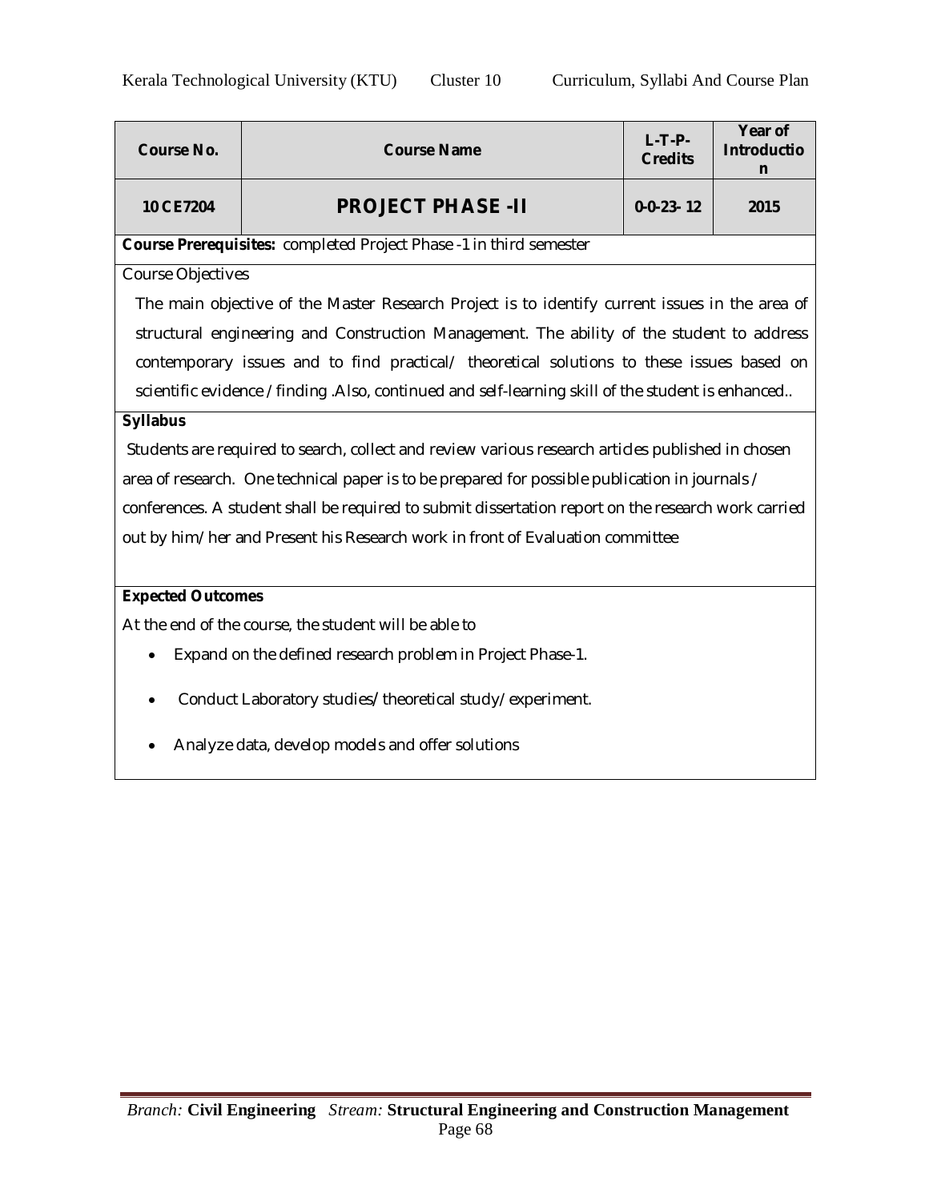| Course No. | Course Name | L-T-P-Credits | Year of Introduction |
|---|---|---|---|
| **10 CE7204** | **PROJECT PHASE -II** | **0-0-23- 12** | **2015** |

**Course Prerequisites:** completed Project Phase -1 in third semester

Course Objectives

The main objective of the Master Research Project is to identify current issues in the area of structural engineering and Construction Management. The ability of the student to address contemporary issues and to find practical/ theoretical solutions to these issues based on scientific evidence / finding .Also, continued and self-learning skill of the student is enhanced..

**Syllabus**

Students are required to search, collect and review various research articles published in chosen area of research. One technical paper is to be prepared for possible publication in journals / conferences. A student shall be required to submit dissertation report on the research work carried out by him/her and Present his Research work in front of Evaluation committee

**Expected Outcomes**

At the end of the course, the student will be able to

- Expand on the defined research problem in Project Phase-1.
- Conduct Laboratory studies/ theoretical study/ experiment.
- Analyze data, develop models and offer solutions